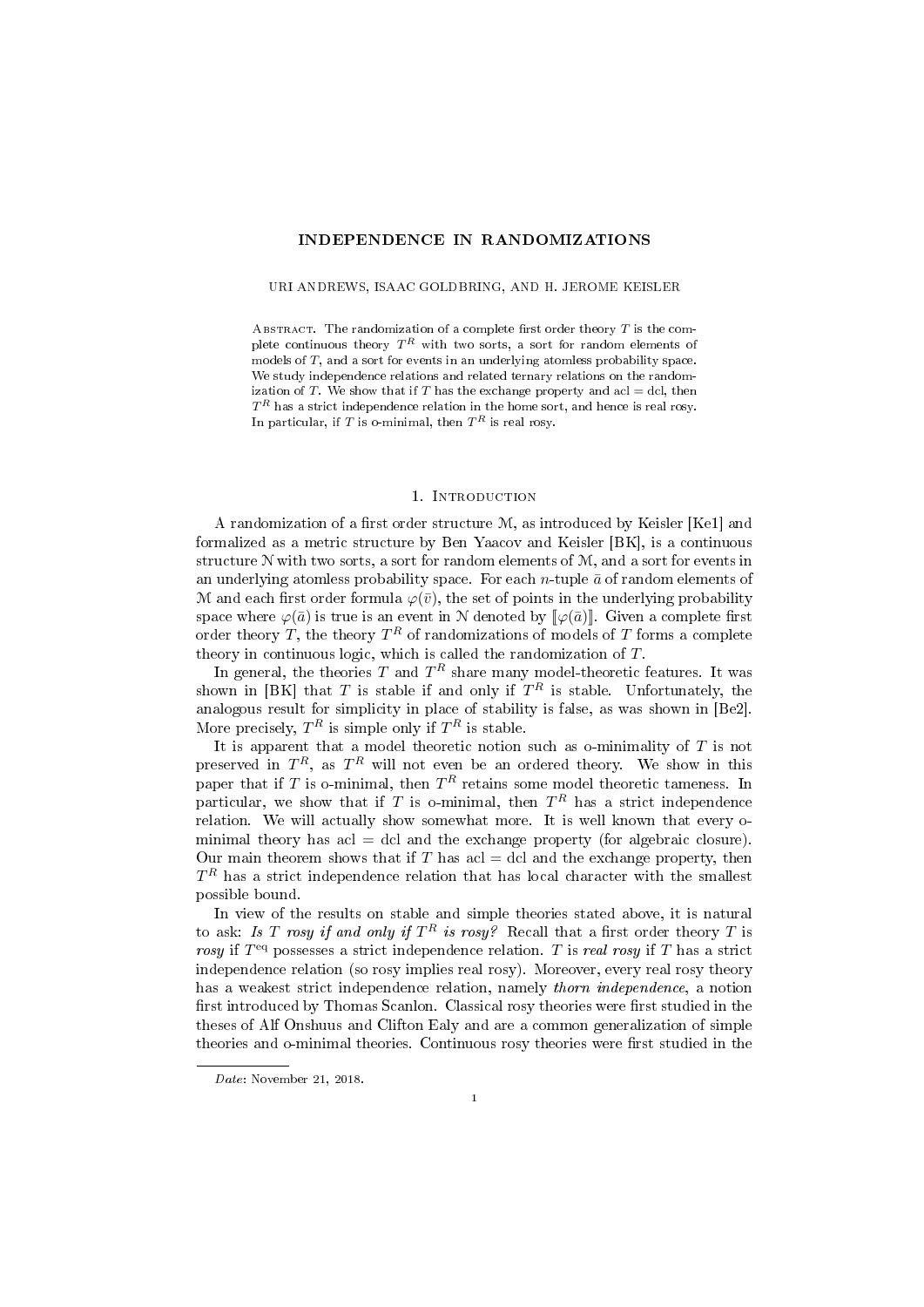# INDEPENDENCE IN RANDOMIZATIONS

URI ANDREWS, ISAAC GOLDBRING, AND H. JEROME KEISLER

Abstract. The randomization of a complete first order theory $T$ is the complete continuous theory $T^R$ with two sorts, a sort for random elements of models of $T$, and a sort for events in an underlying atomless probability space. We study independence relations and related ternary relations on the randomization of $T$. We show that if $T$ has the exchange property and acl = dcl, then $T^R$ has a strict independence relation in the home sort, and hence is real rosy. In particular, if $T$ is o-minimal, then $T^R$ is real rosy.

## 1. Introduction

A randomization of a first order structure $\mathcal{M}$, as introduced by Keisler [Ke1] and formalized as a metric structure by Ben Yaacov and Keisler [BK], is a continuous structure $\mathcal{N}$ with two sorts, a sort for random elements of $\mathcal{M}$, and a sort for events in an underlying atomless probability space. For each $n$-tuple $\bar{a}$ of random elements of $\mathcal{M}$ and each first order formula $\varphi(\bar{v})$, the set of points in the underlying probability space where $\varphi(\bar{a})$ is true is an event in $\mathcal{N}$ denoted by $[\![\varphi(\bar{a})]\!]$. Given a complete first order theory $T$, the theory $T^R$ of randomizations of models of $T$ forms a complete theory in continuous logic, which is called the randomization of $T$.

In general, the theories $T$ and $T^R$ share many model-theoretic features. It was shown in [BK] that $T$ is stable if and only if $T^R$ is stable. Unfortunately, the analogous result for simplicity in place of stability is false, as was shown in [Be2]. More precisely, $T^R$ is simple only if $T^R$ is stable.

It is apparent that a model theoretic notion such as o-minimality of $T$ is not preserved in $T^R$, as $T^R$ will not even be an ordered theory. We show in this paper that if $T$ is o-minimal, then $T^R$ retains some model theoretic tameness. In particular, we show that if $T$ is o-minimal, then $T^R$ has a strict independence relation. We will actually show somewhat more. It is well known that every o-minimal theory has acl = dcl and the exchange property (for algebraic closure). Our main theorem shows that if $T$ has acl = dcl and the exchange property, then $T^R$ has a strict independence relation that has local character with the smallest possible bound.

In view of the results on stable and simple theories stated above, it is natural to ask: *Is $T$ rosy if and only if $T^R$ is rosy?* Recall that a first order theory $T$ is *rosy* if $T^{\text{eq}}$ possesses a strict independence relation. $T$ is *real rosy* if $T$ has a strict independence relation (so rosy implies real rosy). Moreover, every real rosy theory has a weakest strict independence relation, namely *thorn independence*, a notion first introduced by Thomas Scanlon. Classical rosy theories were first studied in the theses of Alf Onshuus and Clifton Ealy and are a common generalization of simple theories and o-minimal theories. Continuous rosy theories were first studied in the

*Date*: November 21, 2018.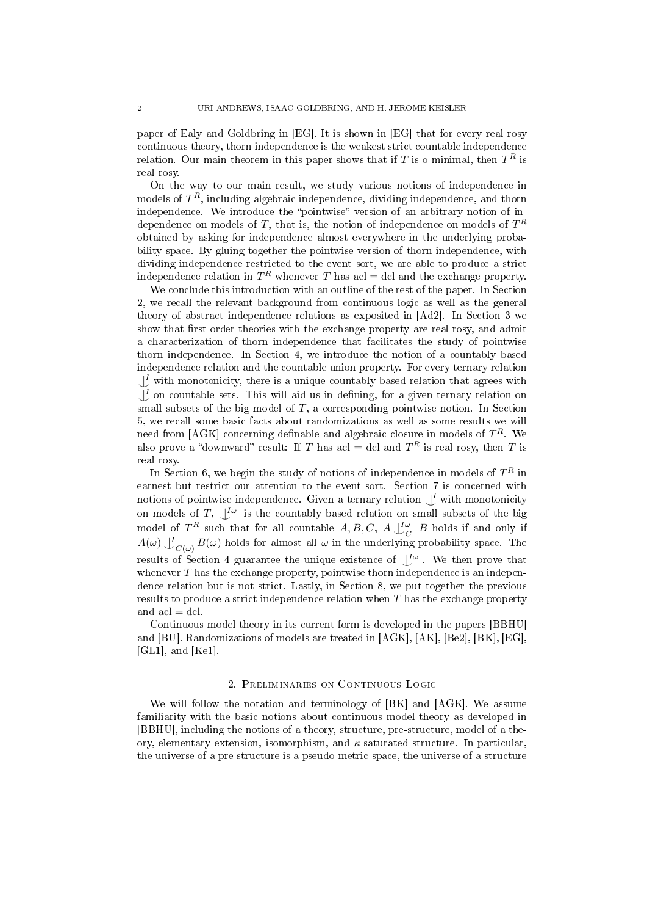paper of Ealy and Goldbring in [EG]. It is shown in [EG] that for every real rosy continuous theory, thorn independence is the weakest strict countable independence relation. Our main theorem in this paper shows that if $T$ is o-minimal, then $T^R$ is real rosy.

On the way to our main result, we study various notions of independence in models of $T^R$, including algebraic independence, dividing independence, and thorn independence. We introduce the "pointwise" version of an arbitrary notion of independence on models of $T$, that is, the notion of independence on models of $T^R$ obtained by asking for independence almost everywhere in the underlying probability space. By gluing together the pointwise version of thorn independence, with dividing independence restricted to the event sort, we are able to produce a strict independence relation in $T^R$ whenever $T$ has acl = dcl and the exchange property.

We conclude this introduction with an outline of the rest of the paper. In Section 2, we recall the relevant background from continuous logic as well as the general theory of abstract independence relations as exposited in [Ad2]. In Section 3 we show that first order theories with the exchange property are real rosy, and admit a characterization of thorn independence that facilitates the study of pointwise thorn independence. In Section 4, we introduce the notion of a countably based independence relation and the countable union property. For every ternary relation $\mathop{\smile\hspace{-0.9em}\mid\hspace{0.5em}}^I$ with monotonicity, there is a unique countably based relation that agrees with $\mathop{\smile\hspace{-0.9em}\mid\hspace{0.5em}}^I$ on countable sets. This will aid us in defining, for a given ternary relation on small subsets of the big model of $T$, a corresponding pointwise notion. In Section 5, we recall some basic facts about randomizations as well as some results we will need from [AGK] concerning definable and algebraic closure in models of $T^R$. We also prove a "downward" result: If $T$ has acl = dcl and $T^R$ is real rosy, then $T$ is real rosy.

In Section 6, we begin the study of notions of independence in models of $T^R$ in earnest but restrict our attention to the event sort. Section 7 is concerned with notions of pointwise independence. Given a ternary relation $\mathop{\smile\hspace{-0.9em}\mid\hspace{0.5em}}^I$ with monotonicity on models of $T$, $\mathop{\smile\hspace{-0.9em}\mid\hspace{0.5em}}^{I\omega}$ is the countably based relation on small subsets of the big model of $T^R$ such that for all countable $A, B, C$, $A \mathop{\smile\hspace{-0.9em}\mid\hspace{0.5em}}^{I\omega}_C B$ holds if and only if $A(\omega) \mathop{\smile\hspace{-0.9em}\mid\hspace{0.5em}}^I_{C(\omega)} B(\omega)$ holds for almost all $\omega$ in the underlying probability space. The results of Section 4 guarantee the unique existence of $\mathop{\smile\hspace{-0.9em}\mid\hspace{0.5em}}^{I\omega}$. We then prove that whenever $T$ has the exchange property, pointwise thorn independence is an independence relation but is not strict. Lastly, in Section 8, we put together the previous results to produce a strict independence relation when $T$ has the exchange property and acl = dcl.

Continuous model theory in its current form is developed in the papers [BBHU] and [BU]. Randomizations of models are treated in [AGK], [AK], [Be2], [BK], [EG], [GL1], and [Ke1].

## 2. Preliminaries on Continuous Logic

We will follow the notation and terminology of [BK] and [AGK]. We assume familiarity with the basic notions about continuous model theory as developed in [BBHU], including the notions of a theory, structure, pre-structure, model of a theory, elementary extension, isomorphism, and $\kappa$-saturated structure. In particular, the universe of a pre-structure is a pseudo-metric space, the universe of a structure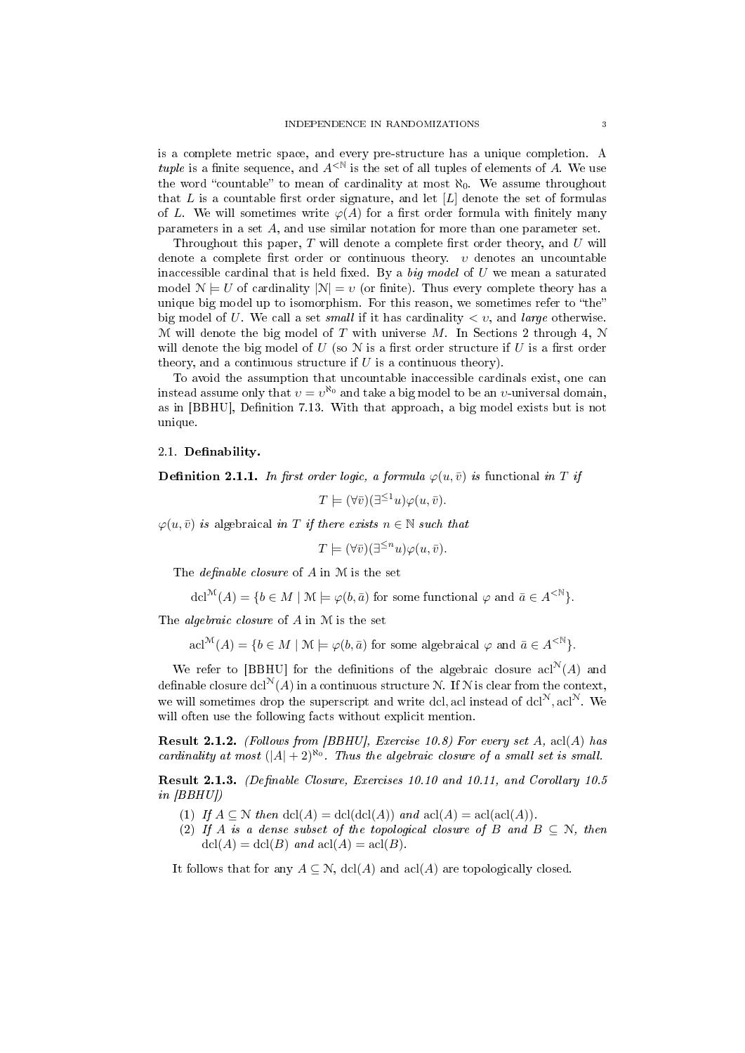is a complete metric space, and every pre-structure has a unique completion. A *tuple* is a finite sequence, and $A^{<\mathbb{N}}$ is the set of all tuples of elements of $A$. We use the word "countable" to mean of cardinality at most $\aleph_0$. We assume throughout that $L$ is a countable first order signature, and let $[L]$ denote the set of formulas of $L$. We will sometimes write $\varphi(A)$ for a first order formula with finitely many parameters in a set $A$, and use similar notation for more than one parameter set.

Throughout this paper, $T$ will denote a complete first order theory, and $U$ will denote a complete first order or continuous theory. $\upsilon$ denotes an uncountable inaccessible cardinal that is held fixed. By a *big model* of $U$ we mean a saturated model $\mathcal{N} \models U$ of cardinality $|\mathcal{N}| = \upsilon$ (or finite). Thus every complete theory has a unique big model up to isomorphism. For this reason, we sometimes refer to "the" big model of $U$. We call a set *small* if it has cardinality $< \upsilon$, and *large* otherwise. $\mathcal{M}$ will denote the big model of $T$ with universe $M$. In Sections 2 through 4, $\mathcal{N}$ will denote the big model of $U$ (so $\mathcal{N}$ is a first order structure if $U$ is a first order theory, and a continuous structure if $U$ is a continuous theory).

To avoid the assumption that uncountable inaccessible cardinals exist, one can instead assume only that $\upsilon = \upsilon^{\aleph_0}$ and take a big model to be an $\upsilon$-universal domain, as in [BBHU], Definition 7.13. With that approach, a big model exists but is not unique.

## 2.1. Definability.

**Definition 2.1.1.** *In first order logic, a formula $\varphi(u, \bar{v})$ is* functional *in $T$ if*

$$T \models (\forall \bar{v})(\exists^{\leq 1} u)\varphi(u, \bar{v}).$$

*$\varphi(u, \bar{v})$ is* algebraical *in $T$ if there exists $n \in \mathbb{N}$ such that*

$$T \models (\forall \bar{v})(\exists^{\leq n} u)\varphi(u, \bar{v}).$$

The *definable closure* of $A$ in $\mathcal{M}$ is the set

$$\mathrm{dcl}^{\mathcal{M}}(A) = \{b \in M \mid \mathcal{M} \models \varphi(b, \bar{a}) \text{ for some functional } \varphi \text{ and } \bar{a} \in A^{<\mathbb{N}}\}.$$

The *algebraic closure* of $A$ in $\mathcal{M}$ is the set

$$\mathrm{acl}^{\mathcal{M}}(A) = \{b \in M \mid \mathcal{M} \models \varphi(b, \bar{a}) \text{ for some algebraical } \varphi \text{ and } \bar{a} \in A^{<\mathbb{N}}\}.$$

We refer to [BBHU] for the definitions of the algebraic closure $\mathrm{acl}^{\mathcal{N}}(A)$ and definable closure $\mathrm{dcl}^{\mathcal{N}}(A)$ in a continuous structure $\mathcal{N}$. If $\mathcal{N}$ is clear from the context, we will sometimes drop the superscript and write dcl, acl instead of $\mathrm{dcl}^{\mathcal{N}}, \mathrm{acl}^{\mathcal{N}}$. We will often use the following facts without explicit mention.

**Result 2.1.2.** *(Follows from [BBHU], Exercise 10.8) For every set $A$, $\mathrm{acl}(A)$ has cardinality at most $(|A| + 2)^{\aleph_0}$. Thus the algebraic closure of a small set is small.*

**Result 2.1.3.** *(Definable Closure, Exercises 10.10 and 10.11, and Corollary 10.5 in [BBHU])*

1. *If $A \subseteq \mathcal{N}$ then $\mathrm{dcl}(A) = \mathrm{dcl}(\mathrm{dcl}(A))$ and $\mathrm{acl}(A) = \mathrm{acl}(\mathrm{acl}(A))$.*
2. *If $A$ is a dense subset of the topological closure of $B$ and $B \subseteq \mathcal{N}$, then $\mathrm{dcl}(A) = \mathrm{dcl}(B)$ and $\mathrm{acl}(A) = \mathrm{acl}(B)$.*

It follows that for any $A \subseteq \mathcal{N}$, $\mathrm{dcl}(A)$ and $\mathrm{acl}(A)$ are topologically closed.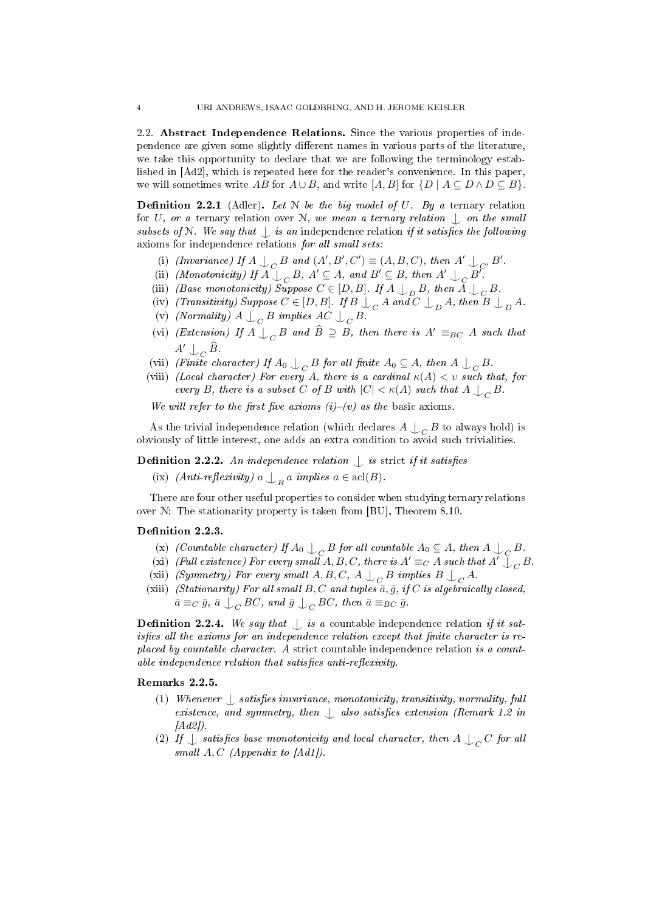### 2.2. Abstract Independence Relations.

Since the various properties of independence are given some slightly different names in various parts of the literature, we take this opportunity to declare that we are following the terminology established in [Ad2], which is repeated here for the reader's convenience. In this paper, we will sometimes write $AB$ for $A \cup B$, and write $[A, B]$ for $\{D \mid A \subseteq D \wedge D \subseteq B\}$.

**Definition 2.2.1** (Adler). *Let $\mathcal{N}$ be the big model of $U$. By a* ternary relation *for $U$, or a* ternary relation over $\mathcal{N}$, *we mean a ternary relation $\downarrow$ on the small subsets of $\mathcal{N}$. We say that $\downarrow$ is an* independence relation *if it satisfies the following* axioms *for independence relations for all small sets:*

- (i) *(Invariance) If $A \downarrow_C B$ and $(A', B', C') \equiv (A, B, C)$, then $A' \downarrow_{C'} B'$.*
- (ii) *(Monotonicity) If $A \downarrow_C B$, $A' \subseteq A$, and $B' \subseteq B$, then $A' \downarrow_C B'$.*
- (iii) *(Base monotonicity) Suppose $C \in [D, B]$. If $A \downarrow_D B$, then $A \downarrow_C B$.*
- (iv) *(Transitivity) Suppose $C \in [D, B]$. If $B \downarrow_C A$ and $C \downarrow_D A$, then $B \downarrow_D A$.*
- (v) *(Normality) $A \downarrow_C B$ implies $AC \downarrow_C B$.*
- (vi) *(Extension) If $A \downarrow_C B$ and $\widehat{B} \supseteq B$, then there is $A' \equiv_{BC} A$ such that $A' \downarrow_C \widehat{B}$.*
- (vii) *(Finite character) If $A_0 \downarrow_C B$ for all finite $A_0 \subseteq A$, then $A \downarrow_C B$.*
- (viii) *(Local character) For every $A$, there is a cardinal $\kappa(A) < \upsilon$ such that, for every $B$, there is a subset $C$ of $B$ with $|C| < \kappa(A)$ such that $A \downarrow_C B$.*

*We will refer to the first five axioms (i)–(v) as the* basic axioms.

As the trivial independence relation (which declares $A \downarrow_C B$ to always hold) is obviously of little interest, one adds an extra condition to avoid such trivialities.

**Definition 2.2.2.** *An independence relation $\downarrow$ is* strict *if it satisfies*

- (ix) *(Anti-reflexivity) $a \downarrow_B a$ implies $a \in \operatorname{acl}(B)$.*

There are four other useful properties to consider when studying ternary relations over $\mathcal{N}$: The stationarity property is taken from [BU], Theorem 8.10.

**Definition 2.2.3.**

- (x) *(Countable character) If $A_0 \downarrow_C B$ for all countable $A_0 \subseteq A$, then $A \downarrow_C B$.*
- (xi) *(Full existence) For every small $A, B, C$, there is $A' \equiv_C A$ such that $A' \downarrow_C B$.*
- (xii) *(Symmetry) For every small $A, B, C$, $A \downarrow_C B$ implies $B \downarrow_C A$.*
- (xiii) *(Stationarity) For all small $B, C$ and tuples $\bar{a}, \bar{g}$, if $C$ is algebraically closed, $\bar{a} \equiv_C \bar{g}$, $\bar{a} \downarrow_C BC$, and $\bar{g} \downarrow_C BC$, then $\bar{a} \equiv_{BC} \bar{g}$.*

**Definition 2.2.4.** *We say that $\downarrow$ is a* countable independence relation *if it satisfies all the axioms for an independence relation except that finite character is replaced by countable character. A* strict countable independence relation *is a countable independence relation that satisfies anti-reflexivity.*

**Remarks 2.2.5.**

1. *Whenever $\downarrow$ satisfies invariance, monotonicity, transitivity, normality, full existence, and symmetry, then $\downarrow$ also satisfies extension (Remark 1.2 in [Ad2]).*
2. *If $\downarrow$ satisfies base monotonicity and local character, then $A \downarrow_C C$ for all small $A, C$ (Appendix to [Ad1]).*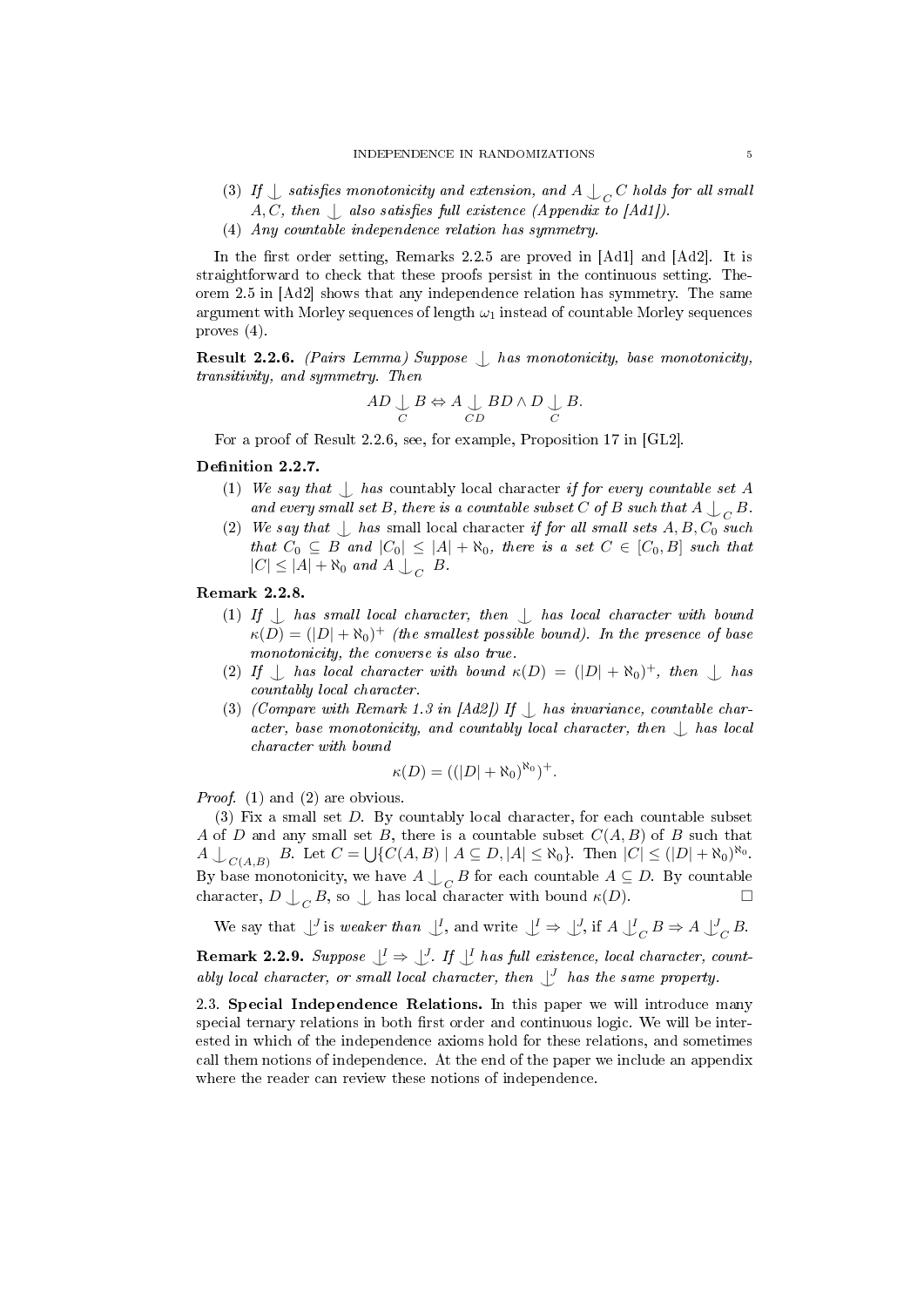(3) *If $\mathop{\smile\!\!\!\!\!\!\mid}\,$ satisfies monotonicity and extension, and $A \mathop{\smile\!\!\!\!\!\!\mid}_C C$ holds for all small $A, C$, then $\mathop{\smile\!\!\!\!\!\!\mid}\,$ also satisfies full existence (Appendix to [Ad1]).*

(4) *Any countable independence relation has symmetry.*

In the first order setting, Remarks 2.2.5 are proved in [Ad1] and [Ad2]. It is straightforward to check that these proofs persist in the continuous setting. Theorem 2.5 in [Ad2] shows that any independence relation has symmetry. The same argument with Morley sequences of length $\omega_1$ instead of countable Morley sequences proves (4).

**Result 2.2.6.** *(Pairs Lemma) Suppose $\mathop{\smile\!\!\!\!\!\!\mid}\,$ has monotonicity, base monotonicity, transitivity, and symmetry. Then*

$$AD \mathop{\smile\!\!\!\!\!\!\mid}_C B \Leftrightarrow A \mathop{\smile\!\!\!\!\!\!\mid}_{CD} BD \wedge D \mathop{\smile\!\!\!\!\!\!\mid}_C B.$$

For a proof of Result 2.2.6, see, for example, Proposition 17 in [GL2].

**Definition 2.2.7.**

(1) *We say that $\mathop{\smile\!\!\!\!\!\!\mid}\,$ has* countably local character *if for every countable set $A$ and every small set $B$, there is a countable subset $C$ of $B$ such that $A \mathop{\smile\!\!\!\!\!\!\mid}_C B$.*

(2) *We say that $\mathop{\smile\!\!\!\!\!\!\mid}\,$ has* small local character *if for all small sets $A, B, C_0$ such that $C_0 \subseteq B$ and $|C_0| \leq |A| + \aleph_0$, there is a set $C \in [C_0, B]$ such that $|C| \leq |A| + \aleph_0$ and $A \mathop{\smile\!\!\!\!\!\!\mid}_C B$.*

**Remark 2.2.8.**

(1) *If $\mathop{\smile\!\!\!\!\!\!\mid}\,$ has small local character, then $\mathop{\smile\!\!\!\!\!\!\mid}\,$ has local character with bound $\kappa(D) = (|D| + \aleph_0)^+$ (the smallest possible bound). In the presence of base monotonicity, the converse is also true.*

(2) *If $\mathop{\smile\!\!\!\!\!\!\mid}\,$ has local character with bound $\kappa(D) = (|D| + \aleph_0)^+$, then $\mathop{\smile\!\!\!\!\!\!\mid}\,$ has countably local character.*

(3) *(Compare with Remark 1.3 in [Ad2]) If $\mathop{\smile\!\!\!\!\!\!\mid}\,$ has invariance, countable character, base monotonicity, and countably local character, then $\mathop{\smile\!\!\!\!\!\!\mid}\,$ has local character with bound*

$$\kappa(D) = ((|D| + \aleph_0)^{\aleph_0})^+.$$

*Proof.* (1) and (2) are obvious.

(3) Fix a small set $D$. By countably local character, for each countable subset $A$ of $D$ and any small set $B$, there is a countable subset $C(A, B)$ of $B$ such that $A \mathop{\smile\!\!\!\!\!\!\mid}_{C(A,B)} B$. Let $C = \bigcup \{C(A, B) \mid A \subseteq D, |A| \leq \aleph_0\}$. Then $|C| \leq (|D| + \aleph_0)^{\aleph_0}$. By base monotonicity, we have $A \mathop{\smile\!\!\!\!\!\!\mid}_C B$ for each countable $A \subseteq D$. By countable character, $D \mathop{\smile\!\!\!\!\!\!\mid}_C B$, so $\mathop{\smile\!\!\!\!\!\!\mid}\,$ has local character with bound $\kappa(D)$. $\square$

We say that $\mathop{\smile\!\!\!\!\!\!\mid}^J$ is *weaker than* $\mathop{\smile\!\!\!\!\!\!\mid}^I$, and write $\mathop{\smile\!\!\!\!\!\!\mid}^I \Rightarrow \mathop{\smile\!\!\!\!\!\!\mid}^J$, if $A \mathop{\smile\!\!\!\!\!\!\mid}^I_C B \Rightarrow A \mathop{\smile\!\!\!\!\!\!\mid}^J_C B$.

**Remark 2.2.9.** *Suppose $\mathop{\smile\!\!\!\!\!\!\mid}^I \Rightarrow \mathop{\smile\!\!\!\!\!\!\mid}^J$. If $\mathop{\smile\!\!\!\!\!\!\mid}^I$ has full existence, local character, countably local character, or small local character, then $\mathop{\smile\!\!\!\!\!\!\mid}^J$ has the same property.*

## 2.3. Special Independence Relations.

In this paper we will introduce many special ternary relations in both first order and continuous logic. We will be interested in which of the independence axioms hold for these relations, and sometimes call them notions of independence. At the end of the paper we include an appendix where the reader can review these notions of independence.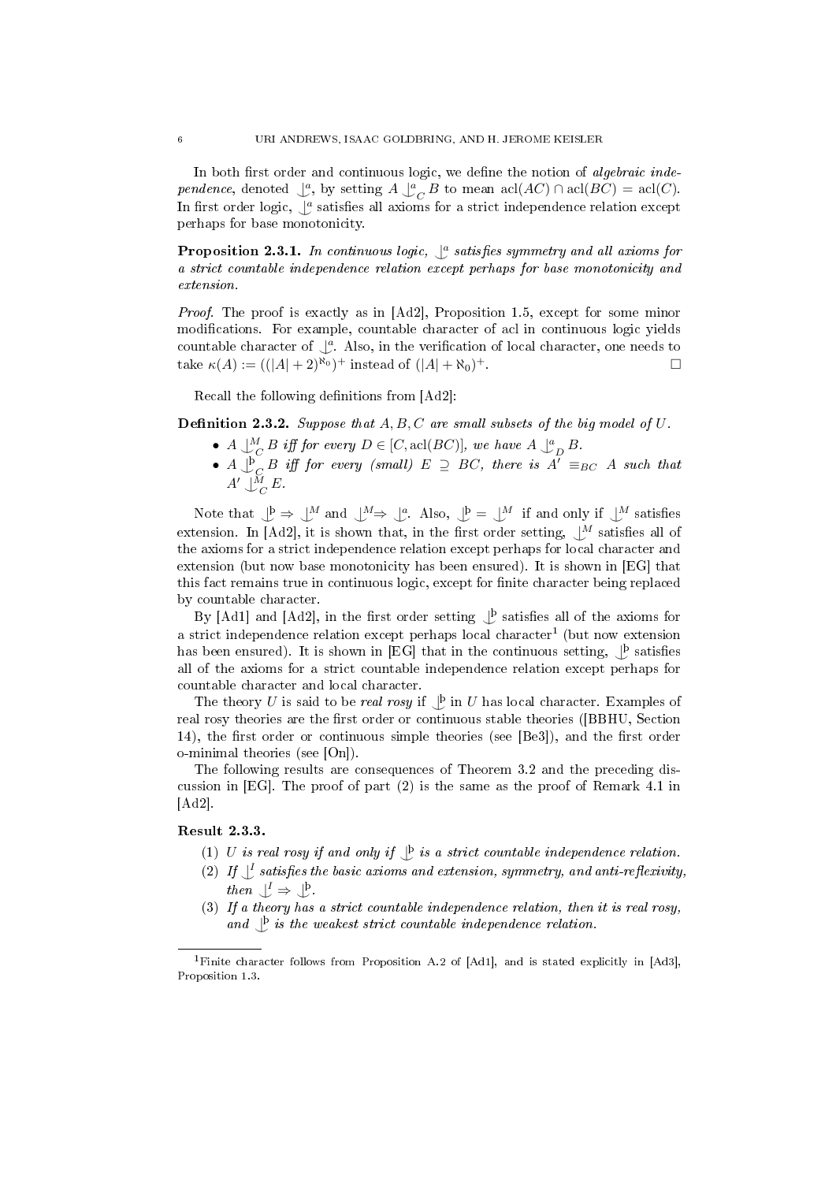In both first order and continuous logic, we define the notion of *algebraic independence*, denoted $\mathop{\smile\!\!\!\!\!\!|}\,^a$, by setting $A \mathop{\smile\!\!\!\!\!\!|}\,^a_C B$ to mean $\mathrm{acl}(AC) \cap \mathrm{acl}(BC) = \mathrm{acl}(C)$. In first order logic, $\mathop{\smile\!\!\!\!\!\!|}\,^a$ satisfies all axioms for a strict independence relation except perhaps for base monotonicity.

**Proposition 2.3.1.** *In continuous logic, $\mathop{\smile\!\!\!\!\!\!|}\,^a$ satisfies symmetry and all axioms for a strict countable independence relation except perhaps for base monotonicity and extension.*

*Proof.* The proof is exactly as in [Ad2], Proposition 1.5, except for some minor modifications. For example, countable character of acl in continuous logic yields countable character of $\mathop{\smile\!\!\!\!\!\!|}\,^a$. Also, in the verification of local character, one needs to take $\kappa(A) := ((|A|+2)^{\aleph_0})^+$ instead of $(|A|+\aleph_0)^+$. $\square$

Recall the following definitions from [Ad2]:

**Definition 2.3.2.** *Suppose that $A, B, C$ are small subsets of the big model of $U$.*

- *$A \mathop{\smile\!\!\!\!\!\!|}\,^M_C B$ iff for every $D \in [C, \mathrm{acl}(BC)]$, we have $A \mathop{\smile\!\!\!\!\!\!|}\,^a_D B$.*
- *$A \mathop{\smile\!\!\!\!\!\!|}\,^{\text{þ}}_C B$ iff for every (small) $E \supseteq BC$, there is $A' \equiv_{BC} A$ such that $A' \mathop{\smile\!\!\!\!\!\!|}\,^M_C E$.*

Note that $\mathop{\smile\!\!\!\!\!\!|}\,^{\text{þ}} \Rightarrow \mathop{\smile\!\!\!\!\!\!|}\,^M$ and $\mathop{\smile\!\!\!\!\!\!|}\,^M \Rightarrow \mathop{\smile\!\!\!\!\!\!|}\,^a$. Also, $\mathop{\smile\!\!\!\!\!\!|}\,^{\text{þ}} = \mathop{\smile\!\!\!\!\!\!|}\,^M$ if and only if $\mathop{\smile\!\!\!\!\!\!|}\,^M$ satisfies extension. In [Ad2], it is shown that, in the first order setting, $\mathop{\smile\!\!\!\!\!\!|}\,^M$ satisfies all of the axioms for a strict independence relation except perhaps for local character and extension (but now base monotonicity has been ensured). It is shown in [EG] that this fact remains true in continuous logic, except for finite character being replaced by countable character.

By [Ad1] and [Ad2], in the first order setting $\mathop{\smile\!\!\!\!\!\!|}\,^{\text{þ}}$ satisfies all of the axioms for a strict independence relation except perhaps local character[1] (but now extension has been ensured). It is shown in [EG] that in the continuous setting, $\mathop{\smile\!\!\!\!\!\!|}\,^{\text{þ}}$ satisfies all of the axioms for a strict countable independence relation except perhaps for countable character and local character.

The theory $U$ is said to be *real rosy* if $\mathop{\smile\!\!\!\!\!\!|}\,^{\text{þ}}$ in $U$ has local character. Examples of real rosy theories are the first order or continuous stable theories ([BBHU, Section 14), the first order or continuous simple theories (see [Be3]), and the first order o-minimal theories (see [On]).

The following results are consequences of Theorem 3.2 and the preceding discussion in [EG]. The proof of part (2) is the same as the proof of Remark 4.1 in [Ad2].

**Result 2.3.3.**

(1) *$U$ is real rosy if and only if $\mathop{\smile\!\!\!\!\!\!|}\,^{\text{þ}}$ is a strict countable independence relation.*

(2) *If $\mathop{\smile\!\!\!\!\!\!|}\,^I$ satisfies the basic axioms and extension, symmetry, and anti-reflexivity, then $\mathop{\smile\!\!\!\!\!\!|}\,^I \Rightarrow \mathop{\smile\!\!\!\!\!\!|}\,^{\text{þ}}$.*

(3) *If a theory has a strict countable independence relation, then it is real rosy, and $\mathop{\smile\!\!\!\!\!\!|}\,^{\text{þ}}$ is the weakest strict countable independence relation.*

---

[1] Finite character follows from Proposition A.2 of [Ad1], and is stated explicitly in [Ad3], Proposition 1.3.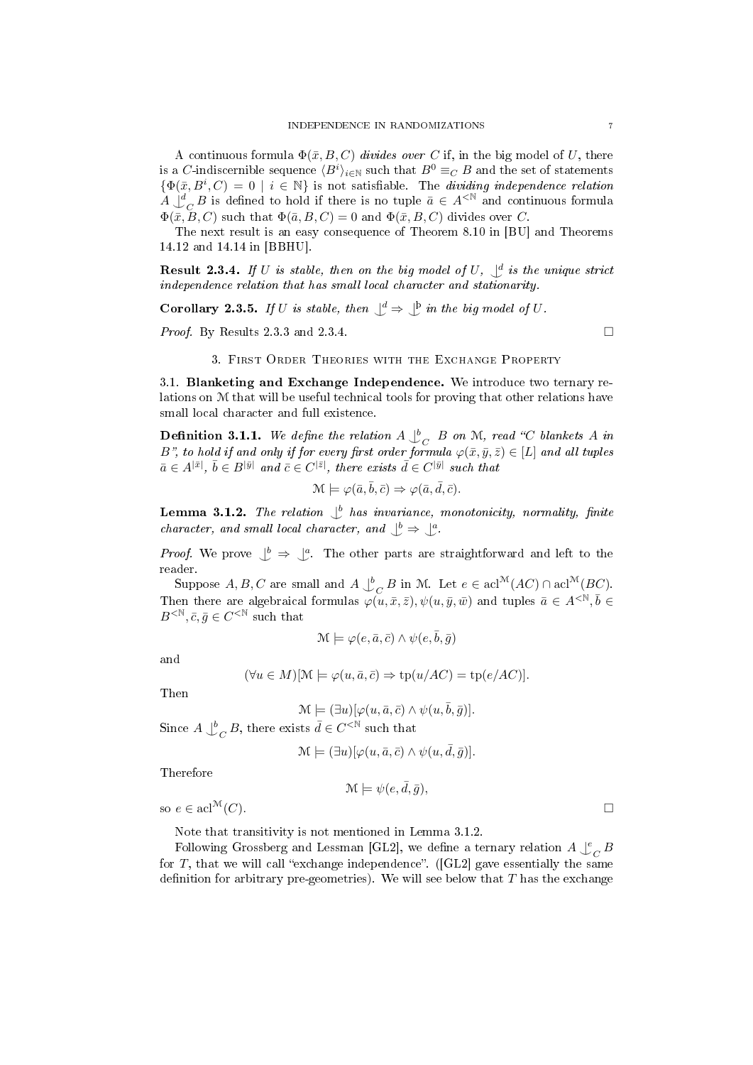A continuous formula $\Phi(\bar{x}, B, C)$ *divides over* $C$ if, in the big model of $U$, there is a $C$-indiscernible sequence $\langle B^i \rangle_{i\in\mathbb{N}}$ such that $B^0 \equiv_C B$ and the set of statements $\{\Phi(\bar{x}, B^i, C) = 0 \mid i \in \mathbb{N}\}$ is not satisfiable. The *dividing independence relation* $A \mathop{\smile\!\!\!\!\!\!|}^d_C B$ is defined to hold if there is no tuple $\bar{a} \in A^{<\mathbb{N}}$ and continuous formula $\Phi(\bar{x}, B, C)$ such that $\Phi(\bar{a}, B, C) = 0$ and $\Phi(\bar{x}, B, C)$ divides over $C$.

The next result is an easy consequence of Theorem 8.10 in [BU] and Theorems 14.12 and 14.14 in [BBHU].

**Result 2.3.4.** *If $U$ is stable, then on the big model of $U$, $\mathop{\smile\!\!\!\!\!\!|}^d$ is the unique strict independence relation that has small local character and stationarity.*

**Corollary 2.3.5.** *If $U$ is stable, then $\mathop{\smile\!\!\!\!\!\!|}^d \Rightarrow \mathop{\smile\!\!\!\!\!\!|}^\flat$ in the big model of $U$.*

*Proof.* By Results 2.3.3 and 2.3.4. □

## 3. First Order Theories with the Exchange Property

**3.1. Blanketing and Exchange Independence.** We introduce two ternary relations on $\mathcal{M}$ that will be useful technical tools for proving that other relations have small local character and full existence.

**Definition 3.1.1.** *We define the relation $A \mathop{\smile\!\!\!\!\!\!|}^b_C B$ on $\mathcal{M}$, read "$C$ blankets $A$ in $B$", to hold if and only if for every first order formula $\varphi(\bar{x}, \bar{y}, \bar{z}) \in [L]$ and all tuples $\bar{a} \in A^{|\bar{x}|}$, $\bar{b} \in B^{|\bar{y}|}$ and $\bar{c} \in C^{|\bar{z}|}$, there exists $\bar{d} \in C^{|\bar{y}|}$ such that*

$$\mathcal{M} \models \varphi(\bar{a}, \bar{b}, \bar{c}) \Rightarrow \varphi(\bar{a}, \bar{d}, \bar{c}).$$

**Lemma 3.1.2.** *The relation $\mathop{\smile\!\!\!\!\!\!|}^b$ has invariance, monotonicity, normality, finite character, and small local character, and $\mathop{\smile\!\!\!\!\!\!|}^b \Rightarrow \mathop{\smile\!\!\!\!\!\!|}^a$.*

*Proof.* We prove $\mathop{\smile\!\!\!\!\!\!|}^b \Rightarrow \mathop{\smile\!\!\!\!\!\!|}^a$. The other parts are straightforward and left to the reader.

Suppose $A, B, C$ are small and $A \mathop{\smile\!\!\!\!\!\!|}^b_C B$ in $\mathcal{M}$. Let $e \in \operatorname{acl}^{\mathcal{M}}(AC) \cap \operatorname{acl}^{\mathcal{M}}(BC)$. Then there are algebraical formulas $\varphi(u, \bar{x}, \bar{z}), \psi(u, \bar{y}, \bar{w})$ and tuples $\bar{a} \in A^{<\mathbb{N}}, \bar{b} \in B^{<\mathbb{N}}, \bar{c}, \bar{g} \in C^{<\mathbb{N}}$ such that

$$\mathcal{M} \models \varphi(e, \bar{a}, \bar{c}) \wedge \psi(e, \bar{b}, \bar{g})$$

and

$$(\forall u \in M)[\mathcal{M} \models \varphi(u, \bar{a}, \bar{c}) \Rightarrow \operatorname{tp}(u/AC) = \operatorname{tp}(e/AC)].$$

Then

$$\mathcal{M} \models (\exists u)[\varphi(u, \bar{a}, \bar{c}) \wedge \psi(u, \bar{b}, \bar{g})].$$

Since $A \mathop{\smile\!\!\!\!\!\!|}^b_C B$, there exists $\bar{d} \in C^{<\mathbb{N}}$ such that

$$\mathcal{M} \models (\exists u)[\varphi(u, \bar{a}, \bar{c}) \wedge \psi(u, \bar{d}, \bar{g})].$$

Therefore

$$\mathcal{M} \models \psi(e, \bar{d}, \bar{g}),$$

so $e \in \operatorname{acl}^{\mathcal{M}}(C)$. □

Note that transitivity is not mentioned in Lemma 3.1.2.

Following Grossberg and Lessman [GL2], we define a ternary relation $A \mathop{\smile\!\!\!\!\!\!|}^e_C B$ for $T$, that we will call "exchange independence". ([GL2] gave essentially the same definition for arbitrary pre-geometries). We will see below that $T$ has the exchange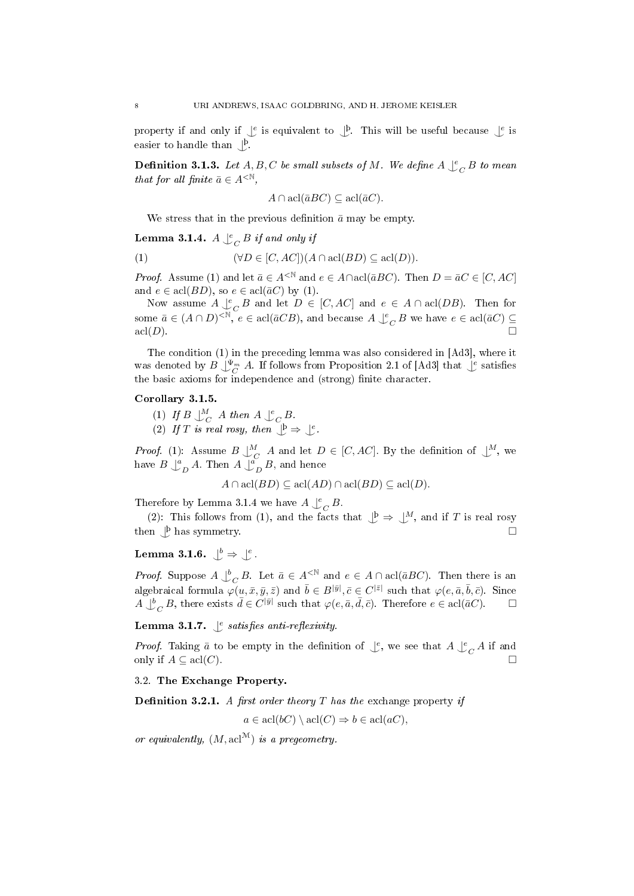property if and only if $\mathop{\smile\!\!\!\!\!\!\mid}^{e}$ is equivalent to $\mathop{\smile\!\!\!\!\!\!\mid}^{\text{þ}}$. This will be useful because $\mathop{\smile\!\!\!\!\!\!\mid}^{e}$ is easier to handle than $\mathop{\smile\!\!\!\!\!\!\mid}^{\text{þ}}$.

**Definition 3.1.3.** *Let $A, B, C$ be small subsets of $M$. We define $A \mathop{\smile\!\!\!\!\!\!\mid}^{e}_{C} B$ to mean that for all finite $\bar{a} \in A^{<\mathbb{N}}$,*

$$A \cap \operatorname{acl}(\bar{a}BC) \subseteq \operatorname{acl}(\bar{a}C).$$

We stress that in the previous definition $\bar{a}$ may be empty.

**Lemma 3.1.4.** *$A \mathop{\smile\!\!\!\!\!\!\mid}^{e}_{C} B$ if and only if*

$$(\forall D \in [C, AC])(A \cap \operatorname{acl}(BD) \subseteq \operatorname{acl}(D)). \tag{1}$$

*Proof.* Assume (1) and let $\bar{a} \in A^{<\mathbb{N}}$ and $e \in A \cap \operatorname{acl}(\bar{a}BC)$. Then $D = \bar{a}C \in [C, AC]$ and $e \in \operatorname{acl}(BD)$, so $e \in \operatorname{acl}(\bar{a}C)$ by (1).

Now assume $A \mathop{\smile\!\!\!\!\!\!\mid}^{e}_{C} B$ and let $D \in [C, AC]$ and $e \in A \cap \operatorname{acl}(DB)$. Then for some $\bar{a} \in (A \cap D)^{<\mathbb{N}}$, $e \in \operatorname{acl}(\bar{a}CB)$, and because $A \mathop{\smile\!\!\!\!\!\!\mid}^{e}_{C} B$ we have $e \in \operatorname{acl}(\bar{a}C) \subseteq \operatorname{acl}(D)$. □

The condition (1) in the preceding lemma was also considered in [Ad3], where it was denoted by $B \mathop{\smile\!\!\!\!\!\!\mid}^{\Psi_m}_{C} A$. If follows from Proposition 2.1 of [Ad3] that $\mathop{\smile\!\!\!\!\!\!\mid}^{e}$ satisfies the basic axioms for independence and (strong) finite character.

**Corollary 3.1.5.**

1. *If $B \mathop{\smile\!\!\!\!\!\!\mid}^{M}_{C} A$ then $A \mathop{\smile\!\!\!\!\!\!\mid}^{e}_{C} B$.*
2. *If $T$ is real rosy, then $\mathop{\smile\!\!\!\!\!\!\mid}^{\text{þ}} \Rightarrow \mathop{\smile\!\!\!\!\!\!\mid}^{e}$.*

*Proof.* (1): Assume $B \mathop{\smile\!\!\!\!\!\!\mid}^{M}_{C} A$ and let $D \in [C, AC]$. By the definition of $\mathop{\smile\!\!\!\!\!\!\mid}^{M}$, we have $B \mathop{\smile\!\!\!\!\!\!\mid}^{a}_{D} A$. Then $A \mathop{\smile\!\!\!\!\!\!\mid}^{a}_{D} B$, and hence

$$A \cap \operatorname{acl}(BD) \subseteq \operatorname{acl}(AD) \cap \operatorname{acl}(BD) \subseteq \operatorname{acl}(D).$$

Therefore by Lemma 3.1.4 we have $A \mathop{\smile\!\!\!\!\!\!\mid}^{e}_{C} B$.

(2): This follows from (1), and the facts that $\mathop{\smile\!\!\!\!\!\!\mid}^{\text{þ}} \Rightarrow \mathop{\smile\!\!\!\!\!\!\mid}^{M}$, and if $T$ is real rosy then $\mathop{\smile\!\!\!\!\!\!\mid}^{\text{þ}}$ has symmetry. □

**Lemma 3.1.6.** $\mathop{\smile\!\!\!\!\!\!\mid}^{b} \Rightarrow \mathop{\smile\!\!\!\!\!\!\mid}^{e}$.

*Proof.* Suppose $A \mathop{\smile\!\!\!\!\!\!\mid}^{b}_{C} B$. Let $\bar{a} \in A^{<\mathbb{N}}$ and $e \in A \cap \operatorname{acl}(\bar{a}BC)$. Then there is an algebraical formula $\varphi(u, \bar{x}, \bar{y}, \bar{z})$ and $\bar{b} \in B^{|\bar{y}|}, \bar{c} \in C^{|\bar{z}|}$ such that $\varphi(e, \bar{a}, \bar{b}, \bar{c})$. Since $A \mathop{\smile\!\!\!\!\!\!\mid}^{b}_{C} B$, there exists $\bar{d} \in C^{|\bar{y}|}$ such that $\varphi(e, \bar{a}, \bar{d}, \bar{c})$. Therefore $e \in \operatorname{acl}(\bar{a}C)$. □

**Lemma 3.1.7.** *$\mathop{\smile\!\!\!\!\!\!\mid}^{e}$ satisfies anti-reflexivity.*

*Proof.* Taking $\bar{a}$ to be empty in the definition of $\mathop{\smile\!\!\!\!\!\!\mid}^{e}$, we see that $A \mathop{\smile\!\!\!\!\!\!\mid}^{e}_{C} A$ if and only if $A \subseteq \operatorname{acl}(C)$. □

### 3.2. The Exchange Property.

**Definition 3.2.1.** *A first order theory $T$ has the* exchange property *if*

$$a \in \operatorname{acl}(bC) \setminus \operatorname{acl}(C) \Rightarrow b \in \operatorname{acl}(aC),$$

*or equivalently, $(M, \operatorname{acl}^{\mathcal{M}})$ is a pregeometry.*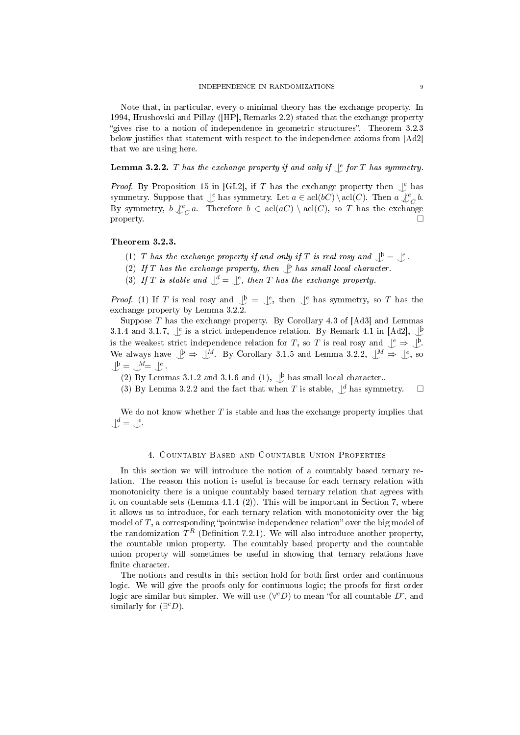Note that, in particular, every o-minimal theory has the exchange property. In 1994, Hrushovski and Pillay ([HP], Remarks 2.2) stated that the exchange property "gives rise to a notion of independence in geometric structures". Theorem 3.2.3 below justifies that statement with respect to the independence axioms from [Ad2] that we are using here.

**Lemma 3.2.2.** *$T$ has the exchange property if and only if $\mathop{\smile\!\!\!\!\!\!|}^{e}$ for $T$ has symmetry.*

*Proof.* By Proposition 15 in [GL2], if $T$ has the exchange property then $\mathop{\smile\!\!\!\!\!\!|}^{e}$ has symmetry. Suppose that $\mathop{\smile\!\!\!\!\!\!|}^{e}$ has symmetry. Let $a \in \operatorname{acl}(bC) \setminus \operatorname{acl}(C)$. Then $a \not\mathop{\smile\!\!\!\!\!\!|}^{e}_{C} b$. By symmetry, $b \not\mathop{\smile\!\!\!\!\!\!|}^{e}_{C} a$. Therefore $b \in \operatorname{acl}(aC) \setminus \operatorname{acl}(C)$, so $T$ has the exchange property. □

**Theorem 3.2.3.**

(1) *$T$ has the exchange property if and only if $T$ is real rosy and $\mathop{\smile\!\!\!\!\!\!|}^{þ} = \mathop{\smile\!\!\!\!\!\!|}^{e}$.*
(2) *If $T$ has the exchange property, then $\mathop{\smile\!\!\!\!\!\!|}^{þ}$ has small local character.*
(3) *If $T$ is stable and $\mathop{\smile\!\!\!\!\!\!|}^{d} = \mathop{\smile\!\!\!\!\!\!|}^{e}$, then $T$ has the exchange property.*

*Proof.* (1) If $T$ is real rosy and $\mathop{\smile\!\!\!\!\!\!|}^{þ} = \mathop{\smile\!\!\!\!\!\!|}^{e}$, then $\mathop{\smile\!\!\!\!\!\!|}^{e}$ has symmetry, so $T$ has the exchange property by Lemma 3.2.2.

Suppose $T$ has the exchange property. By Corollary 4.3 of [Ad3] and Lemmas 3.1.4 and 3.1.7, $\mathop{\smile\!\!\!\!\!\!|}^{e}$ is a strict independence relation. By Remark 4.1 in [Ad2], $\mathop{\smile\!\!\!\!\!\!|}^{þ}$ is the weakest strict independence relation for $T$, so $T$ is real rosy and $\mathop{\smile\!\!\!\!\!\!|}^{e} \Rightarrow \mathop{\smile\!\!\!\!\!\!|}^{þ}$. We always have $\mathop{\smile\!\!\!\!\!\!|}^{þ} \Rightarrow \mathop{\smile\!\!\!\!\!\!|}^{M}$. By Corollary 3.1.5 and Lemma 3.2.2, $\mathop{\smile\!\!\!\!\!\!|}^{M} \Rightarrow \mathop{\smile\!\!\!\!\!\!|}^{e}$, so $\mathop{\smile\!\!\!\!\!\!|}^{þ} = \mathop{\smile\!\!\!\!\!\!|}^{M} = \mathop{\smile\!\!\!\!\!\!|}^{e}$.

(2) By Lemmas 3.1.2 and 3.1.6 and (1), $\mathop{\smile\!\!\!\!\!\!|}^{þ}$ has small local character..

(3) By Lemma 3.2.2 and the fact that when $T$ is stable, $\mathop{\smile\!\!\!\!\!\!|}^{d}$ has symmetry. □

We do not know whether $T$ is stable and has the exchange property implies that $\mathop{\smile\!\!\!\!\!\!|}^{d} = \mathop{\smile\!\!\!\!\!\!|}^{e}$.

## 4. Countably Based and Countable Union Properties

In this section we will introduce the notion of a countably based ternary relation. The reason this notion is useful is because for each ternary relation with monotonicity there is a unique countably based ternary relation that agrees with it on countable sets (Lemma 4.1.4 (2)). This will be important in Section 7, where it allows us to introduce, for each ternary relation with monotonicity over the big model of $T$, a corresponding "pointwise independence relation" over the big model of the randomization $T^R$ (Definition 7.2.1). We will also introduce another property, the countable union property. The countably based property and the countable union property will sometimes be useful in showing that ternary relations have finite character.

The notions and results in this section hold for both first order and continuous logic. We will give the proofs only for continuous logic; the proofs for first order logic are similar but simpler. We will use $(\forall^c D)$ to mean "for all countable $D$", and similarly for $(\exists^c D)$.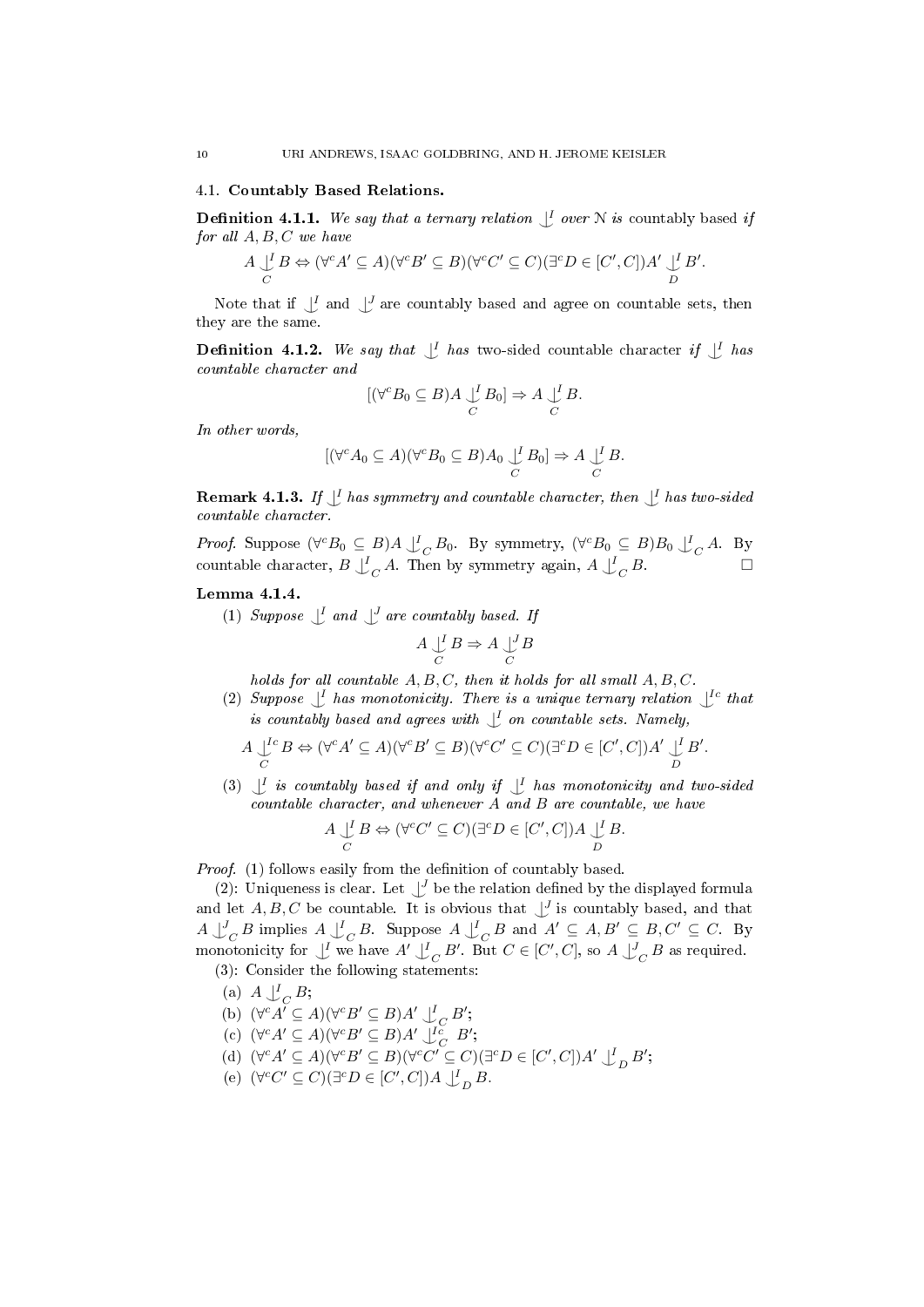### 4.1. Countably Based Relations.

**Definition 4.1.1.** *We say that a ternary relation* $\mathop{\smile\!\!\!\!\!\!\mid}^I$ *over* $\mathcal{N}$ *is* countably based *if for all* $A, B, C$ *we have*

$$A \mathop{\smile\!\!\!\!\!\!\mid}^I_C B \Leftrightarrow (\forall^c A' \subseteq A)(\forall^c B' \subseteq B)(\forall^c C' \subseteq C)(\exists^c D \in [C', C])A' \mathop{\smile\!\!\!\!\!\!\mid}^I_D B'.$$

Note that if $\mathop{\smile\!\!\!\!\!\!\mid}^I$ and $\mathop{\smile\!\!\!\!\!\!\mid}^J$ are countably based and agree on countable sets, then they are the same.

**Definition 4.1.2.** *We say that* $\mathop{\smile\!\!\!\!\!\!\mid}^I$ *has* two-sided countable character *if* $\mathop{\smile\!\!\!\!\!\!\mid}^I$ *has countable character and*

$$[(\forall^c B_0 \subseteq B) A \mathop{\smile\!\!\!\!\!\!\mid}^I_C B_0] \Rightarrow A \mathop{\smile\!\!\!\!\!\!\mid}^I_C B.$$

*In other words,*

$$[(\forall^c A_0 \subseteq A)(\forall^c B_0 \subseteq B) A_0 \mathop{\smile\!\!\!\!\!\!\mid}^I_C B_0] \Rightarrow A \mathop{\smile\!\!\!\!\!\!\mid}^I_C B.$$

**Remark 4.1.3.** *If* $\mathop{\smile\!\!\!\!\!\!\mid}^I$ *has symmetry and countable character, then* $\mathop{\smile\!\!\!\!\!\!\mid}^I$ *has two-sided countable character.*

*Proof.* Suppose $(\forall^c B_0 \subseteq B) A \mathop{\smile\!\!\!\!\!\!\mid}^I_C B_0$. By symmetry, $(\forall^c B_0 \subseteq B) B_0 \mathop{\smile\!\!\!\!\!\!\mid}^I_C A$. By countable character, $B \mathop{\smile\!\!\!\!\!\!\mid}^I_C A$. Then by symmetry again, $A \mathop{\smile\!\!\!\!\!\!\mid}^I_C B$. □

**Lemma 4.1.4.**

1. *Suppose* $\mathop{\smile\!\!\!\!\!\!\mid}^I$ *and* $\mathop{\smile\!\!\!\!\!\!\mid}^J$ *are countably based. If*
$$A \mathop{\smile\!\!\!\!\!\!\mid}^I_C B \Rightarrow A \mathop{\smile\!\!\!\!\!\!\mid}^J_C B$$
*holds for all countable* $A, B, C$*, then it holds for all small* $A, B, C$.
2. *Suppose* $\mathop{\smile\!\!\!\!\!\!\mid}^I$ *has monotonicity. There is a unique ternary relation* $\mathop{\smile\!\!\!\!\!\!\mid}^{Ic}$ *that is countably based and agrees with* $\mathop{\smile\!\!\!\!\!\!\mid}^I$ *on countable sets. Namely,*
$$A \mathop{\smile\!\!\!\!\!\!\mid}^{Ic}_C B \Leftrightarrow (\forall^c A' \subseteq A)(\forall^c B' \subseteq B)(\forall^c C' \subseteq C)(\exists^c D \in [C', C])A' \mathop{\smile\!\!\!\!\!\!\mid}^I_D B'.$$
3. $\mathop{\smile\!\!\!\!\!\!\mid}^I$ *is countably based if and only if* $\mathop{\smile\!\!\!\!\!\!\mid}^I$ *has monotonicity and two-sided countable character, and whenever* $A$ *and* $B$ *are countable, we have*
$$A \mathop{\smile\!\!\!\!\!\!\mid}^I_C B \Leftrightarrow (\forall^c C' \subseteq C)(\exists^c D \in [C', C])A \mathop{\smile\!\!\!\!\!\!\mid}^I_D B.$$

*Proof.* (1) follows easily from the definition of countably based.

(2): Uniqueness is clear. Let $\mathop{\smile\!\!\!\!\!\!\mid}^J$ be the relation defined by the displayed formula and let $A, B, C$ be countable. It is obvious that $\mathop{\smile\!\!\!\!\!\!\mid}^J$ is countably based, and that $A \mathop{\smile\!\!\!\!\!\!\mid}^J_C B$ implies $A \mathop{\smile\!\!\!\!\!\!\mid}^I_C B$. Suppose $A \mathop{\smile\!\!\!\!\!\!\mid}^I_C B$ and $A' \subseteq A, B' \subseteq B, C' \subseteq C$. By monotonicity for $\mathop{\smile\!\!\!\!\!\!\mid}^I$ we have $A' \mathop{\smile\!\!\!\!\!\!\mid}^I_C B'$. But $C \in [C', C]$, so $A \mathop{\smile\!\!\!\!\!\!\mid}^J_C B$ as required.

(3): Consider the following statements:

(a) $A \mathop{\smile\!\!\!\!\!\!\mid}^I_C B$;
(b) $(\forall^c A' \subseteq A)(\forall^c B' \subseteq B) A' \mathop{\smile\!\!\!\!\!\!\mid}^I_C B'$;
(c) $(\forall^c A' \subseteq A)(\forall^c B' \subseteq B) A' \mathop{\smile\!\!\!\!\!\!\mid}^{Ic}_C B'$;
(d) $(\forall^c A' \subseteq A)(\forall^c B' \subseteq B)(\forall^c C' \subseteq C)(\exists^c D \in [C', C]) A' \mathop{\smile\!\!\!\!\!\!\mid}^I_D B'$;
(e) $(\forall^c C' \subseteq C)(\exists^c D \in [C', C]) A \mathop{\smile\!\!\!\!\!\!\mid}^I_D B$.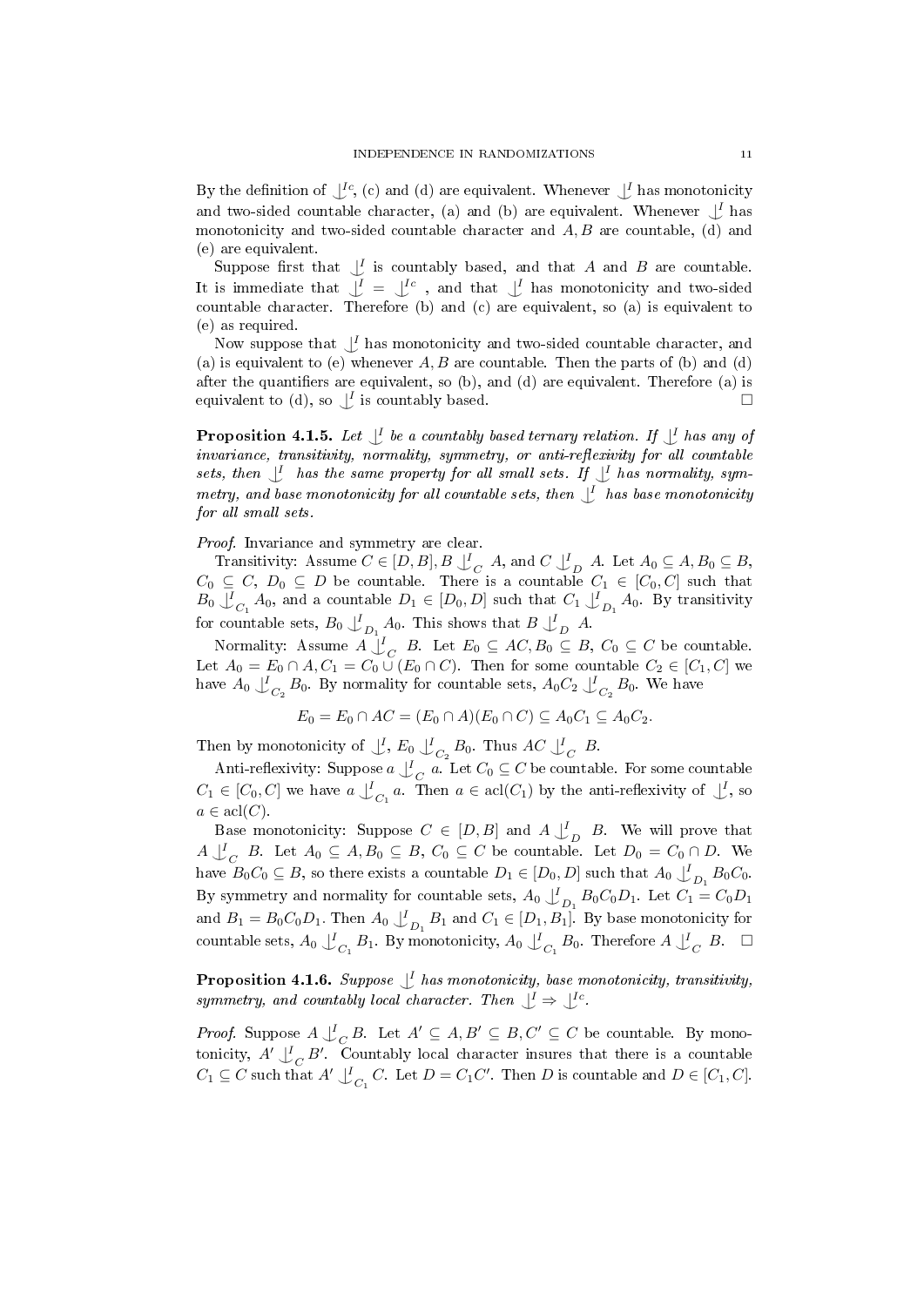By the definition of $\mathop{\smile\!\!\!\!\mid}^{Ic}$, (c) and (d) are equivalent. Whenever $\mathop{\smile\!\!\!\!\mid}^{I}$ has monotonicity and two-sided countable character, (a) and (b) are equivalent. Whenever $\mathop{\smile\!\!\!\!\mid}^{I}$ has monotonicity and two-sided countable character and $A, B$ are countable, (d) and (e) are equivalent.

Suppose first that $\mathop{\smile\!\!\!\!\mid}^{I}$ is countably based, and that $A$ and $B$ are countable. It is immediate that $\mathop{\smile\!\!\!\!\mid}^{I} = \mathop{\smile\!\!\!\!\mid}^{Ic}$, and that $\mathop{\smile\!\!\!\!\mid}^{I}$ has monotonicity and two-sided countable character. Therefore (b) and (c) are equivalent, so (a) is equivalent to (e) as required.

Now suppose that $\mathop{\smile\!\!\!\!\mid}^{I}$ has monotonicity and two-sided countable character, and (a) is equivalent to (e) whenever $A, B$ are countable. Then the parts of (b) and (d) after the quantifiers are equivalent, so (b), and (d) are equivalent. Therefore (a) is equivalent to (d), so $\mathop{\smile\!\!\!\!\mid}^{I}$ is countably based. $\square$

**Proposition 4.1.5.** *Let $\mathop{\smile\!\!\!\!\mid}^{I}$ be a countably based ternary relation. If $\mathop{\smile\!\!\!\!\mid}^{I}$ has any of invariance, transitivity, normality, symmetry, or anti-reflexivity for all countable sets, then $\mathop{\smile\!\!\!\!\mid}^{I}$ has the same property for all small sets. If $\mathop{\smile\!\!\!\!\mid}^{I}$ has normality, symmetry, and base monotonicity for all countable sets, then $\mathop{\smile\!\!\!\!\mid}^{I}$ has base monotonicity for all small sets.*

*Proof.* Invariance and symmetry are clear.

Transitivity: Assume $C \in [D, B], B \mathop{\smile\!\!\!\!\mid}^{I}_{C} A$, and $C \mathop{\smile\!\!\!\!\mid}^{I}_{D} A$. Let $A_0 \subseteq A, B_0 \subseteq B$, $C_0 \subseteq C$, $D_0 \subseteq D$ be countable. There is a countable $C_1 \in [C_0, C]$ such that $B_0 \mathop{\smile\!\!\!\!\mid}^{I}_{C_1} A_0$, and a countable $D_1 \in [D_0, D]$ such that $C_1 \mathop{\smile\!\!\!\!\mid}^{I}_{D_1} A_0$. By transitivity for countable sets, $B_0 \mathop{\smile\!\!\!\!\mid}^{I}_{D_1} A_0$. This shows that $B \mathop{\smile\!\!\!\!\mid}^{I}_{D} A$.

Normality: Assume $A \mathop{\smile\!\!\!\!\mid}^{I}_{C} B$. Let $E_0 \subseteq AC, B_0 \subseteq B$, $C_0 \subseteq C$ be countable. Let $A_0 = E_0 \cap A, C_1 = C_0 \cup (E_0 \cap C)$. Then for some countable $C_2 \in [C_1, C]$ we have $A_0 \mathop{\smile\!\!\!\!\mid}^{I}_{C_2} B_0$. By normality for countable sets, $A_0 C_2 \mathop{\smile\!\!\!\!\mid}^{I}_{C_2} B_0$. We have

$$E_0 = E_0 \cap AC = (E_0 \cap A)(E_0 \cap C) \subseteq A_0 C_1 \subseteq A_0 C_2.$$

Then by monotonicity of $\mathop{\smile\!\!\!\!\mid}^{I}$, $E_0 \mathop{\smile\!\!\!\!\mid}^{I}_{C_2} B_0$. Thus $AC \mathop{\smile\!\!\!\!\mid}^{I}_{C} B$.

Anti-reflexivity: Suppose $a \mathop{\smile\!\!\!\!\mid}^{I}_{C} a$. Let $C_0 \subseteq C$ be countable. For some countable $C_1 \in [C_0, C]$ we have $a \mathop{\smile\!\!\!\!\mid}^{I}_{C_1} a$. Then $a \in \operatorname{acl}(C_1)$ by the anti-reflexivity of $\mathop{\smile\!\!\!\!\mid}^{I}$, so $a \in \operatorname{acl}(C)$.

Base monotonicity: Suppose $C \in [D, B]$ and $A \mathop{\smile\!\!\!\!\mid}^{I}_{D} B$. We will prove that $A \mathop{\smile\!\!\!\!\mid}^{I}_{C} B$. Let $A_0 \subseteq A, B_0 \subseteq B$, $C_0 \subseteq C$ be countable. Let $D_0 = C_0 \cap D$. We have $B_0 C_0 \subseteq B$, so there exists a countable $D_1 \in [D_0, D]$ such that $A_0 \mathop{\smile\!\!\!\!\mid}^{I}_{D_1} B_0 C_0$. By symmetry and normality for countable sets, $A_0 \mathop{\smile\!\!\!\!\mid}^{I}_{D_1} B_0 C_0 D_1$. Let $C_1 = C_0 D_1$ and $B_1 = B_0 C_0 D_1$. Then $A_0 \mathop{\smile\!\!\!\!\mid}^{I}_{D_1} B_1$ and $C_1 \in [D_1, B_1]$. By base monotonicity for countable sets, $A_0 \mathop{\smile\!\!\!\!\mid}^{I}_{C_1} B_1$. By monotonicity, $A_0 \mathop{\smile\!\!\!\!\mid}^{I}_{C_1} B_0$. Therefore $A \mathop{\smile\!\!\!\!\mid}^{I}_{C} B$. $\square$

**Proposition 4.1.6.** *Suppose $\mathop{\smile\!\!\!\!\mid}^{I}$ has monotonicity, base monotonicity, transitivity, symmetry, and countably local character. Then $\mathop{\smile\!\!\!\!\mid}^{I} \Rightarrow \mathop{\smile\!\!\!\!\mid}^{Ic}$.*

*Proof.* Suppose $A \mathop{\smile\!\!\!\!\mid}^{I}_{C} B$. Let $A' \subseteq A, B' \subseteq B, C' \subseteq C$ be countable. By monotonicity, $A' \mathop{\smile\!\!\!\!\mid}^{I}_{C} B'$. Countably local character insures that there is a countable $C_1 \subseteq C$ such that $A' \mathop{\smile\!\!\!\!\mid}^{I}_{C_1} C$. Let $D = C_1 C'$. Then $D$ is countable and $D \in [C_1, C]$.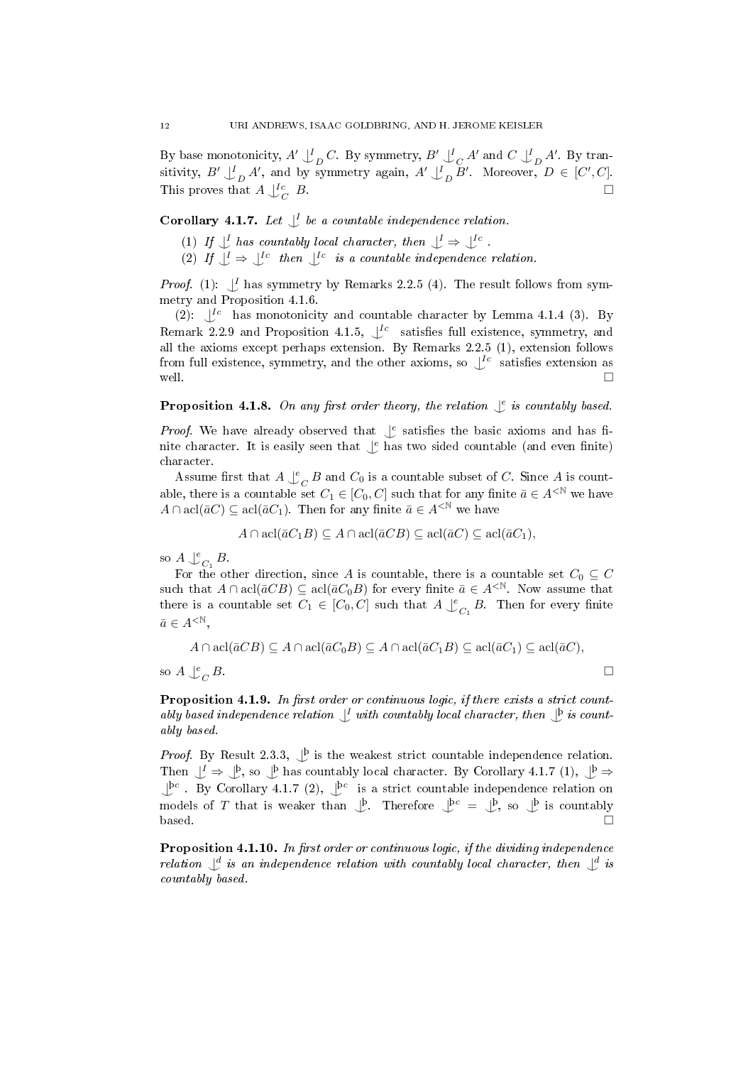By base monotonicity, $A' \mathop{\smile\!\!\!\!\!\!|}^I_D C$. By symmetry, $B' \mathop{\smile\!\!\!\!\!\!|}^I_C A'$ and $C \mathop{\smile\!\!\!\!\!\!|}^I_D A'$. By transitivity, $B' \mathop{\smile\!\!\!\!\!\!|}^I_D A'$, and by symmetry again, $A' \mathop{\smile\!\!\!\!\!\!|}^I_D B'$. Moreover, $D \in [C', C]$. This proves that $A \mathop{\smile\!\!\!\!\!\!|}^{Ic}_C B$. ☐

**Corollary 4.1.7.** *Let $\mathop{\smile\!\!\!\!\!\!|}^I$ be a countable independence relation.*

1. *If $\mathop{\smile\!\!\!\!\!\!|}^I$ has countably local character, then $\mathop{\smile\!\!\!\!\!\!|}^I \Rightarrow \mathop{\smile\!\!\!\!\!\!|}^{Ic}$.*
2. *If $\mathop{\smile\!\!\!\!\!\!|}^I \Rightarrow \mathop{\smile\!\!\!\!\!\!|}^{Ic}$ then $\mathop{\smile\!\!\!\!\!\!|}^{Ic}$ is a countable independence relation.*

*Proof.* (1): $\mathop{\smile\!\!\!\!\!\!|}^I$ has symmetry by Remarks 2.2.5 (4). The result follows from symmetry and Proposition 4.1.6.

(2): $\mathop{\smile\!\!\!\!\!\!|}^{Ic}$ has monotonicity and countable character by Lemma 4.1.4 (3). By Remark 2.2.9 and Proposition 4.1.5, $\mathop{\smile\!\!\!\!\!\!|}^{Ic}$ satisfies full existence, symmetry, and all the axioms except perhaps extension. By Remarks 2.2.5 (1), extension follows from full existence, symmetry, and the other axioms, so $\mathop{\smile\!\!\!\!\!\!|}^{Ic}$ satisfies extension as well. ☐

**Proposition 4.1.8.** *On any first order theory, the relation $\mathop{\smile\!\!\!\!\!\!|}^e$ is countably based.*

*Proof.* We have already observed that $\mathop{\smile\!\!\!\!\!\!|}^e$ satisfies the basic axioms and has finite character. It is easily seen that $\mathop{\smile\!\!\!\!\!\!|}^e$ has two sided countable (and even finite) character.

Assume first that $A \mathop{\smile\!\!\!\!\!\!|}^e_C B$ and $C_0$ is a countable subset of $C$. Since $A$ is countable, there is a countable set $C_1 \in [C_0, C]$ such that for any finite $\bar{a} \in A^{<\mathbb{N}}$ we have $A \cap \operatorname{acl}(\bar{a}C) \subseteq \operatorname{acl}(\bar{a}C_1)$. Then for any finite $\bar{a} \in A^{<\mathbb{N}}$ we have

$$A \cap \operatorname{acl}(\bar{a}C_1B) \subseteq A \cap \operatorname{acl}(\bar{a}CB) \subseteq \operatorname{acl}(\bar{a}C) \subseteq \operatorname{acl}(\bar{a}C_1),$$

so $A \mathop{\smile\!\!\!\!\!\!|}^e_{C_1} B$.

For the other direction, since $A$ is countable, there is a countable set $C_0 \subseteq C$ such that $A \cap \operatorname{acl}(\bar{a}CB) \subseteq \operatorname{acl}(\bar{a}C_0B)$ for every finite $\bar{a} \in A^{<\mathbb{N}}$. Now assume that there is a countable set $C_1 \in [C_0, C]$ such that $A \mathop{\smile\!\!\!\!\!\!|}^e_{C_1} B$. Then for every finite $\bar{a} \in A^{<\mathbb{N}}$,

$$A \cap \operatorname{acl}(\bar{a}CB) \subseteq A \cap \operatorname{acl}(\bar{a}C_0B) \subseteq A \cap \operatorname{acl}(\bar{a}C_1B) \subseteq \operatorname{acl}(\bar{a}C_1) \subseteq \operatorname{acl}(\bar{a}C),$$

so $A \mathop{\smile\!\!\!\!\!\!|}^e_C B$. ☐

**Proposition 4.1.9.** *In first order or continuous logic, if there exists a strict countably based independence relation $\mathop{\smile\!\!\!\!\!\!|}^I$ with countably local character, then $\mathop{\smile\!\!\!\!\!\!|}^þ$ is countably based.*

*Proof.* By Result 2.3.3, $\mathop{\smile\!\!\!\!\!\!|}^þ$ is the weakest strict countable independence relation. Then $\mathop{\smile\!\!\!\!\!\!|}^I \Rightarrow \mathop{\smile\!\!\!\!\!\!|}^þ$, so $\mathop{\smile\!\!\!\!\!\!|}^þ$ has countably local character. By Corollary 4.1.7 (1), $\mathop{\smile\!\!\!\!\!\!|}^þ \Rightarrow \mathop{\smile\!\!\!\!\!\!|}^{þc}$. By Corollary 4.1.7 (2), $\mathop{\smile\!\!\!\!\!\!|}^{þc}$ is a strict countable independence relation on models of $T$ that is weaker than $\mathop{\smile\!\!\!\!\!\!|}^þ$. Therefore $\mathop{\smile\!\!\!\!\!\!|}^{þc} = \mathop{\smile\!\!\!\!\!\!|}^þ$, so $\mathop{\smile\!\!\!\!\!\!|}^þ$ is countably based. ☐

**Proposition 4.1.10.** *In first order or continuous logic, if the dividing independence relation $\mathop{\smile\!\!\!\!\!\!|}^d$ is an independence relation with countably local character, then $\mathop{\smile\!\!\!\!\!\!|}^d$ is countably based.*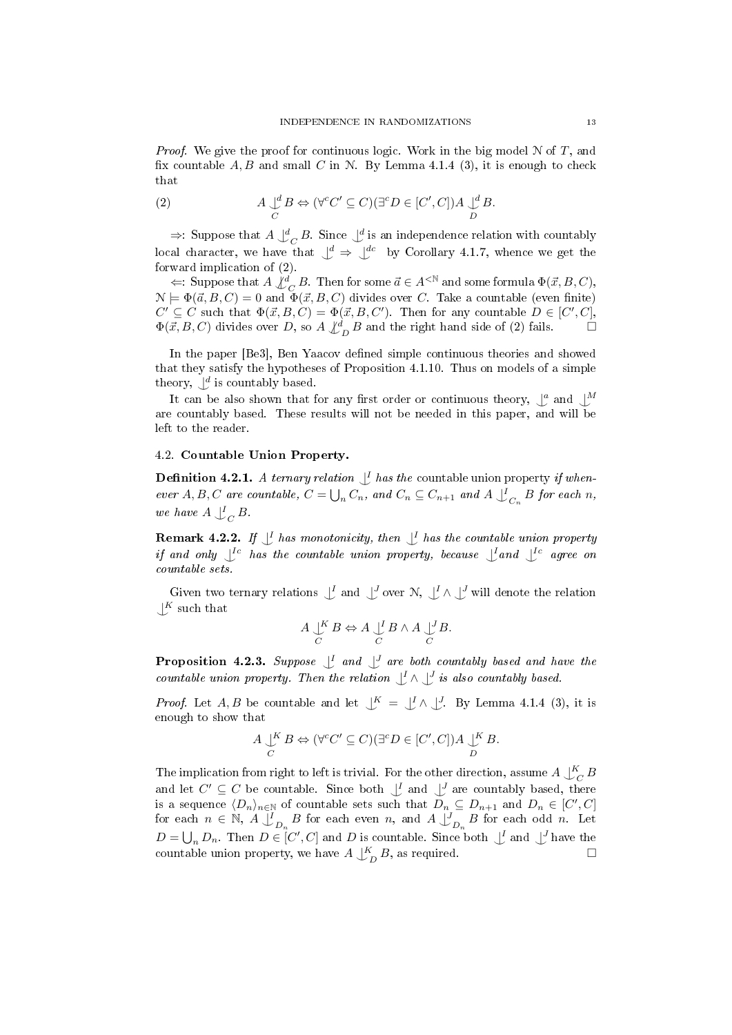*Proof.* We give the proof for continuous logic. Work in the big model $\mathcal{N}$ of $T$, and fix countable $A, B$ and small $C$ in $\mathcal{N}$. By Lemma 4.1.4 (3), it is enough to check that

$$A \underset{C}{\overset{d}{\downarrow}} B \Leftrightarrow (\forall^c C' \subseteq C)(\exists^c D \in [C', C]) A \underset{D}{\overset{d}{\downarrow}} B. \tag{2}$$

$\Rightarrow$: Suppose that $A \downarrow^d_C B$. Since $\downarrow^d$ is an independence relation with countably local character, we have that $\downarrow^d \Rightarrow \downarrow^{dc}$ by Corollary 4.1.7, whence we get the forward implication of (2).

$\Leftarrow$: Suppose that $A \not\downarrow^d_C B$. Then for some $\vec{a} \in A^{<\mathbb{N}}$ and some formula $\Phi(\vec{x}, B, C)$, $\mathcal{N} \models \Phi(\vec{a}, B, C) = 0$ and $\Phi(\vec{x}, B, C)$ divides over $C$. Take a countable (even finite) $C' \subseteq C$ such that $\Phi(\vec{x}, B, C) = \Phi(\vec{x}, B, C')$. Then for any countable $D \in [C', C]$, $\Phi(\vec{x}, B, C)$ divides over $D$, so $A \not\downarrow^d_D B$ and the right hand side of (2) fails. $\square$

In the paper [Be3], Ben Yaacov defined simple continuous theories and showed that they satisfy the hypotheses of Proposition 4.1.10. Thus on models of a simple theory, $\downarrow^d$ is countably based.

It can be also shown that for any first order or continuous theory, $\downarrow^a$ and $\downarrow^M$ are countably based. These results will not be needed in this paper, and will be left to the reader.

### 4.2. Countable Union Property.

**Definition 4.2.1.** *A ternary relation $\downarrow^I$ has the* countable union property *if whenever $A, B, C$ are countable, $C = \bigcup_n C_n$, and $C_n \subseteq C_{n+1}$ and $A \downarrow^I_{C_n} B$ for each $n$, we have $A \downarrow^I_C B$.*

**Remark 4.2.2.** *If $\downarrow^I$ has monotonicity, then $\downarrow^I$ has the countable union property if and only $\downarrow^{Ic}$ has the countable union property, because $\downarrow^I$ and $\downarrow^{Ic}$ agree on countable sets.*

Given two ternary relations $\downarrow^I$ and $\downarrow^J$ over $\mathcal{N}$, $\downarrow^I \wedge \downarrow^J$ will denote the relation $\downarrow^K$ such that

$$A \underset{C}{\overset{K}{\downarrow}} B \Leftrightarrow A \underset{C}{\overset{I}{\downarrow}} B \wedge A \underset{C}{\overset{J}{\downarrow}} B.$$

**Proposition 4.2.3.** *Suppose $\downarrow^I$ and $\downarrow^J$ are both countably based and have the countable union property. Then the relation $\downarrow^I \wedge \downarrow^J$ is also countably based.*

*Proof.* Let $A, B$ be countable and let $\downarrow^K = \downarrow^I \wedge \downarrow^J$. By Lemma 4.1.4 (3), it is enough to show that

$$A \underset{C}{\overset{K}{\downarrow}} B \Leftrightarrow (\forall^c C' \subseteq C)(\exists^c D \in [C', C]) A \underset{D}{\overset{K}{\downarrow}} B.$$

The implication from right to left is trivial. For the other direction, assume $A \downarrow^K_C B$ and let $C' \subseteq C$ be countable. Since both $\downarrow^I$ and $\downarrow^J$ are countably based, there is a sequence $\langle D_n \rangle_{n \in \mathbb{N}}$ of countable sets such that $D_n \subseteq D_{n+1}$ and $D_n \in [C', C]$ for each $n \in \mathbb{N}$, $A \downarrow^I_{D_n} B$ for each even $n$, and $A \downarrow^J_{D_n} B$ for each odd $n$. Let $D = \bigcup_n D_n$. Then $D \in [C', C]$ and $D$ is countable. Since both $\downarrow^I$ and $\downarrow^J$ have the countable union property, we have $A \downarrow^K_D B$, as required. $\square$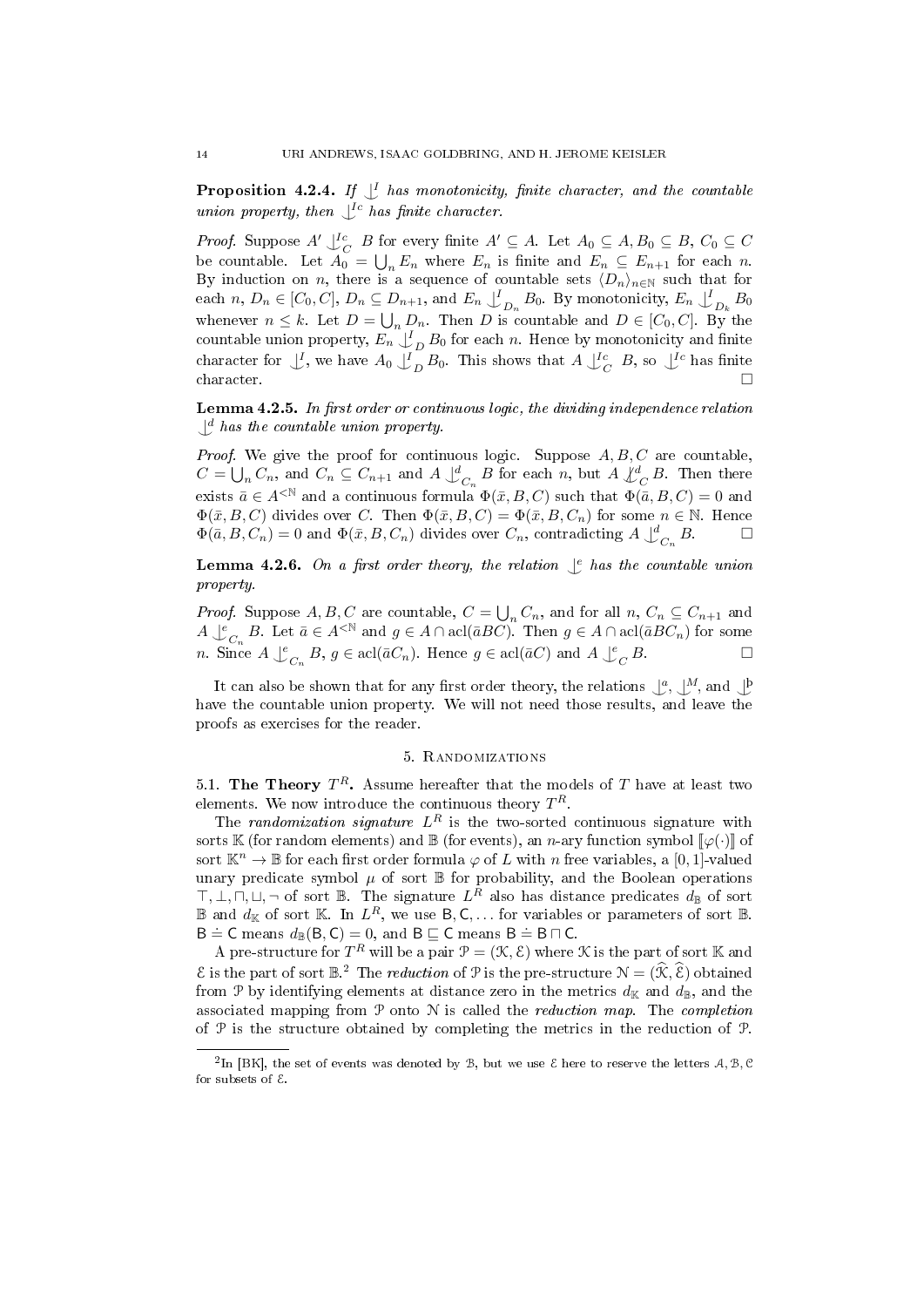**Proposition 4.2.4.** *If $\mathop{\smile\!\!\!\!\!\!\mid}^I$ has monotonicity, finite character, and the countable union property, then $\mathop{\smile\!\!\!\!\!\!\mid}^{Ic}$ has finite character.*

*Proof.* Suppose $A' \mathop{\smile\!\!\!\!\!\!\mid}^{Ic}_C B$ for every finite $A' \subseteq A$. Let $A_0 \subseteq A, B_0 \subseteq B$, $C_0 \subseteq C$ be countable. Let $A_0 = \bigcup_n E_n$ where $E_n$ is finite and $E_n \subseteq E_{n+1}$ for each $n$. By induction on $n$, there is a sequence of countable sets $\langle D_n \rangle_{n\in\mathbb{N}}$ such that for each $n$, $D_n \in [C_0, C]$, $D_n \subseteq D_{n+1}$, and $E_n \mathop{\smile\!\!\!\!\!\!\mid}^I_{D_n} B_0$. By monotonicity, $E_n \mathop{\smile\!\!\!\!\!\!\mid}^I_{D_k} B_0$ whenever $n \le k$. Let $D = \bigcup_n D_n$. Then $D$ is countable and $D \in [C_0, C]$. By the countable union property, $E_n \mathop{\smile\!\!\!\!\!\!\mid}^I_D B_0$ for each $n$. Hence by monotonicity and finite character for $\mathop{\smile\!\!\!\!\!\!\mid}^I$, we have $A_0 \mathop{\smile\!\!\!\!\!\!\mid}^I_D B_0$. This shows that $A \mathop{\smile\!\!\!\!\!\!\mid}^{Ic}_C B$, so $\mathop{\smile\!\!\!\!\!\!\mid}^{Ic}$ has finite character. $\square$

**Lemma 4.2.5.** *In first order or continuous logic, the dividing independence relation $\mathop{\smile\!\!\!\!\!\!\mid}^d$ has the countable union property.*

*Proof.* We give the proof for continuous logic. Suppose $A, B, C$ are countable, $C = \bigcup_n C_n$, and $C_n \subseteq C_{n+1}$ and $A \mathop{\smile\!\!\!\!\!\!\mid}^d_{C_n} B$ for each $n$, but $A \not\mathop{\smile\!\!\!\!\!\!\mid}^d_C B$. Then there exists $\bar a \in A^{<\mathbb{N}}$ and a continuous formula $\Phi(\bar x, B, C)$ such that $\Phi(\bar a, B, C) = 0$ and $\Phi(\bar x, B, C)$ divides over $C$. Then $\Phi(\bar x, B, C) = \Phi(\bar x, B, C_n)$ for some $n \in \mathbb{N}$. Hence $\Phi(\bar a, B, C_n) = 0$ and $\Phi(\bar x, B, C_n)$ divides over $C_n$, contradicting $A \mathop{\smile\!\!\!\!\!\!\mid}^d_{C_n} B$. $\square$

**Lemma 4.2.6.** *On a first order theory, the relation $\mathop{\smile\!\!\!\!\!\!\mid}^e$ has the countable union property.*

*Proof.* Suppose $A, B, C$ are countable, $C = \bigcup_n C_n$, and for all $n$, $C_n \subseteq C_{n+1}$ and $A \mathop{\smile\!\!\!\!\!\!\mid}^e_{C_n} B$. Let $\bar a \in A^{<\mathbb{N}}$ and $g \in A \cap \operatorname{acl}(\bar a BC)$. Then $g \in A \cap \operatorname{acl}(\bar a BC_n)$ for some $n$. Since $A \mathop{\smile\!\!\!\!\!\!\mid}^e_{C_n} B$, $g \in \operatorname{acl}(\bar a C_n)$. Hence $g \in \operatorname{acl}(\bar a C)$ and $A \mathop{\smile\!\!\!\!\!\!\mid}^e_C B$. $\square$

It can also be shown that for any first order theory, the relations $\mathop{\smile\!\!\!\!\!\!\mid}^a$, $\mathop{\smile\!\!\!\!\!\!\mid}^M$, and $\mathop{\smile\!\!\!\!\!\!\mid}^{\text{þ}}$ have the countable union property. We will not need those results, and leave the proofs as exercises for the reader.

## 5. Randomizations

**5.1. The Theory $T^R$.** Assume hereafter that the models of $T$ have at least two elements. We now introduce the continuous theory $T^R$.

The *randomization signature* $L^R$ is the two-sorted continuous signature with sorts $\mathbb{K}$ (for random elements) and $\mathbb{B}$ (for events), an $n$-ary function symbol $[\![\varphi(\cdot)]\!]$ of sort $\mathbb{K}^n \to \mathbb{B}$ for each first order formula $\varphi$ of $L$ with $n$ free variables, a $[0,1]$-valued unary predicate symbol $\mu$ of sort $\mathbb{B}$ for probability, and the Boolean operations $\top, \bot, \sqcap, \sqcup, \neg$ of sort $\mathbb{B}$. The signature $L^R$ also has distance predicates $d_{\mathbb{B}}$ of sort $\mathbb{B}$ and $d_{\mathbb{K}}$ of sort $\mathbb{K}$. In $L^R$, we use $\mathsf{B}, \mathsf{C}, \ldots$ for variables or parameters of sort $\mathbb{B}$. $\mathsf{B} \doteq \mathsf{C}$ means $d_{\mathbb{B}}(\mathsf{B}, \mathsf{C}) = 0$, and $\mathsf{B} \sqsubseteq \mathsf{C}$ means $\mathsf{B} \doteq \mathsf{B} \sqcap \mathsf{C}$.

A pre-structure for $T^R$ will be a pair $\mathcal{P} = (\mathcal{K}, \mathcal{E})$ where $\mathcal{K}$ is the part of sort $\mathbb{K}$ and $\mathcal{E}$ is the part of sort $\mathbb{B}$.[2] The *reduction* of $\mathcal{P}$ is the pre-structure $\mathcal{N} = (\widehat{\mathcal{K}}, \widehat{\mathcal{E}})$ obtained from $\mathcal{P}$ by identifying elements at distance zero in the metrics $d_{\mathbb{K}}$ and $d_{\mathbb{B}}$, and the associated mapping from $\mathcal{P}$ onto $\mathcal{N}$ is called the *reduction map*. The *completion* of $\mathcal{P}$ is the structure obtained by completing the metrics in the reduction of $\mathcal{P}$.

---

[2] In [BK], the set of events was denoted by $\mathcal{B}$, but we use $\mathcal{E}$ here to reserve the letters $\mathcal{A}, \mathcal{B}, \mathcal{C}$ for subsets of $\mathcal{E}$.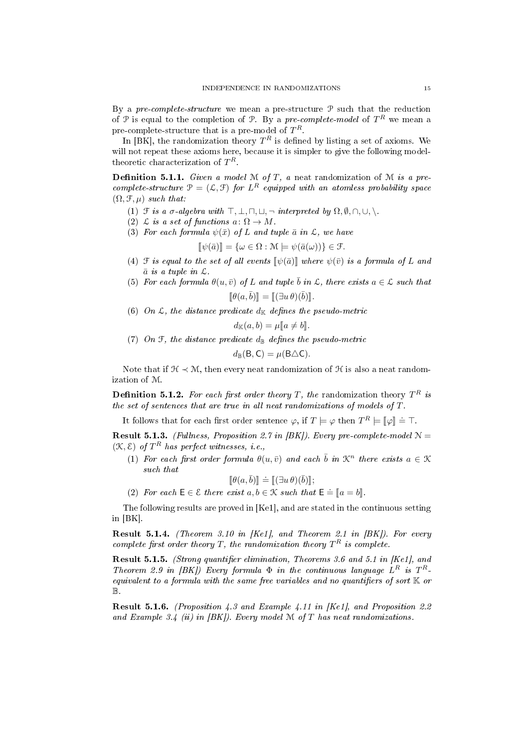By a *pre-complete-structure* we mean a pre-structure $\mathcal{P}$ such that the reduction of $\mathcal{P}$ is equal to the completion of $\mathcal{P}$. By a *pre-complete-model* of $T^R$ we mean a pre-complete-structure that is a pre-model of $T^R$.

In [BK], the randomization theory $T^R$ is defined by listing a set of axioms. We will not repeat these axioms here, because it is simpler to give the following model-theoretic characterization of $T^R$.

**Definition 5.1.1.** *Given a model $\mathcal{M}$ of $T$, a* neat randomization *of $\mathcal{M}$ is a pre-complete-structure $\mathcal{P} = (\mathcal{L}, \mathcal{F})$ for $L^R$ equipped with an atomless probability space $(\Omega, \mathcal{F}, \mu)$ such that:*

1. *$\mathcal{F}$ is a $\sigma$-algebra with $\top, \bot, \sqcap, \sqcup, \neg$ interpreted by $\Omega, \emptyset, \cap, \cup, \setminus$.*
2. *$\mathcal{L}$ is a set of functions $a \colon \Omega \to M$.*
3. *For each formula $\psi(\bar{x})$ of $L$ and tuple $\bar{a}$ in $\mathcal{L}$, we have*
$$[\![\psi(\bar{a})]\!] = \{\omega \in \Omega : \mathcal{M} \models \psi(\bar{a}(\omega))\} \in \mathcal{F}.$$
4. *$\mathcal{F}$ is equal to the set of all events $[\![\psi(\bar{a})]\!]$ where $\psi(\bar{v})$ is a formula of $L$ and $\bar{a}$ is a tuple in $\mathcal{L}$.*
5. *For each formula $\theta(u, \bar{v})$ of $L$ and tuple $\bar{b}$ in $\mathcal{L}$, there exists $a \in \mathcal{L}$ such that*
$$[\![\theta(a, \bar{b})]\!] = [\![(\exists u\, \theta)(\bar{b})]\!].$$
6. *On $\mathcal{L}$, the distance predicate $d_{\mathbb{K}}$ defines the pseudo-metric*
$$d_{\mathbb{K}}(a, b) = \mu[\![a \neq b]\!].$$
7. *On $\mathcal{F}$, the distance predicate $d_{\mathbb{B}}$ defines the pseudo-metric*
$$d_{\mathbb{B}}(\mathsf{B}, \mathsf{C}) = \mu(\mathsf{B} \triangle \mathsf{C}).$$

Note that if $\mathcal{H} \prec \mathcal{M}$, then every neat randomization of $\mathcal{H}$ is also a neat randomization of $\mathcal{M}$.

**Definition 5.1.2.** *For each first order theory $T$, the* randomization theory *$T^R$ is the set of sentences that are true in all neat randomizations of models of $T$.*

It follows that for each first order sentence $\varphi$, if $T \models \varphi$ then $T^R \models [\![\varphi]\!] \doteq \top$.

**Result 5.1.3.** *(Fullness, Proposition 2.7 in [BK]). Every pre-complete-model $\mathcal{N} = (\mathcal{K}, \mathcal{E})$ of $T^R$ has perfect witnesses, i.e.,*

1. *For each first order formula $\theta(u, \bar{v})$ and each $\bar{b}$ in $\mathcal{K}^n$ there exists $a \in \mathcal{K}$ such that*
$$[\![\theta(a, \bar{b})]\!] \doteq [\![(\exists u\, \theta)(\bar{b})]\!];$$
2. *For each $\mathsf{E} \in \mathcal{E}$ there exist $a, b \in \mathcal{K}$ such that $\mathsf{E} \doteq [\![a = b]\!]$.*

The following results are proved in [Ke1], and are stated in the continuous setting in [BK].

**Result 5.1.4.** *(Theorem 3.10 in [Ke1], and Theorem 2.1 in [BK]). For every complete first order theory $T$, the randomization theory $T^R$ is complete.*

**Result 5.1.5.** *(Strong quantifier elimination, Theorems 3.6 and 5.1 in [Ke1], and Theorem 2.9 in [BK]) Every formula $\Phi$ in the continuous language $L^R$ is $T^R$-equivalent to a formula with the same free variables and no quantifiers of sort $\mathbb{K}$ or $\mathbb{B}$.*

**Result 5.1.6.** *(Proposition 4.3 and Example 4.11 in [Ke1], and Proposition 2.2 and Example 3.4 (ii) in [BK]). Every model $\mathcal{M}$ of $T$ has neat randomizations.*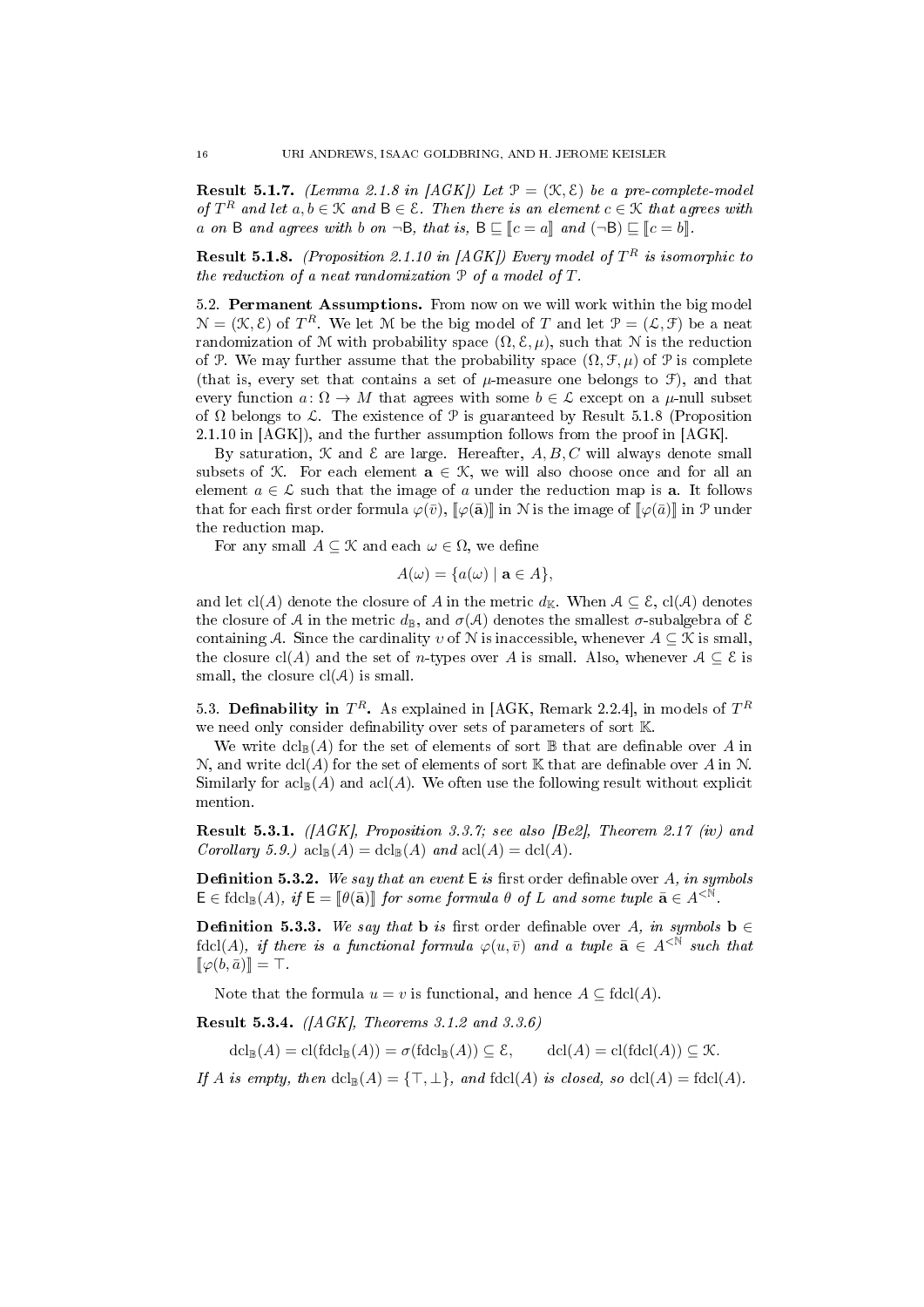**Result 5.1.7.** *(Lemma 2.1.8 in [AGK]) Let $\mathcal{P} = (\mathcal{K}, \mathcal{E})$ be a pre-complete-model of $T^R$ and let $a, b \in \mathcal{K}$ and $\mathsf{B} \in \mathcal{E}$. Then there is an element $c \in \mathcal{K}$ that agrees with $a$ on $\mathsf{B}$ and agrees with $b$ on $\neg\mathsf{B}$, that is, $\mathsf{B} \sqsubseteq [\![c = a]\!]$ and $(\neg\mathsf{B}) \sqsubseteq [\![c = b]\!]$.*

**Result 5.1.8.** *(Proposition 2.1.10 in [AGK]) Every model of $T^R$ is isomorphic to the reduction of a neat randomization $\mathcal{P}$ of a model of $T$.*

## 5.2. Permanent Assumptions.

From now on we will work within the big model $\mathcal{N} = (\mathcal{K}, \mathcal{E})$ of $T^R$. We let $\mathcal{M}$ be the big model of $T$ and let $\mathcal{P} = (\mathcal{L}, \mathcal{F})$ be a neat randomization of $\mathcal{M}$ with probability space $(\Omega, \mathcal{E}, \mu)$, such that $\mathcal{N}$ is the reduction of $\mathcal{P}$. We may further assume that the probability space $(\Omega, \mathcal{F}, \mu)$ of $\mathcal{P}$ is complete (that is, every set that contains a set of $\mu$-measure one belongs to $\mathcal{F}$), and that every function $a \colon \Omega \to M$ that agrees with some $b \in \mathcal{L}$ except on a $\mu$-null subset of $\Omega$ belongs to $\mathcal{L}$. The existence of $\mathcal{P}$ is guaranteed by Result 5.1.8 (Proposition 2.1.10 in [AGK]), and the further assumption follows from the proof in [AGK].

By saturation, $\mathcal{K}$ and $\mathcal{E}$ are large. Hereafter, $A, B, C$ will always denote small subsets of $\mathcal{K}$. For each element $\mathbf{a} \in \mathcal{K}$, we will also choose once and for all an element $a \in \mathcal{L}$ such that the image of $a$ under the reduction map is $\mathbf{a}$. It follows that for each first order formula $\varphi(\bar{v})$, $[\![\varphi(\bar{\mathbf{a}})]\!]$ in $\mathcal{N}$ is the image of $[\![\varphi(\bar{a})]\!]$ in $\mathcal{P}$ under the reduction map.

For any small $A \subseteq \mathcal{K}$ and each $\omega \in \Omega$, we define

$$A(\omega) = \{a(\omega) \mid \mathbf{a} \in A\},$$

and let $\mathrm{cl}(A)$ denote the closure of $A$ in the metric $d_{\mathbb{K}}$. When $\mathcal{A} \subseteq \mathcal{E}$, $\mathrm{cl}(\mathcal{A})$ denotes the closure of $\mathcal{A}$ in the metric $d_{\mathbb{B}}$, and $\sigma(\mathcal{A})$ denotes the smallest $\sigma$-subalgebra of $\mathcal{E}$ containing $\mathcal{A}$. Since the cardinality $\upsilon$ of $\mathcal{N}$ is inaccessible, whenever $A \subseteq \mathcal{K}$ is small, the closure $\mathrm{cl}(A)$ and the set of $n$-types over $A$ is small. Also, whenever $\mathcal{A} \subseteq \mathcal{E}$ is small, the closure $\mathrm{cl}(\mathcal{A})$ is small.

## 5.3. Definability in $T^R$.

As explained in [AGK, Remark 2.2.4], in models of $T^R$ we need only consider definability over sets of parameters of sort $\mathbb{K}$.

We write $\mathrm{dcl}_{\mathbb{B}}(A)$ for the set of elements of sort $\mathbb{B}$ that are definable over $A$ in $\mathcal{N}$, and write $\mathrm{dcl}(A)$ for the set of elements of sort $\mathbb{K}$ that are definable over $A$ in $\mathcal{N}$. Similarly for $\mathrm{acl}_{\mathbb{B}}(A)$ and $\mathrm{acl}(A)$. We often use the following result without explicit mention.

**Result 5.3.1.** *([AGK], Proposition 3.3.7; see also [Be2], Theorem 2.17 (iv) and Corollary 5.9.) $\mathrm{acl}_{\mathbb{B}}(A) = \mathrm{dcl}_{\mathbb{B}}(A)$ and $\mathrm{acl}(A) = \mathrm{dcl}(A)$.*

**Definition 5.3.2.** *We say that an event $\mathsf{E}$ is* first order definable over $A$*, in symbols $\mathsf{E} \in \mathrm{fdcl}_{\mathbb{B}}(A)$, if $\mathsf{E} = [\![\theta(\bar{\mathbf{a}})]\!]$ for some formula $\theta$ of $L$ and some tuple $\bar{\mathbf{a}} \in A^{<\mathbb{N}}$.*

**Definition 5.3.3.** *We say that $\mathbf{b}$ is* first order definable over $A$*, in symbols $\mathbf{b} \in \mathrm{fdcl}(A)$, if there is a functional formula $\varphi(u, \bar{v})$ and a tuple $\bar{\mathbf{a}} \in A^{<\mathbb{N}}$ such that $[\![\varphi(b, \bar{a})]\!] = \top$.*

Note that the formula $u = v$ is functional, and hence $A \subseteq \mathrm{fdcl}(A)$.

**Result 5.3.4.** *([AGK], Theorems 3.1.2 and 3.3.6)*

$$\mathrm{dcl}_{\mathbb{B}}(A) = \mathrm{cl}(\mathrm{fdcl}_{\mathbb{B}}(A)) = \sigma(\mathrm{fdcl}_{\mathbb{B}}(A)) \subseteq \mathcal{E}, \qquad \mathrm{dcl}(A) = \mathrm{cl}(\mathrm{fdcl}(A)) \subseteq \mathcal{K}.$$

*If $A$ is empty, then $\mathrm{dcl}_{\mathbb{B}}(A) = \{\top, \bot\}$, and $\mathrm{fdcl}(A)$ is closed, so $\mathrm{dcl}(A) = \mathrm{fdcl}(A)$.*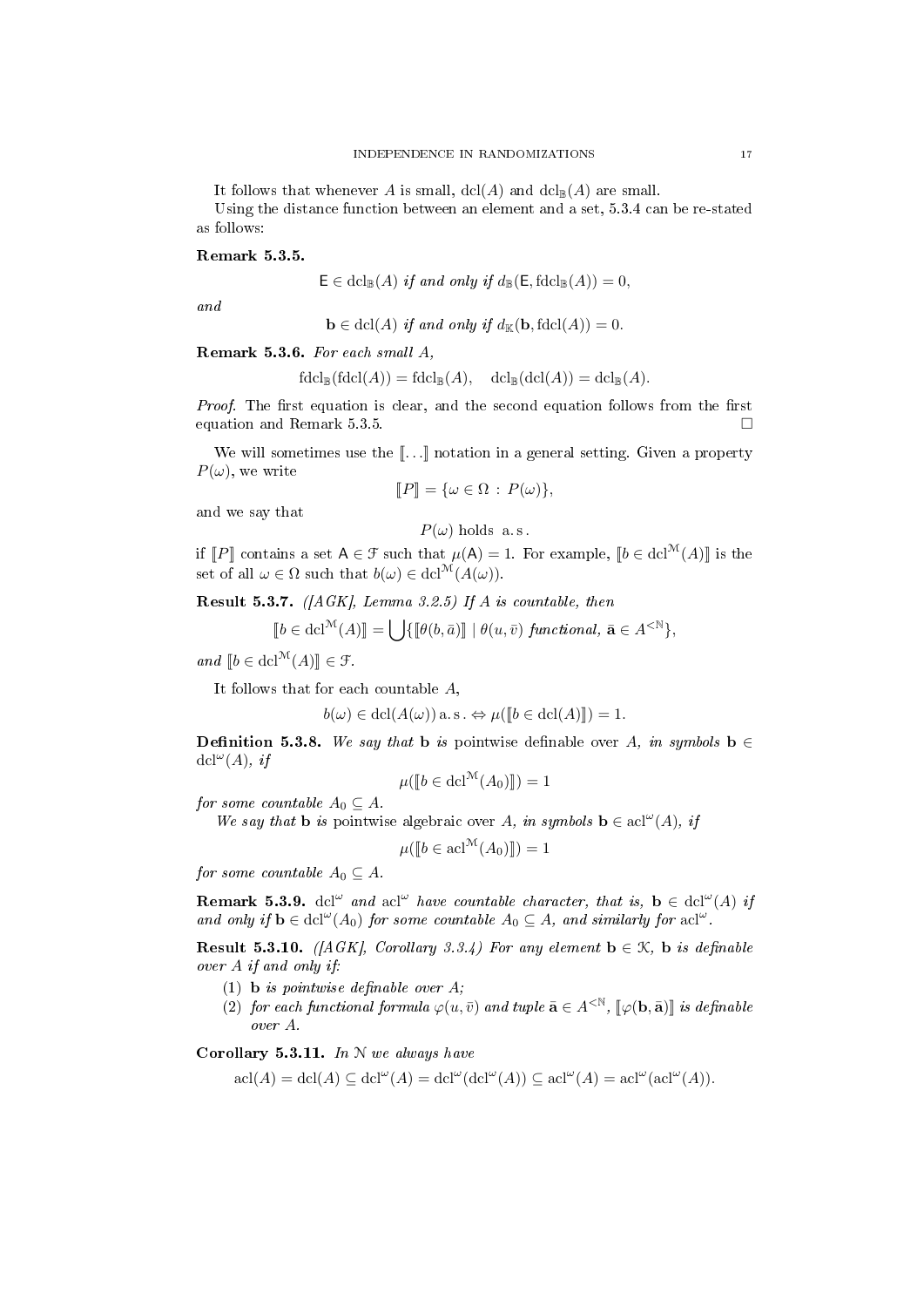It follows that whenever $A$ is small, $\operatorname{dcl}(A)$ and $\operatorname{dcl}_{\mathbb{B}}(A)$ are small.

Using the distance function between an element and a set, 5.3.4 can be re-stated as follows:

**Remark 5.3.5.**

$$\mathsf{E} \in \operatorname{dcl}_{\mathbb{B}}(A) \textit{ if and only if } d_{\mathbb{B}}(\mathsf{E}, \operatorname{fdcl}_{\mathbb{B}}(A)) = 0,$$

*and*

$$\mathbf{b} \in \operatorname{dcl}(A) \textit{ if and only if } d_{\mathbb{K}}(\mathbf{b}, \operatorname{fdcl}(A)) = 0.$$

**Remark 5.3.6.** *For each small $A$,*

$$\operatorname{fdcl}_{\mathbb{B}}(\operatorname{fdcl}(A)) = \operatorname{fdcl}_{\mathbb{B}}(A), \quad \operatorname{dcl}_{\mathbb{B}}(\operatorname{dcl}(A)) = \operatorname{dcl}_{\mathbb{B}}(A).$$

*Proof.* The first equation is clear, and the second equation follows from the first equation and Remark 5.3.5. □

We will sometimes use the $[\![\ldots]\!]$ notation in a general setting. Given a property $P(\omega)$, we write

$$[\![P]\!] = \{\omega \in \Omega : P(\omega)\},$$

and we say that

$$P(\omega) \text{ holds a.s.}$$

if $[\![P]\!]$ contains a set $\mathsf{A} \in \mathcal{F}$ such that $\mu(\mathsf{A}) = 1$. For example, $[\![b \in \operatorname{dcl}^{\mathcal{M}}(A)]\!]$ is the set of all $\omega \in \Omega$ such that $b(\omega) \in \operatorname{dcl}^{\mathcal{M}}(A(\omega))$.

**Result 5.3.7.** *([AGK], Lemma 3.2.5) If $A$ is countable, then*

$$[\![b \in \operatorname{dcl}^{\mathcal{M}}(A)]\!] = \bigcup\{[\![\theta(b, \bar{a})]\!] \mid \theta(u, \bar{v}) \textit{ functional}, \bar{\mathbf{a}} \in A^{<\mathbb{N}}\},$$

*and* $[\![b \in \operatorname{dcl}^{\mathcal{M}}(A)]\!] \in \mathcal{F}$.

It follows that for each countable $A$,

$$b(\omega) \in \operatorname{dcl}(A(\omega)) \text{ a.s.} \Leftrightarrow \mu([\![b \in \operatorname{dcl}(A)]\!]) = 1.$$

**Definition 5.3.8.** *We say that* $\mathbf{b}$ *is* pointwise definable over $A$, *in symbols* $\mathbf{b} \in \operatorname{dcl}^{\omega}(A)$, *if*

$$\mu([\![b \in \operatorname{dcl}^{\mathcal{M}}(A_0)]\!]) = 1$$

*for some countable $A_0 \subseteq A$.*

*We say that* $\mathbf{b}$ *is* pointwise algebraic over $A$, *in symbols* $\mathbf{b} \in \operatorname{acl}^{\omega}(A)$, *if*

$$\mu([\![b \in \operatorname{acl}^{\mathcal{M}}(A_0)]\!]) = 1$$

*for some countable $A_0 \subseteq A$.*

**Remark 5.3.9.** *$\operatorname{dcl}^{\omega}$ and $\operatorname{acl}^{\omega}$ have countable character, that is, $\mathbf{b} \in \operatorname{dcl}^{\omega}(A)$ if and only if $\mathbf{b} \in \operatorname{dcl}^{\omega}(A_0)$ for some countable $A_0 \subseteq A$, and similarly for $\operatorname{acl}^{\omega}$.*

**Result 5.3.10.** *([AGK], Corollary 3.3.4) For any element $\mathbf{b} \in \mathcal{K}$, $\mathbf{b}$ is definable over $A$ if and only if:*

1. *$\mathbf{b}$ is pointwise definable over $A$;*
2. *for each functional formula $\varphi(u, \bar{v})$ and tuple $\bar{\mathbf{a}} \in A^{<\mathbb{N}}$, $[\![\varphi(\mathbf{b}, \bar{\mathbf{a}})]\!]$ is definable over $A$.*

**Corollary 5.3.11.** *In $\mathcal{N}$ we always have*

$$\operatorname{acl}(A) = \operatorname{dcl}(A) \subseteq \operatorname{dcl}^{\omega}(A) = \operatorname{dcl}^{\omega}(\operatorname{dcl}^{\omega}(A)) \subseteq \operatorname{acl}^{\omega}(A) = \operatorname{acl}^{\omega}(\operatorname{acl}^{\omega}(A)).$$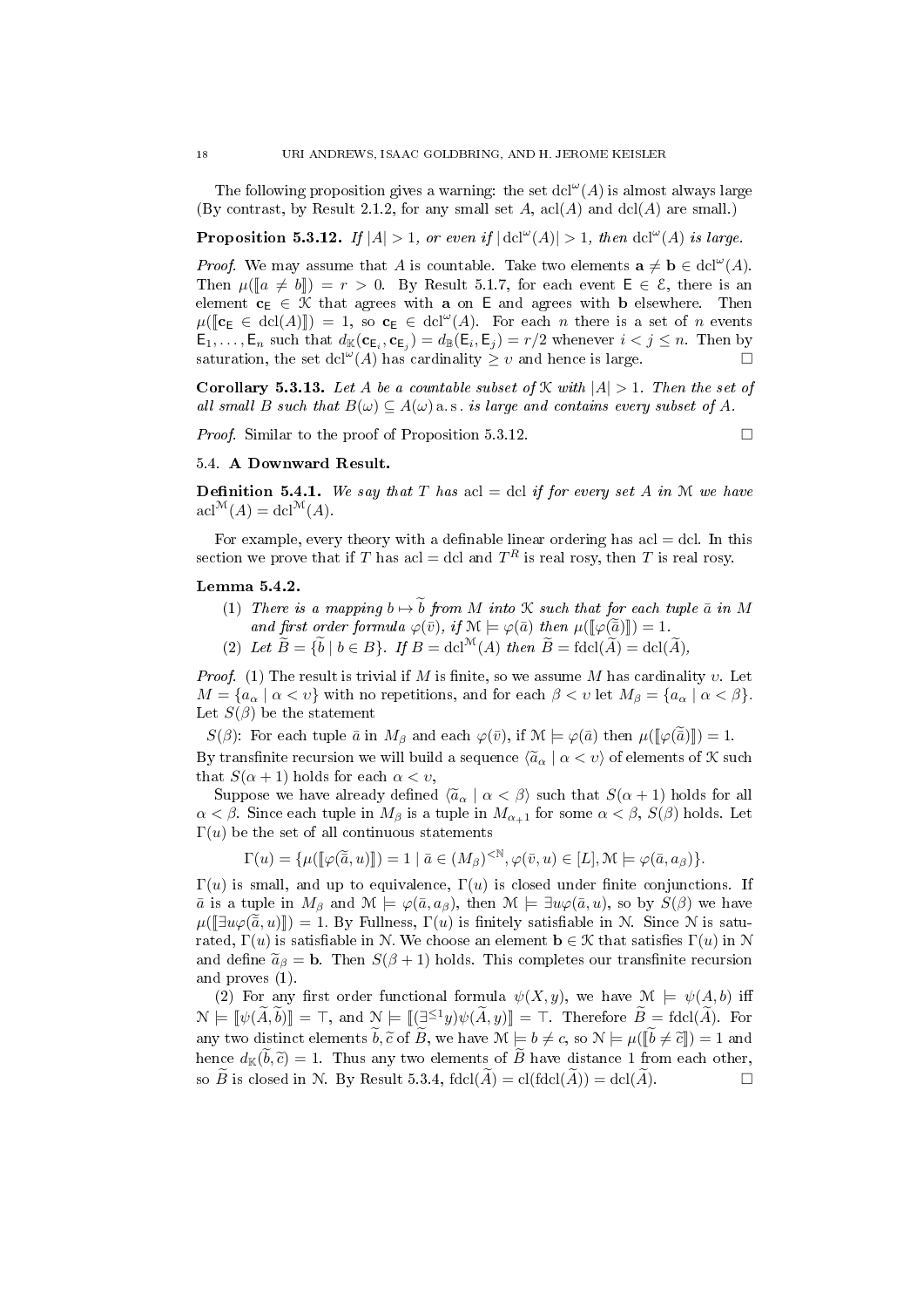The following proposition gives a warning: the set $\mathrm{dcl}^\omega(A)$ is almost always large (By contrast, by Result 2.1.2, for any small set $A$, $\mathrm{acl}(A)$ and $\mathrm{dcl}(A)$ are small.)

**Proposition 5.3.12.** *If $|A| > 1$, or even if $|\mathrm{dcl}^\omega(A)| > 1$, then $\mathrm{dcl}^\omega(A)$ is large.*

*Proof.* We may assume that $A$ is countable. Take two elements $\mathbf{a} \neq \mathbf{b} \in \mathrm{dcl}^\omega(A)$. Then $\mu([\![a \neq b]\!]) = r > 0$. By Result 5.1.7, for each event $\mathsf{E} \in \mathcal{E}$, there is an element $\mathbf{c}_\mathsf{E} \in \mathcal{K}$ that agrees with $\mathbf{a}$ on $\mathsf{E}$ and agrees with $\mathbf{b}$ elsewhere. Then $\mu([\![\mathbf{c}_\mathsf{E} \in \mathrm{dcl}(A)]\!]) = 1$, so $\mathbf{c}_\mathsf{E} \in \mathrm{dcl}^\omega(A)$. For each $n$ there is a set of $n$ events $\mathsf{E}_1, \ldots, \mathsf{E}_n$ such that $d_\mathbb{K}(\mathbf{c}_{\mathsf{E}_i}, \mathbf{c}_{\mathsf{E}_j}) = d_\mathbb{B}(\mathsf{E}_i, \mathsf{E}_j) = r/2$ whenever $i < j \leq n$. Then by saturation, the set $\mathrm{dcl}^\omega(A)$ has cardinality $\geq \upsilon$ and hence is large. □

**Corollary 5.3.13.** *Let $A$ be a countable subset of $\mathcal{K}$ with $|A| > 1$. Then the set of all small $B$ such that $B(\omega) \subseteq A(\omega)$ a.s. is large and contains every subset of $A$.*

*Proof.* Similar to the proof of Proposition 5.3.12. □

### 5.4. A Downward Result.

**Definition 5.4.1.** *We say that $T$ has $\mathrm{acl} = \mathrm{dcl}$ if for every set $A$ in $\mathcal{M}$ we have $\mathrm{acl}^\mathcal{M}(A) = \mathrm{dcl}^\mathcal{M}(A)$.*

For example, every theory with a definable linear ordering has $\mathrm{acl} = \mathrm{dcl}$. In this section we prove that if $T$ has $\mathrm{acl} = \mathrm{dcl}$ and $T^R$ is real rosy, then $T$ is real rosy.

**Lemma 5.4.2.**

(1) *There is a mapping $b \mapsto \widetilde{b}$ from $M$ into $\mathcal{K}$ such that for each tuple $\bar{a}$ in $M$ and first order formula $\varphi(\bar{v})$, if $\mathcal{M} \models \varphi(\bar{a})$ then $\mu([\![\varphi(\widetilde{\bar{a}})]\!]) = 1$.*

(2) *Let $\widetilde{B} = \{\widetilde{b} \mid b \in B\}$. If $B = \mathrm{dcl}^\mathcal{M}(A)$ then $\widetilde{B} = \mathrm{fdcl}(\widetilde{A}) = \mathrm{dcl}(\widetilde{A})$,*

*Proof.* (1) The result is trivial if $M$ is finite, so we assume $M$ has cardinality $\upsilon$. Let $M = \{a_\alpha \mid \alpha < \upsilon\}$ with no repetitions, and for each $\beta < \upsilon$ let $M_\beta = \{a_\alpha \mid \alpha < \beta\}$. Let $S(\beta)$ be the statement

$S(\beta)$: For each tuple $\bar{a}$ in $M_\beta$ and each $\varphi(\bar{v})$, if $\mathcal{M} \models \varphi(\bar{a})$ then $\mu([\![\varphi(\widetilde{\bar{a}})]\!]) = 1$.

By transfinite recursion we will build a sequence $\langle \widetilde{a}_\alpha \mid \alpha < \upsilon \rangle$ of elements of $\mathcal{K}$ such that $S(\alpha + 1)$ holds for each $\alpha < \upsilon$,

Suppose we have already defined $\langle \widetilde{a}_\alpha \mid \alpha < \beta \rangle$ such that $S(\alpha + 1)$ holds for all $\alpha < \beta$. Since each tuple in $M_\beta$ is a tuple in $M_{\alpha+1}$ for some $\alpha < \beta$, $S(\beta)$ holds. Let $\Gamma(u)$ be the set of all continuous statements

$$\Gamma(u) = \{\mu([\![\varphi(\widetilde{\bar{a}}, u)]\!]) = 1 \mid \bar{a} \in (M_\beta)^{<\mathbb{N}}, \varphi(\bar{v}, u) \in [L], \mathcal{M} \models \varphi(\bar{a}, a_\beta)\}.$$

$\Gamma(u)$ is small, and up to equivalence, $\Gamma(u)$ is closed under finite conjunctions. If $\bar{a}$ is a tuple in $M_\beta$ and $\mathcal{M} \models \varphi(\bar{a}, a_\beta)$, then $\mathcal{M} \models \exists u \varphi(\bar{a}, u)$, so by $S(\beta)$ we have $\mu([\![\exists u \varphi(\widetilde{\bar{a}}, u)]\!]) = 1$. By Fullness, $\Gamma(u)$ is finitely satisfiable in $\mathcal{N}$. Since $\mathcal{N}$ is saturated, $\Gamma(u)$ is satisfiable in $\mathcal{N}$. We choose an element $\mathbf{b} \in \mathcal{K}$ that satisfies $\Gamma(u)$ in $\mathcal{N}$ and define $\widetilde{a}_\beta = \mathbf{b}$. Then $S(\beta + 1)$ holds. This completes our transfinite recursion and proves (1).

(2) For any first order functional formula $\psi(X, y)$, we have $\mathcal{M} \models \psi(A, b)$ iff $\mathcal{N} \models [\![\psi(\widetilde{A}, \widetilde{b})]\!] = \top$, and $\mathcal{N} \models [\![(\exists^{\leq 1} y)\psi(\widetilde{A}, y)]\!] = \top$. Therefore $\widetilde{B} = \mathrm{fdcl}(\widetilde{A})$. For any two distinct elements $\widetilde{b}, \widetilde{c}$ of $\widetilde{B}$, we have $\mathcal{M} \models b \neq c$, so $\mathcal{N} \models \mu([\![\widetilde{b} \neq \widetilde{c}]\!]) = 1$ and hence $d_\mathbb{K}(\widetilde{b}, \widetilde{c}) = 1$. Thus any two elements of $\widetilde{B}$ have distance 1 from each other, so $\widetilde{B}$ is closed in $\mathcal{N}$. By Result 5.3.4, $\mathrm{fdcl}(\widetilde{A}) = \mathrm{cl}(\mathrm{fdcl}(\widetilde{A})) = \mathrm{dcl}(\widetilde{A})$. □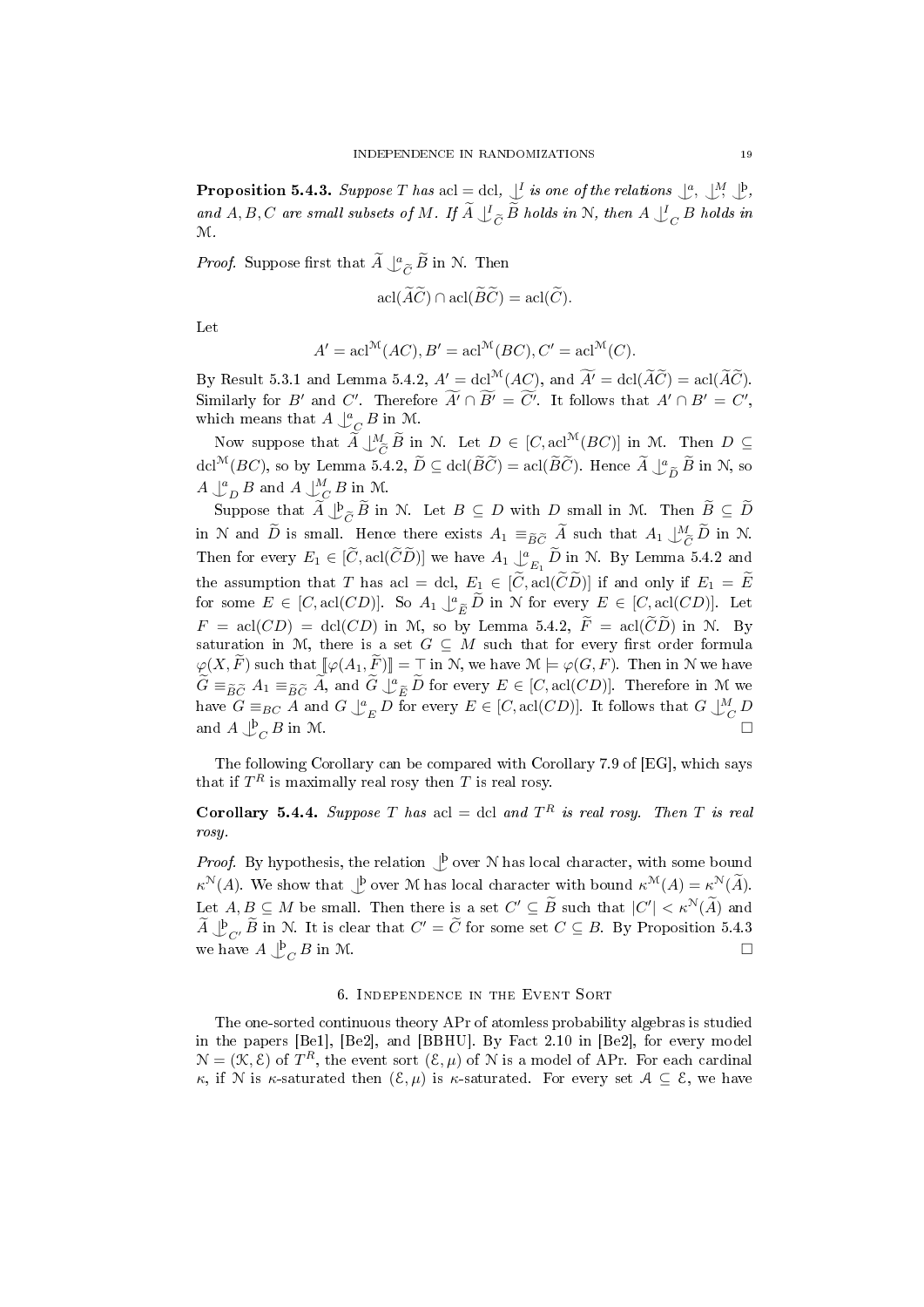**Proposition 5.4.3.** *Suppose $T$ has $\operatorname{acl} = \operatorname{dcl}$, $\perp\!\!\!\!\perp^I$ is one of the relations $\perp\!\!\!\!\perp^a$, $\perp\!\!\!\!\perp^M$, $\perp\!\!\!\!\perp^{\text{þ}}$, and $A, B, C$ are small subsets of $M$. If $\widetilde{A} \perp\!\!\!\!\perp^I_{\widetilde{C}} \widetilde{B}$ holds in $\mathcal{N}$, then $A \perp\!\!\!\!\perp^I_C B$ holds in $\mathcal{M}$.*

*Proof.* Suppose first that $\widetilde{A} \perp\!\!\!\!\perp^a_{\widetilde{C}} \widetilde{B}$ in $\mathcal{N}$. Then

$$\operatorname{acl}(\widetilde{A}\widetilde{C}) \cap \operatorname{acl}(\widetilde{B}\widetilde{C}) = \operatorname{acl}(\widetilde{C}).$$

Let

$$A' = \operatorname{acl}^{\mathcal{M}}(AC), B' = \operatorname{acl}^{\mathcal{M}}(BC), C' = \operatorname{acl}^{\mathcal{M}}(C).$$

By Result 5.3.1 and Lemma 5.4.2, $A' = \operatorname{dcl}^{\mathcal{M}}(AC)$, and $\widetilde{A'} = \operatorname{dcl}(\widetilde{A}\widetilde{C}) = \operatorname{acl}(\widetilde{A}\widetilde{C})$. Similarly for $B'$ and $C'$. Therefore $\widetilde{A'} \cap \widetilde{B'} = \widetilde{C'}$. It follows that $A' \cap B' = C'$, which means that $A \perp\!\!\!\!\perp^a_C B$ in $\mathcal{M}$.

Now suppose that $\widetilde{A} \perp\!\!\!\!\perp^M_{\widetilde{C}} \widetilde{B}$ in $\mathcal{N}$. Let $D \in [C, \operatorname{acl}^{\mathcal{M}}(BC)]$ in $\mathcal{M}$. Then $D \subseteq \operatorname{dcl}^{\mathcal{M}}(BC)$, so by Lemma 5.4.2, $\widetilde{D} \subseteq \operatorname{dcl}(\widetilde{B}\widetilde{C}) = \operatorname{acl}(\widetilde{B}\widetilde{C})$. Hence $\widetilde{A} \perp\!\!\!\!\perp^a_{\widetilde{D}} \widetilde{B}$ in $\mathcal{N}$, so $A \perp\!\!\!\!\perp^a_D B$ and $A \perp\!\!\!\!\perp^M_C B$ in $\mathcal{M}$.

Suppose that $\widetilde{A} \perp\!\!\!\!\perp^{\text{þ}}_{\widetilde{C}} \widetilde{B}$ in $\mathcal{N}$. Let $B \subseteq D$ with $D$ small in $\mathcal{M}$. Then $\widetilde{B} \subseteq \widetilde{D}$ in $\mathcal{N}$ and $\widetilde{D}$ is small. Hence there exists $A_1 \equiv_{\widetilde{B}\widetilde{C}} \widetilde{A}$ such that $A_1 \perp\!\!\!\!\perp^M_{\widetilde{C}} \widetilde{D}$ in $\mathcal{N}$. Then for every $E_1 \in [\widetilde{C}, \operatorname{acl}(\widetilde{C}\widetilde{D})]$ we have $A_1 \perp\!\!\!\!\perp^a_{E_1} \widetilde{D}$ in $\mathcal{N}$. By Lemma 5.4.2 and the assumption that $T$ has $\operatorname{acl} = \operatorname{dcl}$, $E_1 \in [\widetilde{C}, \operatorname{acl}(\widetilde{C}\widetilde{D})]$ if and only if $E_1 = \widetilde{E}$ for some $E \in [C, \operatorname{acl}(CD)]$. So $A_1 \perp\!\!\!\!\perp^a_{\widetilde{E}} \widetilde{D}$ in $\mathcal{N}$ for every $E \in [C, \operatorname{acl}(CD)]$. Let $F = \operatorname{acl}(CD) = \operatorname{dcl}(CD)$ in $\mathcal{M}$, so by Lemma 5.4.2, $\widetilde{F} = \operatorname{acl}(\widetilde{C}\widetilde{D})$ in $\mathcal{N}$. By saturation in $\mathcal{M}$, there is a set $G \subseteq M$ such that for every first order formula $\varphi(X, \widetilde{F})$ such that $[\![\varphi(A_1, \widetilde{F})]\!] = \top$ in $\mathcal{N}$, we have $\mathcal{M} \models \varphi(G, F)$. Then in $\mathcal{N}$ we have $\widetilde{G} \equiv_{\widetilde{B}\widetilde{C}} A_1 \equiv_{\widetilde{B}\widetilde{C}} \widetilde{A}$, and $\widetilde{G} \perp\!\!\!\!\perp^a_{\widetilde{E}} \widetilde{D}$ for every $E \in [C, \operatorname{acl}(CD)]$. Therefore in $\mathcal{M}$ we have $G \equiv_{BC} A$ and $G \perp\!\!\!\!\perp^a_E D$ for every $E \in [C, \operatorname{acl}(CD)]$. It follows that $G \perp\!\!\!\!\perp^M_C D$ and $A \perp\!\!\!\!\perp^{\text{þ}}_C B$ in $\mathcal{M}$. $\square$

The following Corollary can be compared with Corollary 7.9 of [EG], which says that if $T^R$ is maximally real rosy then $T$ is real rosy.

**Corollary 5.4.4.** *Suppose $T$ has $\operatorname{acl} = \operatorname{dcl}$ and $T^R$ is real rosy. Then $T$ is real rosy.*

*Proof.* By hypothesis, the relation $\perp\!\!\!\!\perp^{\text{þ}}$ over $\mathcal{N}$ has local character, with some bound $\kappa^{\mathcal{N}}(A)$. We show that $\perp\!\!\!\!\perp^{\text{þ}}$ over $\mathcal{M}$ has local character with bound $\kappa^{\mathcal{M}}(A) = \kappa^{\mathcal{N}}(\widetilde{A})$. Let $A, B \subseteq M$ be small. Then there is a set $C' \subseteq \widetilde{B}$ such that $|C'| < \kappa^{\mathcal{N}}(\widetilde{A})$ and $\widetilde{A} \perp\!\!\!\!\perp^{\text{þ}}_{C'} \widetilde{B}$ in $\mathcal{N}$. It is clear that $C' = \widetilde{C}$ for some set $C \subseteq B$. By Proposition 5.4.3 we have $A \perp\!\!\!\!\perp^{\text{þ}}_C B$ in $\mathcal{M}$. $\square$

## 6. Independence in the Event Sort

The one-sorted continuous theory APr of atomless probability algebras is studied in the papers [Be1], [Be2], and [BBHU]. By Fact 2.10 in [Be2], for every model $\mathcal{N} = (\mathcal{K}, \mathcal{E})$ of $T^R$, the event sort $(\mathcal{E}, \mu)$ of $\mathcal{N}$ is a model of APr. For each cardinal $\kappa$, if $\mathcal{N}$ is $\kappa$-saturated then $(\mathcal{E}, \mu)$ is $\kappa$-saturated. For every set $\mathcal{A} \subseteq \mathcal{E}$, we have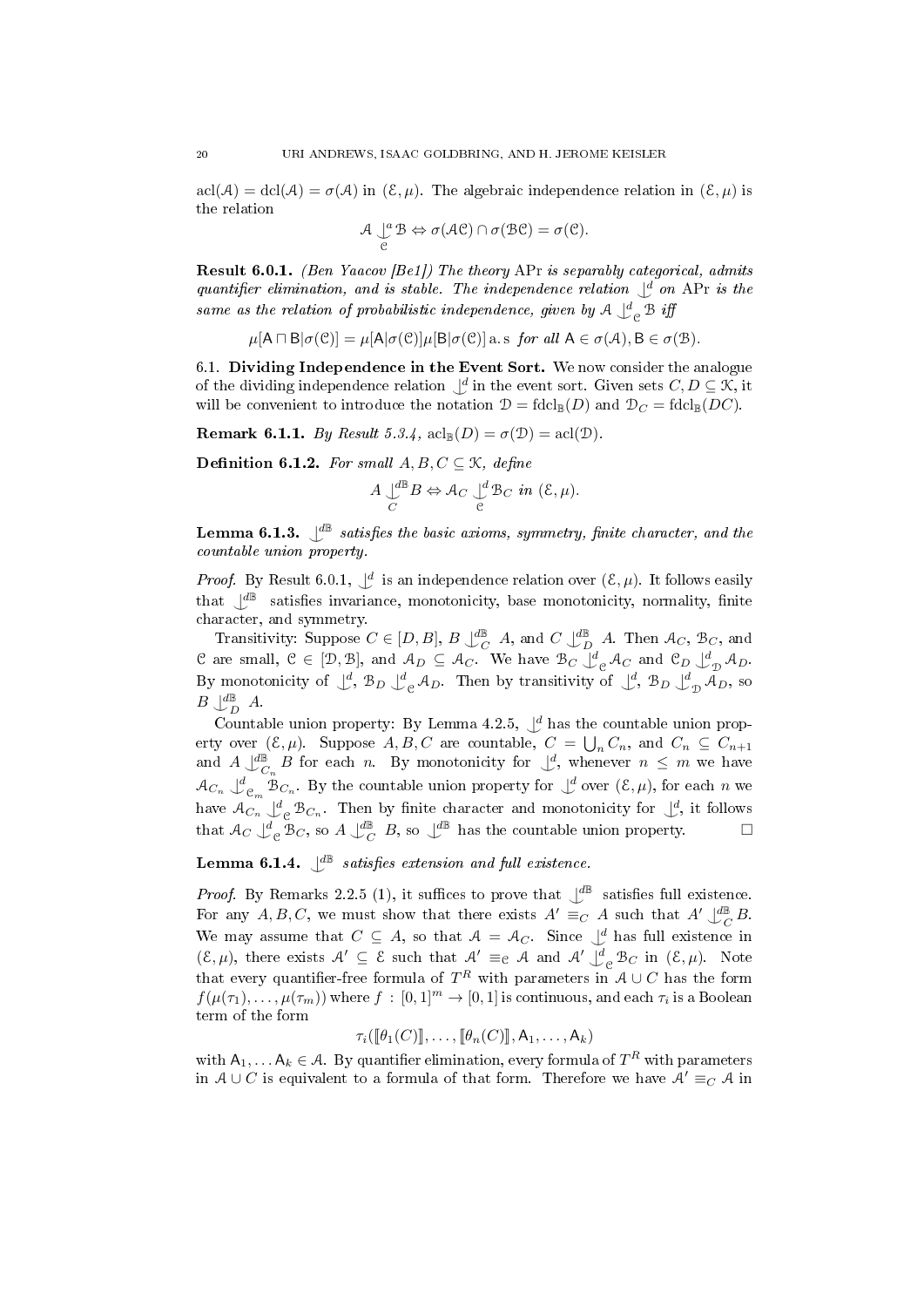$\text{acl}(\mathcal{A}) = \text{dcl}(\mathcal{A}) = \sigma(\mathcal{A})$ in $(\mathcal{E}, \mu)$. The algebraic independence relation in $(\mathcal{E}, \mu)$ is the relation

$$\mathcal{A} \mathop{\smile\!\!\!\!\!\mid}^{a}_{\mathcal{C}} \mathcal{B} \Leftrightarrow \sigma(\mathcal{AC}) \cap \sigma(\mathcal{BC}) = \sigma(\mathcal{C}).$$

**Result 6.0.1.** *(Ben Yaacov [Be1]) The theory* APr *is separably categorical, admits quantifier elimination, and is stable. The independence relation $\mathop{\smile\!\!\!\!\!\mid}^{d}$ on* APr *is the same as the relation of probabilistic independence, given by $\mathcal{A} \mathop{\smile\!\!\!\!\!\mid}^{d}_{\mathcal{C}} \mathcal{B}$ iff*

$$\mu[\mathsf{A} \sqcap \mathsf{B}|\sigma(\mathcal{C})] = \mu[\mathsf{A}|\sigma(\mathcal{C})]\mu[\mathsf{B}|\sigma(\mathcal{C})] \text{ a. s } \textit{for all } \mathsf{A} \in \sigma(\mathcal{A}), \mathsf{B} \in \sigma(\mathcal{B}).$$

## 6.1. Dividing Independence in the Event Sort.

We now consider the analogue of the dividing independence relation $\mathop{\smile\!\!\!\!\!\mid}^{d}$ in the event sort. Given sets $C, D \subseteq \mathcal{K}$, it will be convenient to introduce the notation $\mathcal{D} = \text{fdcl}_{\mathbb{B}}(D)$ and $\mathcal{D}_C = \text{fdcl}_{\mathbb{B}}(DC)$.

**Remark 6.1.1.** *By Result 5.3.4, $\text{acl}_{\mathbb{B}}(D) = \sigma(\mathcal{D}) = \text{acl}(\mathcal{D})$.*

**Definition 6.1.2.** *For small $A, B, C \subseteq \mathcal{K}$, define*

$$A \mathop{\smile\!\!\!\!\!\mid}^{d\mathbb{B}}_{C} B \Leftrightarrow \mathcal{A}_C \mathop{\smile\!\!\!\!\!\mid}^{d}_{\mathcal{C}} \mathcal{B}_C \textit{ in } (\mathcal{E}, \mu).$$

**Lemma 6.1.3.** *$\mathop{\smile\!\!\!\!\!\mid}^{d\mathbb{B}}$ satisfies the basic axioms, symmetry, finite character, and the countable union property.*

*Proof.* By Result 6.0.1, $\mathop{\smile\!\!\!\!\!\mid}^{d}$ is an independence relation over $(\mathcal{E}, \mu)$. It follows easily that $\mathop{\smile\!\!\!\!\!\mid}^{d\mathbb{B}}$ satisfies invariance, monotonicity, base monotonicity, normality, finite character, and symmetry.

Transitivity: Suppose $C \in [D, B]$, $B \mathop{\smile\!\!\!\!\!\mid}^{d\mathbb{B}}_{C} A$, and $C \mathop{\smile\!\!\!\!\!\mid}^{d\mathbb{B}}_{D} A$. Then $\mathcal{A}_C$, $\mathcal{B}_C$, and $\mathcal{C}$ are small, $\mathcal{C} \in [\mathcal{D}, \mathcal{B}]$, and $\mathcal{A}_D \subseteq \mathcal{A}_C$. We have $\mathcal{B}_C \mathop{\smile\!\!\!\!\!\mid}^{d}_{\mathcal{C}} \mathcal{A}_C$ and $\mathcal{C}_D \mathop{\smile\!\!\!\!\!\mid}^{d}_{\mathcal{D}} \mathcal{A}_D$. By monotonicity of $\mathop{\smile\!\!\!\!\!\mid}^{d}$, $\mathcal{B}_D \mathop{\smile\!\!\!\!\!\mid}^{d}_{\mathcal{C}} \mathcal{A}_D$. Then by transitivity of $\mathop{\smile\!\!\!\!\!\mid}^{d}$, $\mathcal{B}_D \mathop{\smile\!\!\!\!\!\mid}^{d}_{\mathcal{D}} \mathcal{A}_D$, so $B \mathop{\smile\!\!\!\!\!\mid}^{d\mathbb{B}}_{D} A$.

Countable union property: By Lemma 4.2.5, $\mathop{\smile\!\!\!\!\!\mid}^{d}$ has the countable union property over $(\mathcal{E}, \mu)$. Suppose $A, B, C$ are countable, $C = \bigcup_n C_n$, and $C_n \subseteq C_{n+1}$ and $A \mathop{\smile\!\!\!\!\!\mid}^{d\mathbb{B}}_{C_n} B$ for each $n$. By monotonicity for $\mathop{\smile\!\!\!\!\!\mid}^{d}$, whenever $n \leq m$ we have $\mathcal{A}_{C_n} \mathop{\smile\!\!\!\!\!\mid}^{d}_{\mathcal{C}_m} \mathcal{B}_{C_n}$. By the countable union property for $\mathop{\smile\!\!\!\!\!\mid}^{d}$ over $(\mathcal{E}, \mu)$, for each $n$ we have $\mathcal{A}_{C_n} \mathop{\smile\!\!\!\!\!\mid}^{d}_{\mathcal{C}} \mathcal{B}_{C_n}$. Then by finite character and monotonicity for $\mathop{\smile\!\!\!\!\!\mid}^{d}$, it follows that $\mathcal{A}_C \mathop{\smile\!\!\!\!\!\mid}^{d}_{\mathcal{C}} \mathcal{B}_C$, so $A \mathop{\smile\!\!\!\!\!\mid}^{d\mathbb{B}}_{C} B$, so $\mathop{\smile\!\!\!\!\!\mid}^{d\mathbb{B}}$ has the countable union property. $\square$

**Lemma 6.1.4.** *$\mathop{\smile\!\!\!\!\!\mid}^{d\mathbb{B}}$ satisfies extension and full existence.*

*Proof.* By Remarks 2.2.5 (1), it suffices to prove that $\mathop{\smile\!\!\!\!\!\mid}^{d\mathbb{B}}$ satisfies full existence. For any $A, B, C$, we must show that there exists $A' \equiv_C A$ such that $A' \mathop{\smile\!\!\!\!\!\mid}^{d\mathbb{B}}_{C} B$. We may assume that $C \subseteq A$, so that $\mathcal{A} = \mathcal{A}_C$. Since $\mathop{\smile\!\!\!\!\!\mid}^{d}$ has full existence in $(\mathcal{E}, \mu)$, there exists $\mathcal{A}' \subseteq \mathcal{E}$ such that $\mathcal{A}' \equiv_{\mathcal{C}} \mathcal{A}$ and $\mathcal{A}' \mathop{\smile\!\!\!\!\!\mid}^{d}_{\mathcal{C}} \mathcal{B}_C$ in $(\mathcal{E}, \mu)$. Note that every quantifier-free formula of $T^R$ with parameters in $\mathcal{A} \cup C$ has the form $f(\mu(\tau_1), \ldots, \mu(\tau_m))$ where $f : [0,1]^m \to [0,1]$ is continuous, and each $\tau_i$ is a Boolean term of the form

$$\tau_i([\![\theta_1(C)]\!], \ldots, [\![\theta_n(C)]\!], \mathsf{A}_1, \ldots, \mathsf{A}_k)$$

with $\mathsf{A}_1, \ldots \mathsf{A}_k \in \mathcal{A}$. By quantifier elimination, every formula of $T^R$ with parameters in $\mathcal{A} \cup C$ is equivalent to a formula of that form. Therefore we have $\mathcal{A}' \equiv_C \mathcal{A}$ in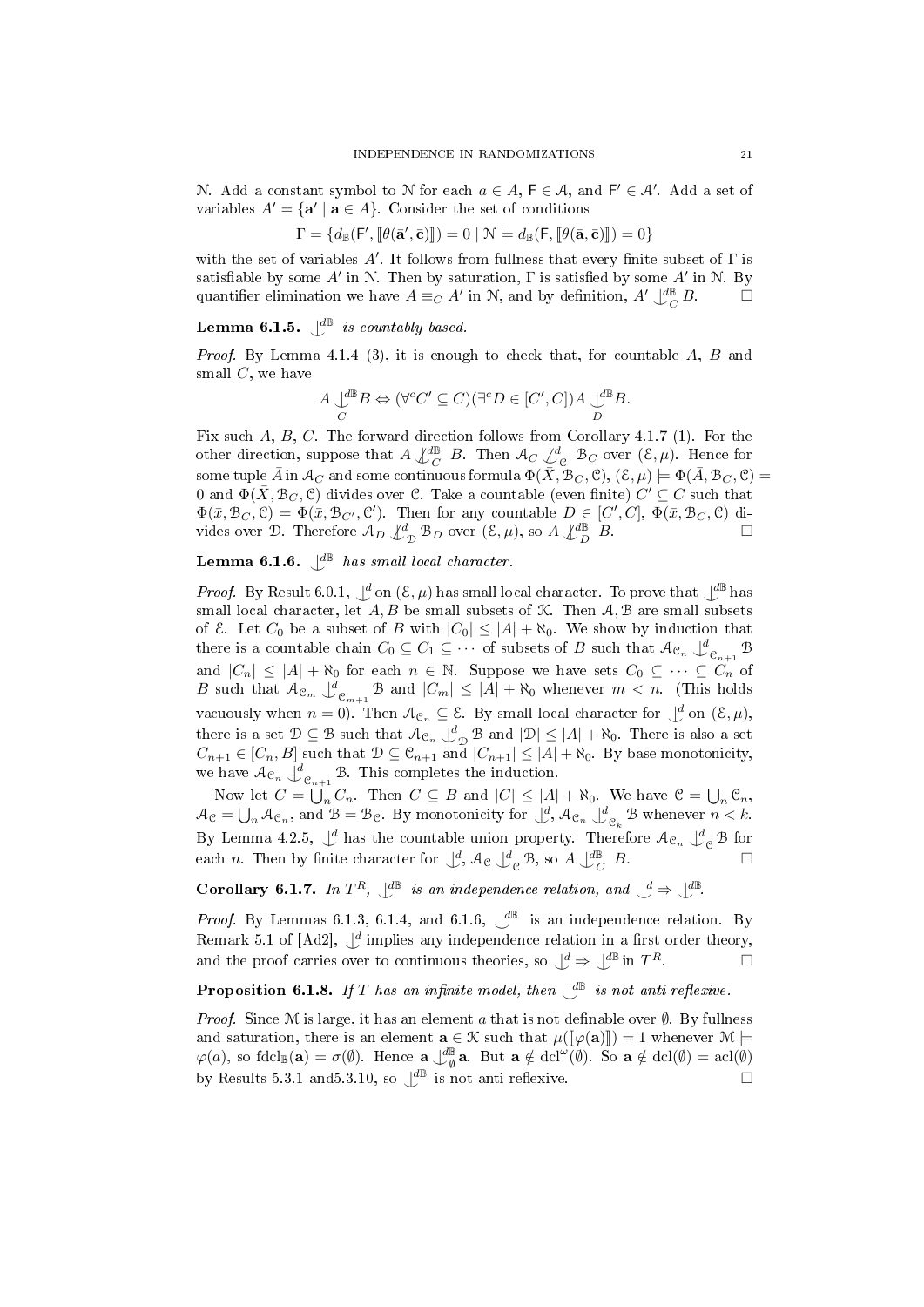$\mathcal{N}$. Add a constant symbol to $\mathcal{N}$ for each $a \in A$, $\mathsf{F} \in \mathcal{A}$, and $\mathsf{F}' \in \mathcal{A}'$. Add a set of variables $A' = \{\mathbf{a}' \mid \mathbf{a} \in A\}$. Consider the set of conditions

$$\Gamma = \{d_{\mathbb{B}}(\mathsf{F}', [\![\theta(\bar{\mathbf{a}}', \bar{\mathbf{c}})]\!]) = 0 \mid \mathcal{N} \models d_{\mathbb{B}}(\mathsf{F}, [\![\theta(\bar{\mathbf{a}}, \bar{\mathbf{c}})]\!]) = 0\}$$

with the set of variables $A'$. It follows from fullness that every finite subset of $\Gamma$ is satisfiable by some $A'$ in $\mathcal{N}$. Then by saturation, $\Gamma$ is satisfied by some $A'$ in $\mathcal{N}$. By quantifier elimination we have $A \equiv_C A'$ in $\mathcal{N}$, and by definition, $A' \mathop{\smile\!\!\!\!\!\!|}^{d\mathbb{B}}_C B$. $\square$

**Lemma 6.1.5.** *$\mathop{\smile\!\!\!\!\!\!|}^{d\mathbb{B}}$ is countably based.*

*Proof.* By Lemma 4.1.4 (3), it is enough to check that, for countable $A$, $B$ and small $C$, we have

$$A \mathop{\smile\!\!\!\!\!\!|}^{d\mathbb{B}}_C B \Leftrightarrow (\forall^c C' \subseteq C)(\exists^c D \in [C', C]) A \mathop{\smile\!\!\!\!\!\!|}^{d\mathbb{B}}_D B.$$

Fix such $A$, $B$, $C$. The forward direction follows from Corollary 4.1.7 (1). For the other direction, suppose that $A \not\mathop{\smile\!\!\!\!\!\!|}^{d\mathbb{B}}_C B$. Then $\mathcal{A}_C \not\mathop{\smile\!\!\!\!\!\!|}^{d}_{\mathcal{C}} \mathcal{B}_C$ over $(\mathcal{E}, \mu)$. Hence for some tuple $\bar{A}$ in $\mathcal{A}_C$ and some continuous formula $\Phi(\bar{X}, \mathcal{B}_C, \mathcal{C})$, $(\mathcal{E}, \mu) \models \Phi(\bar{A}, \mathcal{B}_C, \mathcal{C}) = 0$ and $\Phi(\bar{X}, \mathcal{B}_C, \mathcal{C})$ divides over $\mathcal{C}$. Take a countable (even finite) $C' \subseteq C$ such that $\Phi(\bar{x}, \mathcal{B}_C, \mathcal{C}) = \Phi(\bar{x}, \mathcal{B}_{C'}, \mathcal{C}')$. Then for any countable $D \in [C', C]$, $\Phi(\bar{x}, \mathcal{B}_C, \mathcal{C})$ divides over $\mathcal{D}$. Therefore $\mathcal{A}_D \not\mathop{\smile\!\!\!\!\!\!|}^{d}_{\mathcal{D}} \mathcal{B}_D$ over $(\mathcal{E}, \mu)$, so $A \not\mathop{\smile\!\!\!\!\!\!|}^{d\mathbb{B}}_D B$. $\square$

**Lemma 6.1.6.** *$\mathop{\smile\!\!\!\!\!\!|}^{d\mathbb{B}}$ has small local character.*

*Proof.* By Result 6.0.1, $\mathop{\smile\!\!\!\!\!\!|}^{d}$ on $(\mathcal{E}, \mu)$ has small local character. To prove that $\mathop{\smile\!\!\!\!\!\!|}^{d\mathbb{B}}$ has small local character, let $A, B$ be small subsets of $\mathcal{K}$. Then $\mathcal{A}, \mathcal{B}$ are small subsets of $\mathcal{E}$. Let $C_0$ be a subset of $B$ with $|C_0| \leq |A| + \aleph_0$. We show by induction that there is a countable chain $C_0 \subseteq C_1 \subseteq \cdots$ of subsets of $B$ such that $\mathcal{A}_{\mathcal{C}_n} \mathop{\smile\!\!\!\!\!\!|}^{d}_{\mathcal{C}_{n+1}} \mathcal{B}$ and $|C_n| \leq |A| + \aleph_0$ for each $n \in \mathbb{N}$. Suppose we have sets $C_0 \subseteq \cdots \subseteq C_n$ of $B$ such that $\mathcal{A}_{\mathcal{C}_m} \mathop{\smile\!\!\!\!\!\!|}^{d}_{\mathcal{C}_{m+1}} \mathcal{B}$ and $|C_m| \leq |A| + \aleph_0$ whenever $m < n$. (This holds vacuously when $n = 0$). Then $\mathcal{A}_{\mathcal{C}_n} \subseteq \mathcal{E}$. By small local character for $\mathop{\smile\!\!\!\!\!\!|}^{d}$ on $(\mathcal{E}, \mu)$, there is a set $\mathcal{D} \subseteq \mathcal{B}$ such that $\mathcal{A}_{\mathcal{C}_n} \mathop{\smile\!\!\!\!\!\!|}^{d}_{\mathcal{D}} \mathcal{B}$ and $|\mathcal{D}| \leq |A| + \aleph_0$. There is also a set $C_{n+1} \in [C_n, B]$ such that $\mathcal{D} \subseteq \mathcal{C}_{n+1}$ and $|C_{n+1}| \leq |A| + \aleph_0$. By base monotonicity, we have $\mathcal{A}_{\mathcal{C}_n} \mathop{\smile\!\!\!\!\!\!|}^{d}_{\mathcal{C}_{n+1}} \mathcal{B}$. This completes the induction.

Now let $C = \bigcup_n C_n$. Then $C \subseteq B$ and $|C| \leq |A| + \aleph_0$. We have $\mathcal{C} = \bigcup_n \mathcal{C}_n$, $\mathcal{A}_{\mathcal{C}} = \bigcup_n \mathcal{A}_{\mathcal{C}_n}$, and $\mathcal{B} = \mathcal{B}_{\mathcal{C}}$. By monotonicity for $\mathop{\smile\!\!\!\!\!\!|}^{d}$, $\mathcal{A}_{\mathcal{C}_n} \mathop{\smile\!\!\!\!\!\!|}^{d}_{\mathcal{C}_k} \mathcal{B}$ whenever $n < k$. By Lemma 4.2.5, $\mathop{\smile\!\!\!\!\!\!|}^{d}$ has the countable union property. Therefore $\mathcal{A}_{\mathcal{C}_n} \mathop{\smile\!\!\!\!\!\!|}^{d}_{\mathcal{C}} \mathcal{B}$ for each $n$. Then by finite character for $\mathop{\smile\!\!\!\!\!\!|}^{d}$, $\mathcal{A}_{\mathcal{C}} \mathop{\smile\!\!\!\!\!\!|}^{d}_{\mathcal{C}} \mathcal{B}$, so $A \mathop{\smile\!\!\!\!\!\!|}^{d\mathbb{B}}_C B$. $\square$

**Corollary 6.1.7.** *In $T^R$, $\mathop{\smile\!\!\!\!\!\!|}^{d\mathbb{B}}$ is an independence relation, and $\mathop{\smile\!\!\!\!\!\!|}^{d} \Rightarrow \mathop{\smile\!\!\!\!\!\!|}^{d\mathbb{B}}$.*

*Proof.* By Lemmas 6.1.3, 6.1.4, and 6.1.6, $\mathop{\smile\!\!\!\!\!\!|}^{d\mathbb{B}}$ is an independence relation. By Remark 5.1 of [Ad2], $\mathop{\smile\!\!\!\!\!\!|}^{d}$ implies any independence relation in a first order theory, and the proof carries over to continuous theories, so $\mathop{\smile\!\!\!\!\!\!|}^{d} \Rightarrow \mathop{\smile\!\!\!\!\!\!|}^{d\mathbb{B}}$ in $T^R$. $\square$

**Proposition 6.1.8.** *If $T$ has an infinite model, then $\mathop{\smile\!\!\!\!\!\!|}^{d\mathbb{B}}$ is not anti-reflexive.*

*Proof.* Since $\mathcal{M}$ is large, it has an element $a$ that is not definable over $\emptyset$. By fullness and saturation, there is an element $\mathbf{a} \in \mathcal{K}$ such that $\mu([\![\varphi(\mathbf{a})]\!]) = 1$ whenever $\mathcal{M} \models \varphi(a)$, so $\mathrm{fdcl}_{\mathbb{B}}(\mathbf{a}) = \sigma(\emptyset)$. Hence $\mathbf{a} \mathop{\smile\!\!\!\!\!\!|}^{d\mathbb{B}}_{\emptyset} \mathbf{a}$. But $\mathbf{a} \notin \mathrm{dcl}^{\omega}(\emptyset)$. So $\mathbf{a} \notin \mathrm{dcl}(\emptyset) = \mathrm{acl}(\emptyset)$ by Results 5.3.1 and5.3.10, so $\mathop{\smile\!\!\!\!\!\!|}^{d\mathbb{B}}$ is not anti-reflexive. $\square$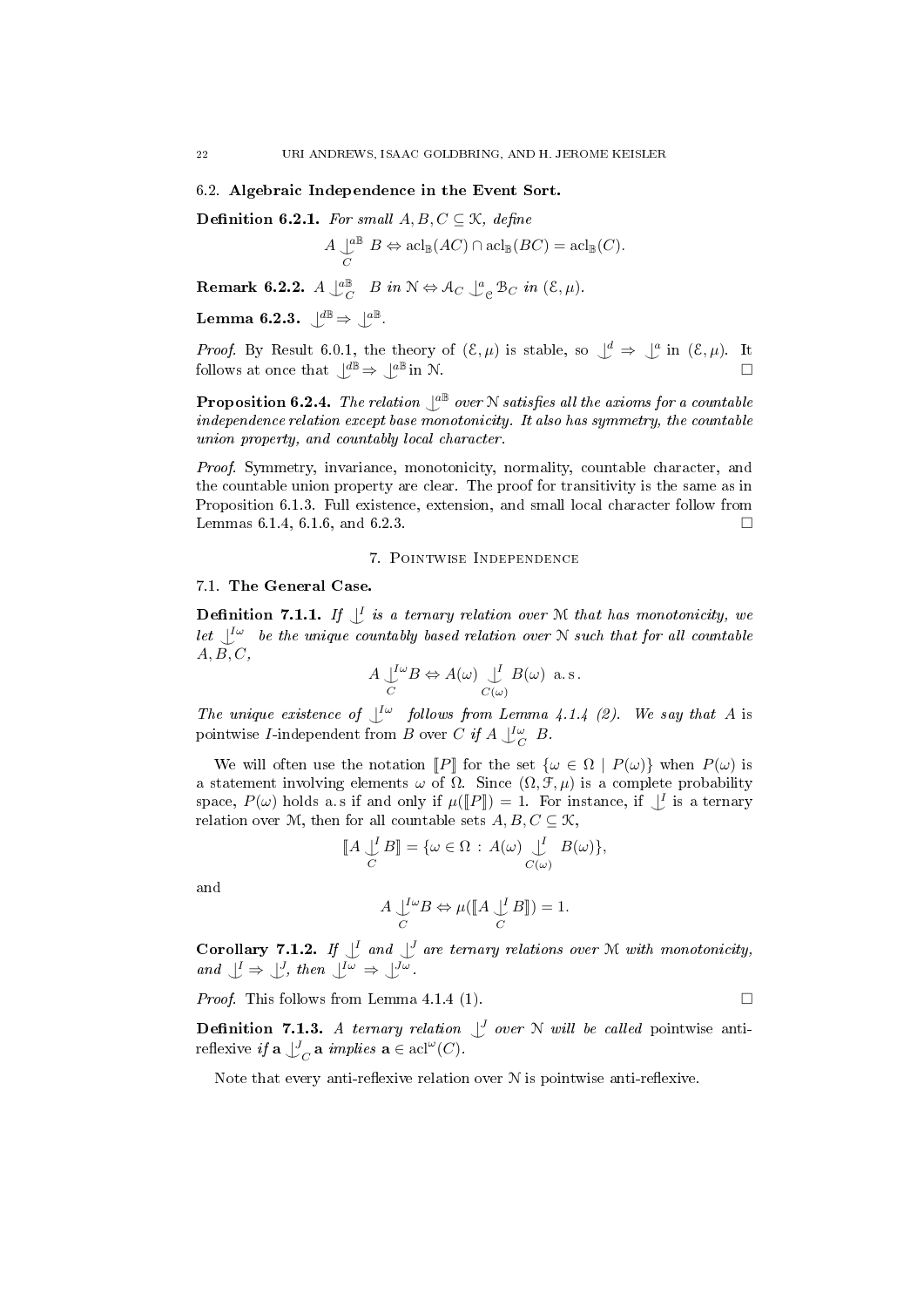### 6.2. Algebraic Independence in the Event Sort.

**Definition 6.2.1.** *For small $A, B, C \subseteq \mathcal{K}$, define*

$$A \underset{C}{\overset{a\mathbb{B}}{\smile\!\!\!\!|}} B \Leftrightarrow \operatorname{acl}_{\mathbb{B}}(AC) \cap \operatorname{acl}_{\mathbb{B}}(BC) = \operatorname{acl}_{\mathbb{B}}(C).$$

**Remark 6.2.2.** *$A \smile\!\!\!\!|^{a\mathbb{B}}_C\ B$ in $\mathcal{N} \Leftrightarrow \mathcal{A}_C \smile\!\!\!\!|^{a}_{\mathcal{C}} \mathcal{B}_C$ in $(\mathcal{E}, \mu)$.*

**Lemma 6.2.3.** *$\smile\!\!\!\!|^{d\mathbb{B}} \Rightarrow \smile\!\!\!\!|^{a\mathbb{B}}$.*

*Proof.* By Result 6.0.1, the theory of $(\mathcal{E}, \mu)$ is stable, so $\smile\!\!\!\!|^{d} \Rightarrow \smile\!\!\!\!|^{a}$ in $(\mathcal{E}, \mu)$. It follows at once that $\smile\!\!\!\!|^{d\mathbb{B}} \Rightarrow \smile\!\!\!\!|^{a\mathbb{B}}$ in $\mathcal{N}$. □

**Proposition 6.2.4.** *The relation $\smile\!\!\!\!|^{a\mathbb{B}}$ over $\mathcal{N}$ satisfies all the axioms for a countable independence relation except base monotonicity. It also has symmetry, the countable union property, and countably local character.*

*Proof.* Symmetry, invariance, monotonicity, normality, countable character, and the countable union property are clear. The proof for transitivity is the same as in Proposition 6.1.3. Full existence, extension, and small local character follow from Lemmas 6.1.4, 6.1.6, and 6.2.3. □

## 7. Pointwise Independence

### 7.1. The General Case.

**Definition 7.1.1.** *If $\smile\!\!\!\!|^{I}$ is a ternary relation over $\mathcal{M}$ that has monotonicity, we let $\smile\!\!\!\!|^{I\omega}$ be the unique countably based relation over $\mathcal{N}$ such that for all countable $A, B, C$,*

$$A \underset{C}{\overset{I\omega}{\smile\!\!\!\!|}} B \Leftrightarrow A(\omega) \underset{C(\omega)}{\overset{I}{\smile\!\!\!\!|}} B(\omega) \text{ a.s.}$$

*The unique existence of $\smile\!\!\!\!|^{I\omega}$ follows from Lemma 4.1.4 (2). We say that $A$ is* pointwise $I$-independent *from $B$ over $C$ if $A \smile\!\!\!\!|^{I\omega}_C\ B$.*

We will often use the notation $[\![P]\!]$ for the set $\{\omega \in \Omega \mid P(\omega)\}$ when $P(\omega)$ is a statement involving elements $\omega$ of $\Omega$. Since $(\Omega, \mathcal{F}, \mu)$ is a complete probability space, $P(\omega)$ holds a.s if and only if $\mu([\![P]\!]) = 1$. For instance, if $\smile\!\!\!\!|^{I}$ is a ternary relation over $\mathcal{M}$, then for all countable sets $A, B, C \subseteq \mathcal{K}$,

$$[\![A \underset{C}{\overset{I}{\smile\!\!\!\!|}} B]\!] = \{\omega \in \Omega : A(\omega) \underset{C(\omega)}{\overset{I}{\smile\!\!\!\!|}} B(\omega)\},$$

and

$$A \underset{C}{\overset{I\omega}{\smile\!\!\!\!|}} B \Leftrightarrow \mu([\![A \underset{C}{\overset{I}{\smile\!\!\!\!|}} B]\!]) = 1.$$

**Corollary 7.1.2.** *If $\smile\!\!\!\!|^{I}$ and $\smile\!\!\!\!|^{J}$ are ternary relations over $\mathcal{M}$ with monotonicity, and $\smile\!\!\!\!|^{I} \Rightarrow \smile\!\!\!\!|^{J}$, then $\smile\!\!\!\!|^{I\omega} \Rightarrow \smile\!\!\!\!|^{J\omega}$.*

*Proof.* This follows from Lemma 4.1.4 (1). □

**Definition 7.1.3.** *A ternary relation $\smile\!\!\!\!|^{J}$ over $\mathcal{N}$ will be called* pointwise anti-reflexive *if $\mathbf{a} \smile\!\!\!\!|^{J}_C\ \mathbf{a}$ implies $\mathbf{a} \in \operatorname{acl}^{\omega}(C)$.*

Note that every anti-reflexive relation over $\mathcal{N}$ is pointwise anti-reflexive.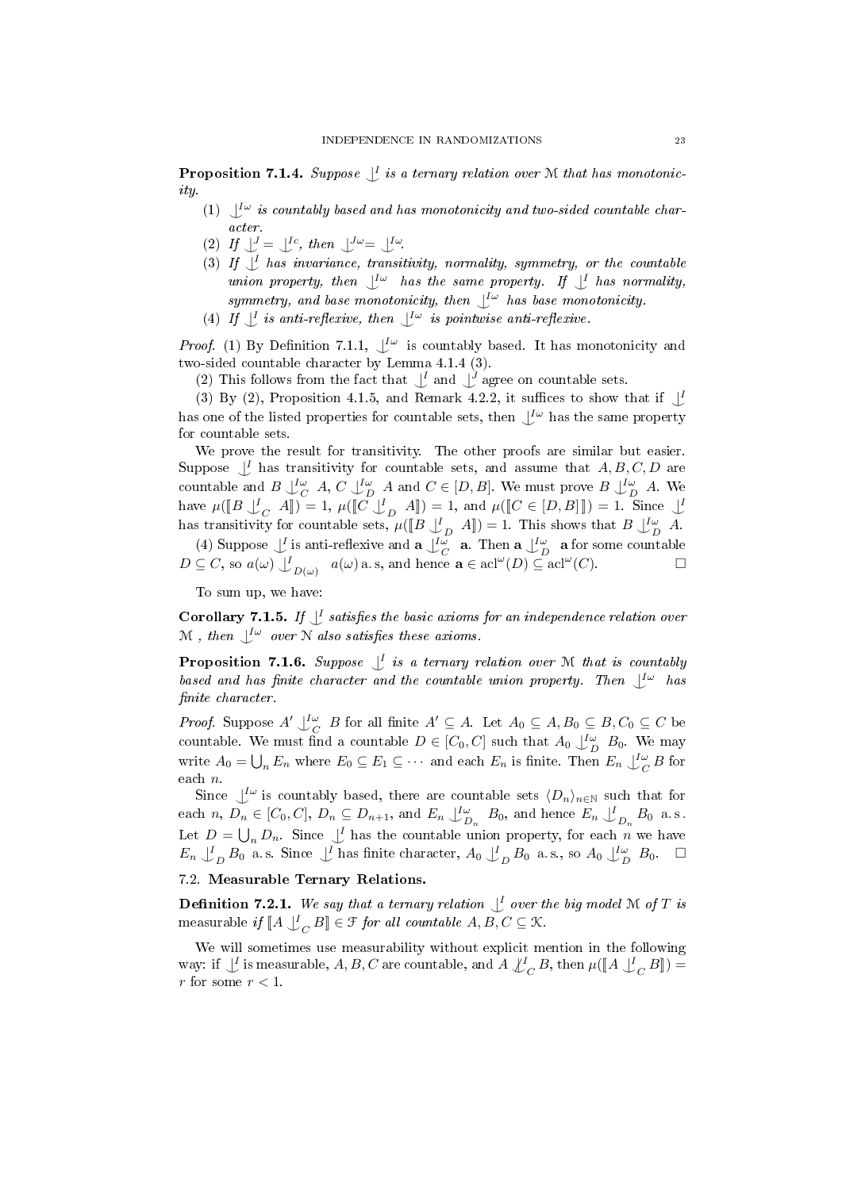**Proposition 7.1.4.** *Suppose $\smile^I$ is a ternary relation over $\mathcal{M}$ that has monotonicity.*

(1) *$\smile^{I\omega}$ is countably based and has monotonicity and two-sided countable character.*
(2) *If $\smile^J = \smile^{Ic}$, then $\smile^{J\omega} = \smile^{I\omega}$.*
(3) *If $\smile^I$ has invariance, transitivity, normality, symmetry, or the countable union property, then $\smile^{I\omega}$ has the same property. If $\smile^I$ has normality, symmetry, and base monotonicity, then $\smile^{I\omega}$ has base monotonicity.*
(4) *If $\smile^I$ is anti-reflexive, then $\smile^{I\omega}$ is pointwise anti-reflexive.*

*Proof.* (1) By Definition 7.1.1, $\smile^{I\omega}$ is countably based. It has monotonicity and two-sided countable character by Lemma 4.1.4 (3).

(2) This follows from the fact that $\smile^I$ and $\smile^J$ agree on countable sets.

(3) By (2), Proposition 4.1.5, and Remark 4.2.2, it suffices to show that if $\smile^I$ has one of the listed properties for countable sets, then $\smile^{I\omega}$ has the same property for countable sets.

We prove the result for transitivity. The other proofs are similar but easier. Suppose $\smile^I$ has transitivity for countable sets, and assume that $A, B, C, D$ are countable and $B \smile^{I\omega}_C A$, $C \smile^{I\omega}_D A$ and $C \in [D, B]$. We must prove $B \smile^{I\omega}_D A$. We have $\mu([\![B \smile^I_C A]\!]) = 1$, $\mu([\![C \smile^I_D A]\!]) = 1$, and $\mu([\![C \in [D, B]\,]\!]) = 1$. Since $\smile^I$ has transitivity for countable sets, $\mu([\![B \smile^I_D A]\!]) = 1$. This shows that $B \smile^{I\omega}_D A$.

(4) Suppose $\smile^I$ is anti-reflexive and $\mathbf{a} \smile^{I\omega}_C \mathbf{a}$. Then $\mathbf{a} \smile^{I\omega}_D \mathbf{a}$ for some countable $D \subseteq C$, so $a(\omega) \smile^I_{D(\omega)} a(\omega)$ a.s, and hence $\mathbf{a} \in \operatorname{acl}^\omega(D) \subseteq \operatorname{acl}^\omega(C)$. $\square$

To sum up, we have:

**Corollary 7.1.5.** *If $\smile^I$ satisfies the basic axioms for an independence relation over $\mathcal{M}$, then $\smile^{I\omega}$ over $\mathcal{N}$ also satisfies these axioms.*

**Proposition 7.1.6.** *Suppose $\smile^I$ is a ternary relation over $\mathcal{M}$ that is countably based and has finite character and the countable union property. Then $\smile^{I\omega}$ has finite character.*

*Proof.* Suppose $A' \smile^{I\omega}_C B$ for all finite $A' \subseteq A$. Let $A_0 \subseteq A, B_0 \subseteq B, C_0 \subseteq C$ be countable. We must find a countable $D \in [C_0, C]$ such that $A_0 \smile^{I\omega}_D B_0$. We may write $A_0 = \bigcup_n E_n$ where $E_0 \subseteq E_1 \subseteq \cdots$ and each $E_n$ is finite. Then $E_n \smile^{I\omega}_C B$ for each $n$.

Since $\smile^{I\omega}$ is countably based, there are countable sets $\langle D_n \rangle_{n \in \mathbb{N}}$ such that for each $n$, $D_n \in [C_0, C]$, $D_n \subseteq D_{n+1}$, and $E_n \smile^{I\omega}_{D_n} B_0$, and hence $E_n \smile^I_{D_n} B_0$ a.s. Let $D = \bigcup_n D_n$. Since $\smile^I$ has the countable union property, for each $n$ we have $E_n \smile^I_D B_0$ a.s. Since $\smile^I$ has finite character, $A_0 \smile^I_D B_0$ a.s., so $A_0 \smile^{I\omega}_D B_0$. $\square$

## 7.2. Measurable Ternary Relations.

**Definition 7.2.1.** *We say that a ternary relation $\smile^I$ over the big model $\mathcal{M}$ of $T$ is* measurable *if $[\![A \smile^I_C B]\!] \in \mathcal{F}$ for all countable $A, B, C \subseteq \mathcal{K}$.*

We will sometimes use measurability without explicit mention in the following way: if $\smile^I$ is measurable, $A, B, C$ are countable, and $A \not\smile^I_C B$, then $\mu([\![A \smile^I_C B]\!]) = r$ for some $r < 1$.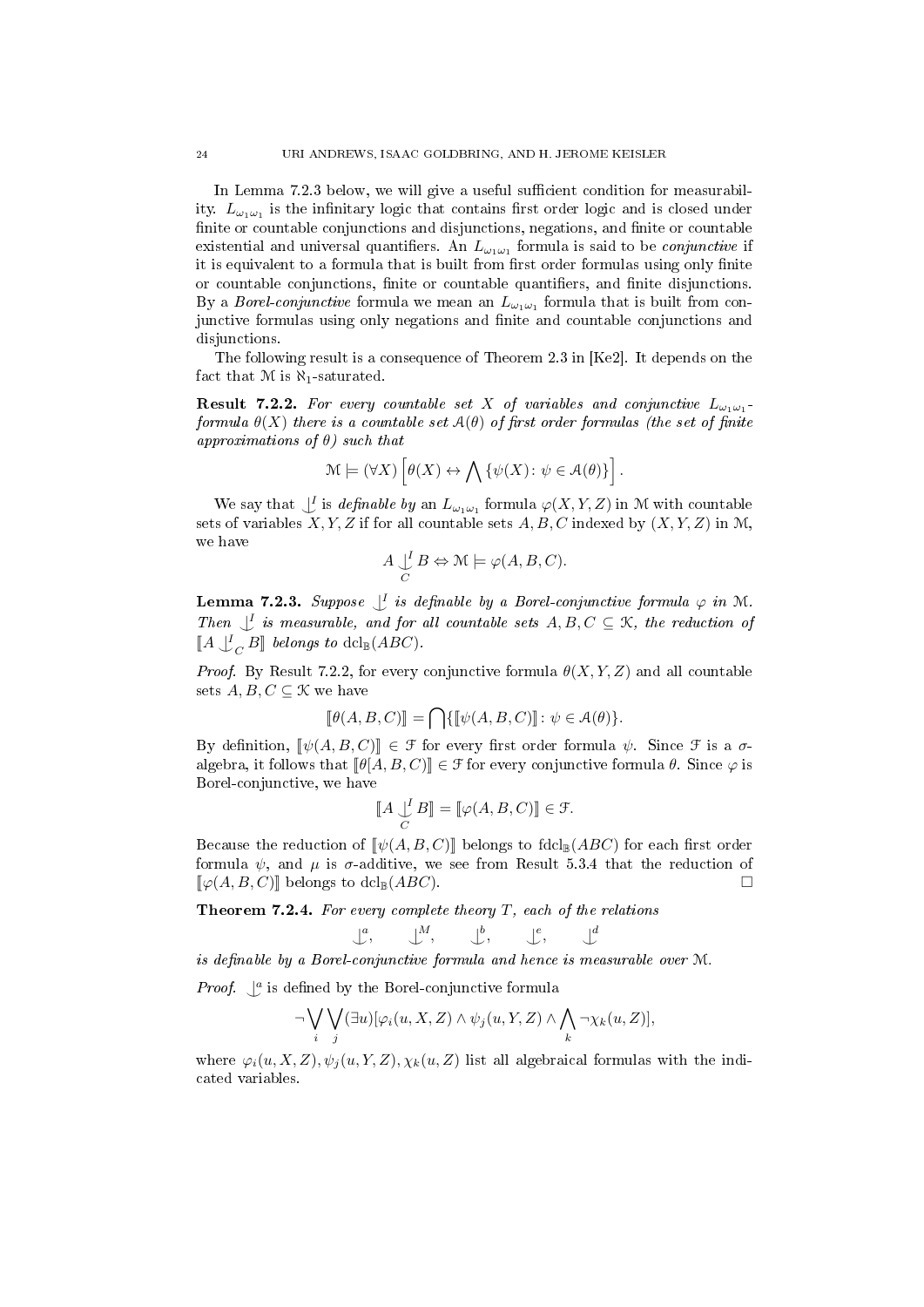In Lemma 7.2.3 below, we will give a useful sufficient condition for measurability. $L_{\omega_1\omega_1}$ is the infinitary logic that contains first order logic and is closed under finite or countable conjunctions and disjunctions, negations, and finite or countable existential and universal quantifiers. An $L_{\omega_1\omega_1}$ formula is said to be *conjunctive* if it is equivalent to a formula that is built from first order formulas using only finite or countable conjunctions, finite or countable quantifiers, and finite disjunctions. By a *Borel-conjunctive* formula we mean an $L_{\omega_1\omega_1}$ formula that is built from conjunctive formulas using only negations and finite and countable conjunctions and disjunctions.

The following result is a consequence of Theorem 2.3 in [Ke2]. It depends on the fact that $\mathcal{M}$ is $\aleph_1$-saturated.

**Result 7.2.2.** *For every countable set $X$ of variables and conjunctive $L_{\omega_1\omega_1}$-formula $\theta(X)$ there is a countable set $\mathcal{A}(\theta)$ of first order formulas (the set of finite approximations of $\theta$) such that*

$$\mathcal{M} \models (\forall X)\left[\theta(X) \leftrightarrow \bigwedge \{\psi(X) \colon \psi \in \mathcal{A}(\theta)\}\right].$$

We say that $\mathop{\smile\!\!\!\!\!\!|}^{I}$ is *definable by* an $L_{\omega_1\omega_1}$ formula $\varphi(X, Y, Z)$ in $\mathcal{M}$ with countable sets of variables $X, Y, Z$ if for all countable sets $A, B, C$ indexed by $(X, Y, Z)$ in $\mathcal{M}$, we have

$$A \mathop{\smile\!\!\!\!\!\!|}^{I}_{C} B \Leftrightarrow \mathcal{M} \models \varphi(A, B, C).$$

**Lemma 7.2.3.** *Suppose $\mathop{\smile\!\!\!\!\!\!|}^{I}$ is definable by a Borel-conjunctive formula $\varphi$ in $\mathcal{M}$. Then $\mathop{\smile\!\!\!\!\!\!|}^{I}$ is measurable, and for all countable sets $A, B, C \subseteq \mathcal{K}$, the reduction of $[\![A \mathop{\smile\!\!\!\!\!\!|}^{I}_{C} B]\!]$ belongs to $\operatorname{dcl}_{\mathbb{B}}(ABC)$.*

*Proof.* By Result 7.2.2, for every conjunctive formula $\theta(X, Y, Z)$ and all countable sets $A, B, C \subseteq \mathcal{K}$ we have

$$[\![\theta(A, B, C)]\!] = \bigcap\{[\![\psi(A, B, C)]\!] \colon \psi \in \mathcal{A}(\theta)\}.$$

By definition, $[\![\psi(A, B, C)]\!] \in \mathcal{F}$ for every first order formula $\psi$. Since $\mathcal{F}$ is a $\sigma$-algebra, it follows that $[\![\theta[A, B, C)]\!] \in \mathcal{F}$ for every conjunctive formula $\theta$. Since $\varphi$ is Borel-conjunctive, we have

$$[\![A \mathop{\smile\!\!\!\!\!\!|}^{I}_{C} B]\!] = [\![\varphi(A, B, C)]\!] \in \mathcal{F}.$$

Because the reduction of $[\![\psi(A, B, C)]\!]$ belongs to $\operatorname{fdcl}_{\mathbb{B}}(ABC)$ for each first order formula $\psi$, and $\mu$ is $\sigma$-additive, we see from Result 5.3.4 that the reduction of $[\![\varphi(A, B, C)]\!]$ belongs to $\operatorname{dcl}_{\mathbb{B}}(ABC)$. $\square$

**Theorem 7.2.4.** *For every complete theory $T$, each of the relations*

$$\mathop{\smile\!\!\!\!\!\!|}^{a}, \qquad \mathop{\smile\!\!\!\!\!\!|}^{M}, \qquad \mathop{\smile\!\!\!\!\!\!|}^{b}, \qquad \mathop{\smile\!\!\!\!\!\!|}^{e}, \qquad \mathop{\smile\!\!\!\!\!\!|}^{d}$$

*is definable by a Borel-conjunctive formula and hence is measurable over $\mathcal{M}$.*

*Proof.* $\mathop{\smile\!\!\!\!\!\!|}^{a}$ is defined by the Borel-conjunctive formula

$$\neg \bigvee_{i} \bigvee_{j} (\exists u)[\varphi_i(u, X, Z) \wedge \psi_j(u, Y, Z) \wedge \bigwedge_{k} \neg \chi_k(u, Z)],$$

where $\varphi_i(u, X, Z), \psi_j(u, Y, Z), \chi_k(u, Z)$ list all algebraical formulas with the indicated variables.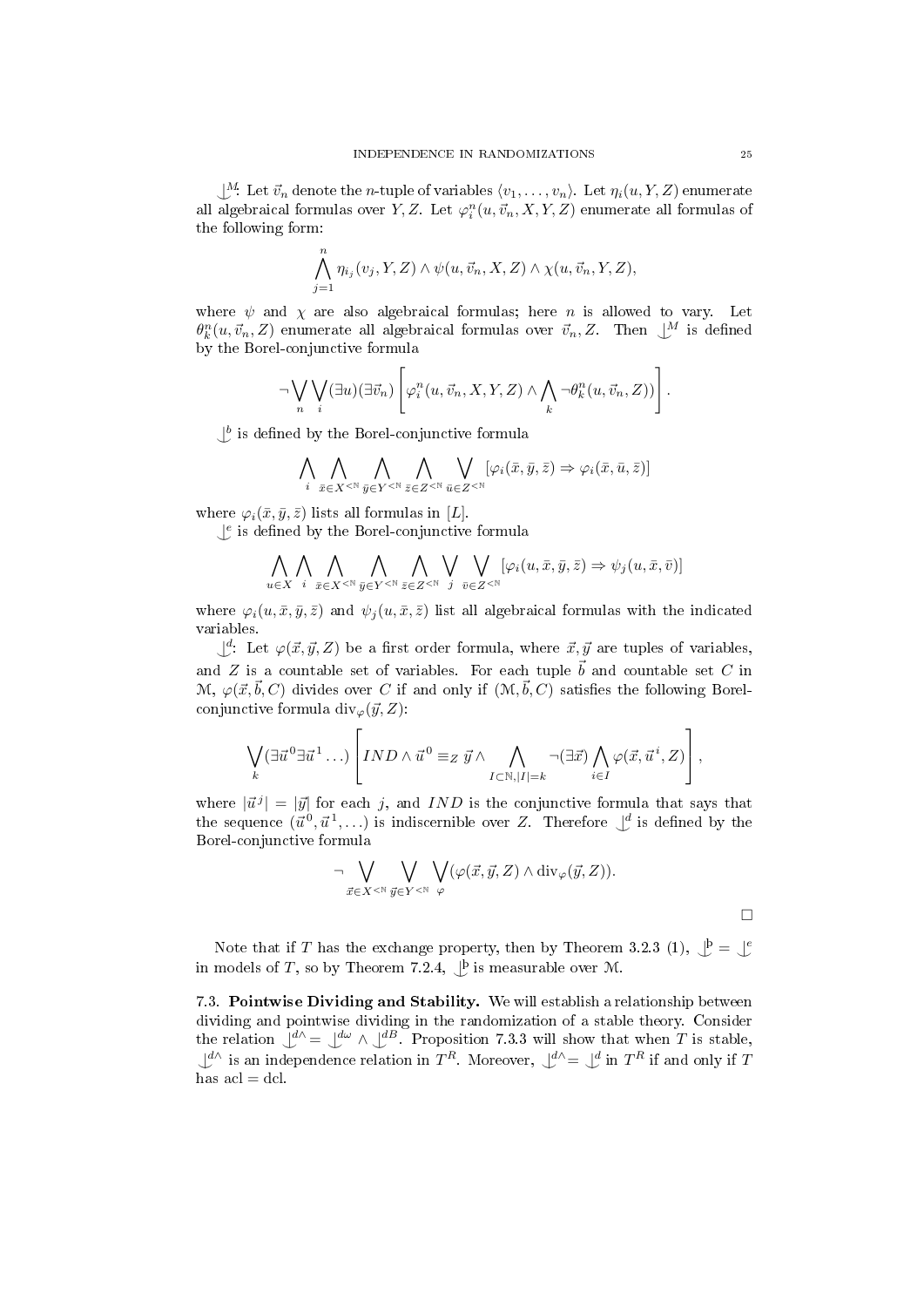$\mathop{\smile}\limits^{M}$: Let $\vec{v}_n$ denote the $n$-tuple of variables $\langle v_1, \ldots, v_n\rangle$. Let $\eta_i(u, Y, Z)$ enumerate all algebraical formulas over $Y, Z$. Let $\varphi_i^n(u, \vec{v}_n, X, Y, Z)$ enumerate all formulas of the following form:

$$\bigwedge_{j=1}^{n} \eta_{i_j}(v_j, Y, Z) \wedge \psi(u, \vec{v}_n, X, Z) \wedge \chi(u, \vec{v}_n, Y, Z),$$

where $\psi$ and $\chi$ are also algebraical formulas; here $n$ is allowed to vary. Let $\theta_k^n(u, \vec{v}_n, Z)$ enumerate all algebraical formulas over $\vec{v}_n, Z$. Then $\mathop{\smile}\limits^{M}$ is defined by the Borel-conjunctive formula

$$\neg \bigvee_n \bigvee_i (\exists u)(\exists \vec{v}_n) \left[ \varphi_i^n(u, \vec{v}_n, X, Y, Z) \wedge \bigwedge_k \neg\theta_k^n(u, \vec{v}_n, Z)) \right].$$

$\mathop{\smile}\limits^{b}$ is defined by the Borel-conjunctive formula

$$\bigwedge_i \bigwedge_{\bar{x}\in X^{<\mathbb{N}}} \bigwedge_{\bar{y}\in Y^{<\mathbb{N}}} \bigwedge_{\bar{z}\in Z^{<\mathbb{N}}} \bigvee_{\bar{u}\in Z^{<\mathbb{N}}} [\varphi_i(\bar{x}, \bar{y}, \bar{z}) \Rightarrow \varphi_i(\bar{x}, \bar{u}, \bar{z})]$$

where $\varphi_i(\bar{x}, \bar{y}, \bar{z})$ lists all formulas in $[L]$.

$\mathop{\smile}\limits^{e}$ is defined by the Borel-conjunctive formula

$$\bigwedge_{u\in X} \bigwedge_i \bigwedge_{\bar{x}\in X^{<\mathbb{N}}} \bigwedge_{\bar{y}\in Y^{<\mathbb{N}}} \bigwedge_{\bar{z}\in Z^{<\mathbb{N}}} \bigvee_j \bigvee_{\bar{v}\in Z^{<\mathbb{N}}} [\varphi_i(u, \bar{x}, \bar{y}, \bar{z}) \Rightarrow \psi_j(u, \bar{x}, \bar{v})]$$

where $\varphi_i(u, \bar{x}, \bar{y}, \bar{z})$ and $\psi_j(u, \bar{x}, \bar{z})$ list all algebraical formulas with the indicated variables.

$\mathop{\smile}\limits^{d}$: Let $\varphi(\vec{x}, \vec{y}, Z)$ be a first order formula, where $\vec{x}, \vec{y}$ are tuples of variables, and $Z$ is a countable set of variables. For each tuple $\vec{b}$ and countable set $C$ in $\mathcal{M}$, $\varphi(\vec{x}, \vec{b}, C)$ divides over $C$ if and only if $(\mathcal{M}, \vec{b}, C)$ satisfies the following Borel-conjunctive formula $\mathrm{div}_\varphi(\vec{y}, Z)$:

$$\bigvee_k (\exists \vec{u}^0 \exists \vec{u}^1 \ldots) \left[ IND \wedge \vec{u}^0 \equiv_Z \vec{y} \wedge \bigwedge_{I\subset \mathbb{N}, |I|=k} \neg(\exists \vec{x}) \bigwedge_{i\in I} \varphi(\vec{x}, \vec{u}^i, Z) \right],$$

where $|\vec{u}^j| = |\vec{y}|$ for each $j$, and $IND$ is the conjunctive formula that says that the sequence $(\vec{u}^0, \vec{u}^1, \ldots)$ is indiscernible over $Z$. Therefore $\mathop{\smile}\limits^{d}$ is defined by the Borel-conjunctive formula

$$\neg \bigvee_{\vec{x}\in X^{<\mathbb{N}}} \bigvee_{\vec{y}\in Y^{<\mathbb{N}}} \bigvee_{\varphi} (\varphi(\vec{x}, \vec{y}, Z) \wedge \mathrm{div}_\varphi(\vec{y}, Z)).$$

□

Note that if $T$ has the exchange property, then by Theorem 3.2.3 (1), $\mathop{\smile}\limits^{\text{þ}} = \mathop{\smile}\limits^{e}$ in models of $T$, so by Theorem 7.2.4, $\mathop{\smile}\limits^{\text{þ}}$ is measurable over $\mathcal{M}$.

**7.3. Pointwise Dividing and Stability.** We will establish a relationship between dividing and pointwise dividing in the randomization of a stable theory. Consider the relation $\mathop{\smile}\limits^{d\wedge} = \mathop{\smile}\limits^{d\omega} \wedge \mathop{\smile}\limits^{dB}$. Proposition 7.3.3 will show that when $T$ is stable, $\mathop{\smile}\limits^{d\wedge}$ is an independence relation in $T^R$. Moreover, $\mathop{\smile}\limits^{d\wedge} = \mathop{\smile}\limits^{d}$ in $T^R$ if and only if $T$ has $\mathrm{acl} = \mathrm{dcl}$.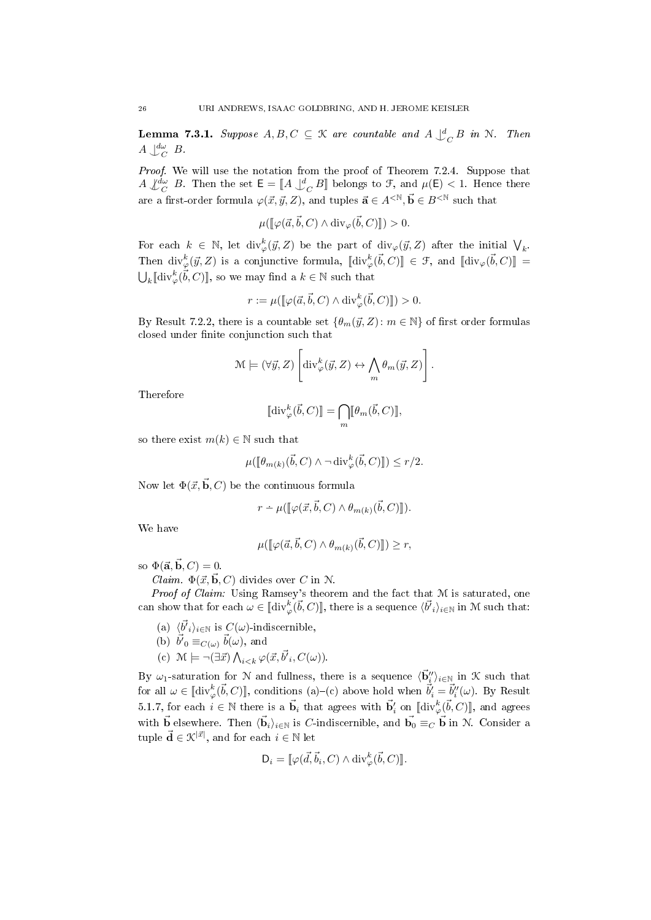**Lemma 7.3.1.** *Suppose $A, B, C \subseteq \mathcal{K}$ are countable and $A \mathop{\smile\!\!\!\!\!\!\mid}^{d}_{C} B$ in $\mathcal{N}$. Then $A \mathop{\smile\!\!\!\!\!\!\mid}^{d\omega}_{C} B$.*

*Proof.* We will use the notation from the proof of Theorem 7.2.4. Suppose that $A \not\mathop{\smile\!\!\!\!\!\!\mid}^{d\omega}_{C} B$. Then the set $\mathsf{E} = [\![A \mathop{\smile\!\!\!\!\!\!\mid}^{d}_{C} B]\!]$ belongs to $\mathcal{F}$, and $\mu(\mathsf{E}) < 1$. Hence there are a first-order formula $\varphi(\vec{x}, \vec{y}, Z)$, and tuples $\vec{\mathbf{a}} \in A^{<\mathbb{N}}, \vec{\mathbf{b}} \in B^{<\mathbb{N}}$ such that

$$\mu([\![\varphi(\vec{a}, \vec{b}, C) \wedge \operatorname{div}_\varphi(\vec{b}, C)]\!]) > 0.$$

For each $k \in \mathbb{N}$, let $\operatorname{div}^k_\varphi(\vec{y}, Z)$ be the part of $\operatorname{div}_\varphi(\vec{y}, Z)$ after the initial $\bigvee_k$. Then $\operatorname{div}^k_\varphi(\vec{y}, Z)$ is a conjunctive formula, $[\![\operatorname{div}^k_\varphi(\vec{b}, C)]\!] \in \mathcal{F}$, and $[\![\operatorname{div}_\varphi(\vec{b}, C)]\!] = \bigcup_k [\![\operatorname{div}^k_\varphi(\vec{b}, C)]\!]$, so we may find a $k \in \mathbb{N}$ such that

$$r := \mu([\![\varphi(\vec{a}, \vec{b}, C) \wedge \operatorname{div}^k_\varphi(\vec{b}, C)]\!]) > 0.$$

By Result 7.2.2, there is a countable set $\{\theta_m(\vec{y}, Z) : m \in \mathbb{N}\}$ of first order formulas closed under finite conjunction such that

$$\mathcal{M} \models (\forall \vec{y}, Z) \left[\operatorname{div}^k_\varphi(\vec{y}, Z) \leftrightarrow \bigwedge_m \theta_m(\vec{y}, Z)\right].$$

Therefore

$$[\![\operatorname{div}^k_\varphi(\vec{b}, C)]\!] = \bigcap_m [\![\theta_m(\vec{b}, C)]\!],$$

so there exist $m(k) \in \mathbb{N}$ such that

$$\mu([\![\theta_{m(k)}(\vec{b}, C) \wedge \neg \operatorname{div}^k_\varphi(\vec{b}, C)]\!]) \leq r/2.$$

Now let $\Phi(\vec{x}, \vec{\mathbf{b}}, C)$ be the continuous formula

$$r \dot{-} \mu([\![\varphi(\vec{x}, \vec{b}, C) \wedge \theta_{m(k)}(\vec{b}, C)]\!]).$$

We have

$$\mu([\![\varphi(\vec{a}, \vec{b}, C) \wedge \theta_{m(k)}(\vec{b}, C)]\!]) \geq r,$$

so $\Phi(\vec{\mathbf{a}}, \vec{\mathbf{b}}, C) = 0$.

*Claim.* $\Phi(\vec{x}, \vec{\mathbf{b}}, C)$ divides over $C$ in $\mathcal{N}$.

*Proof of Claim:* Using Ramsey's theorem and the fact that $\mathcal{M}$ is saturated, one can show that for each $\omega \in [\![\operatorname{div}^k_\varphi(\vec{b}, C)]\!]$, there is a sequence $\langle \vec{b'}_i \rangle_{i \in \mathbb{N}}$ in $\mathcal{M}$ such that:

(a) $\langle \vec{b'}_i \rangle_{i \in \mathbb{N}}$ is $C(\omega)$-indiscernible,

(b) $\vec{b'}_0 \equiv_{C(\omega)} \vec{b}(\omega)$, and

(c) $\mathcal{M} \models \neg(\exists \vec{x}) \bigwedge_{i<k} \varphi(\vec{x}, \vec{b'}_i, C(\omega))$.

By $\omega_1$-saturation for $\mathcal{N}$ and fullness, there is a sequence $\langle \vec{\mathbf{b}}''_i \rangle_{i \in \mathbb{N}}$ in $\mathcal{K}$ such that for all $\omega \in [\![\operatorname{div}^k_\varphi(\vec{b}, C)]\!]$, conditions (a)–(c) above hold when $\vec{b}'_i = \vec{b}''_i(\omega)$. By Result 5.1.7, for each $i \in \mathbb{N}$ there is a $\vec{\mathbf{b}}_i$ that agrees with $\vec{\mathbf{b}}'_i$ on $[\![\operatorname{div}^k_\varphi(\vec{b}, C)]\!]$, and agrees with $\vec{\mathbf{b}}$ elsewhere. Then $\langle \vec{\mathbf{b}}_i \rangle_{i \in \mathbb{N}}$ is $C$-indiscernible, and $\vec{\mathbf{b}}_0 \equiv_C \vec{\mathbf{b}}$ in $\mathcal{N}$. Consider a tuple $\vec{\mathbf{d}} \in \mathcal{K}^{|\vec{x}|}$, and for each $i \in \mathbb{N}$ let

$$\mathsf{D}_i = [\![\varphi(\vec{d}, \vec{b}_i, C) \wedge \operatorname{div}^k_\varphi(\vec{b}, C)]\!].$$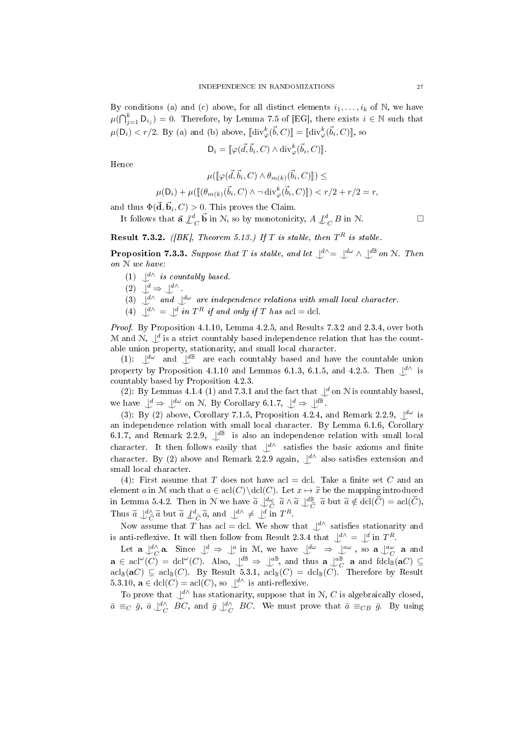By conditions (a) and (c) above, for all distinct elements $i_1, \ldots, i_k$ of $\mathbb{N}$, we have $\mu(\bigcap_{j=1}^{k} \mathsf{D}_{i_j}) = 0$. Therefore, by Lemma 7.5 of [EG], there exists $i \in \mathbb{N}$ such that $\mu(\mathsf{D}_i) < r/2$. By (a) and (b) above, $[\![\mathrm{div}_\varphi^k(\vec{b}, C)]\!] = [\![\mathrm{div}_\varphi^k(\vec{b}_i, C)]\!]$, so

$$\mathsf{D}_i = [\![\varphi(\vec{d}, \vec{b}_i, C) \wedge \mathrm{div}_\varphi^k(\vec{b}_i, C)]\!].$$

Hence

$$\mu([\![\varphi(\vec{d}, \vec{b}_i, C) \wedge \theta_{m(k)}(\vec{b}_i, C)]\!]) \leq$$

$$\mu(\mathsf{D}_i) + \mu([\![(\theta_{m(k)}(\vec{b}_i, C) \wedge \neg\, \mathrm{div}_\varphi^k(\vec{b}_i, C)]\!]) < r/2 + r/2 = r,$$

and thus $\Phi(\vec{\mathbf{d}}, \vec{\mathbf{b}}_i, C) > 0$. This proves the Claim.

It follows that $\vec{\mathbf{a}} \not\downarrow^d_C \vec{\mathbf{b}}$ in $\mathcal{N}$, so by monotonicity, $A \not\downarrow^d_C B$ in $\mathcal{N}$. $\square$

**Result 7.3.2.** *([BK], Theorem 5.13.) If $T$ is stable, then $T^R$ is stable.*

**Proposition 7.3.3.** *Suppose that $T$ is stable, and let $\downarrow^{d\wedge} = \downarrow^{d\omega} \wedge \downarrow^{d\mathbb{B}}$ on $\mathcal{N}$. Then on $\mathcal{N}$ we have:*

1. *$\downarrow^{d\wedge}$ is countably based.*
2. *$\downarrow^{d} \Rightarrow \downarrow^{d\wedge}$.*
3. *$\downarrow^{d\wedge}$ and $\downarrow^{d\omega}$ are independence relations with small local character.*
4. *$\downarrow^{d\wedge} = \downarrow^{d}$ in $T^R$ if and only if $T$ has $\mathrm{acl} = \mathrm{dcl}$.*

*Proof.* By Proposition 4.1.10, Lemma 4.2.5, and Results 7.3.2 and 2.3.4, over both $\mathcal{M}$ and $\mathcal{N}$, $\downarrow^d$ is a strict countably based independence relation that has the countable union property, stationarity, and small local character.

(1): $\downarrow^{d\omega}$ and $\downarrow^{d\mathbb{B}}$ are each countably based and have the countable union property by Proposition 4.1.10 and Lemmas 6.1.3, 6.1.5, and 4.2.5. Then $\downarrow^{d\wedge}$ is countably based by Proposition 4.2.3.

(2): By Lemmas 4.1.4 (1) and 7.3.1 and the fact that $\downarrow^d$ on $\mathcal{N}$ is countably based, we have $\downarrow^d \Rightarrow \downarrow^{d\omega}$ on $\mathcal{N}$. By Corollary 6.1.7, $\downarrow^d \Rightarrow \downarrow^{d\mathbb{B}}$.

(3): By (2) above, Corollary 7.1.5, Proposition 4.2.4, and Remark 2.2.9, $\downarrow^{d\omega}$ is an independence relation with small local character. By Lemma 6.1.6, Corollary 6.1.7, and Remark 2.2.9, $\downarrow^{d\mathbb{B}}$ is also an independence relation with small local character. It then follows easily that $\downarrow^{d\wedge}$ satisfies the basic axioms and finite character. By (2) above and Remark 2.2.9 again, $\downarrow^{d\wedge}$ also satisfies extension and small local character.

(4): First assume that $T$ does not have $\mathrm{acl} = \mathrm{dcl}$. Take a finite set $C$ and an element $a$ in $\mathcal{M}$ such that $a \in \mathrm{acl}(C) \setminus \mathrm{dcl}(C)$. Let $x \mapsto \widetilde{x}$ be the mapping introduced in Lemma 5.4.2. Then in $\mathcal{N}$ we have $\widetilde{a} \downarrow^{d\omega}_{\widetilde{C}} \widetilde{a} \wedge \widetilde{a} \downarrow^{d\mathbb{B}}_{\widetilde{C}} \widetilde{a}$ but $\widetilde{a} \notin \mathrm{dcl}(\widetilde{C}) = \mathrm{acl}(\widetilde{C})$, Thus $\widetilde{a} \downarrow^{d\wedge}_{\widetilde{C}} \widetilde{a}$ but $\widetilde{a} \not\downarrow^{d}_{\widetilde{C}} \widetilde{a}$, and $\downarrow^{d\wedge} \neq \downarrow^{d}$ in $T^R$.

Now assume that $T$ has $\mathrm{acl} = \mathrm{dcl}$. We show that $\downarrow^{d\wedge}$ satisfies stationarity and is anti-reflexive. It will then follow from Result 2.3.4 that $\downarrow^{d\wedge} = \downarrow^{d}$ in $T^R$.

Let $\mathbf{a} \downarrow^{d\wedge}_C \mathbf{a}$. Since $\downarrow^d \Rightarrow \downarrow^a$ in $\mathcal{M}$, we have $\downarrow^{d\omega} \Rightarrow \downarrow^{a\omega}$, so $\mathbf{a} \downarrow^{a\omega}_C \mathbf{a}$ and $\mathbf{a} \in \mathrm{acl}^\omega(C) = \mathrm{dcl}^\omega(C)$. Also, $\downarrow^{d\mathbb{B}} \Rightarrow \downarrow^{a\mathbb{B}}$, and thus $\mathbf{a} \downarrow^{a\mathbb{B}}_C \mathbf{a}$ and $\mathrm{fdcl}_{\mathbb{B}}(\mathbf{a}C) \subseteq \mathrm{acl}_{\mathbb{B}}(\mathbf{a}C) \subseteq \mathrm{acl}_{\mathbb{B}}(C)$. By Result 5.3.1, $\mathrm{acl}_{\mathbb{B}}(C) = \mathrm{dcl}_{\mathbb{B}}(C)$. Therefore by Result 5.3.10, $\mathbf{a} \in \mathrm{dcl}(C) = \mathrm{acl}(C)$, so $\downarrow^{d\wedge}$ is anti-reflexive.

To prove that $\downarrow^{d\wedge}$ has stationarity, suppose that in $\mathcal{N}$, $C$ is algebraically closed, $\bar{a} \equiv_C \bar{g}$, $\bar{a} \downarrow^{d\wedge}_C BC$, and $\bar{g} \downarrow^{d\wedge}_C BC$. We must prove that $\bar{a} \equiv_{CB} \bar{g}$. By using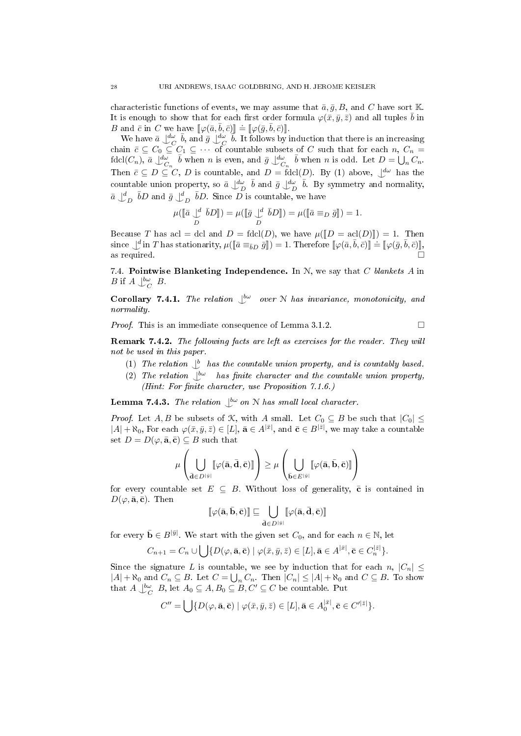characteristic functions of events, we may assume that $\bar{a}, \bar{g}, B$, and $C$ have sort $\mathbb{K}$. It is enough to show that for each first order formula $\varphi(\bar{x}, \bar{y}, \bar{z})$ and all tuples $\bar{b}$ in $B$ and $\bar{c}$ in $C$ we have $[\![\varphi(\bar{a}, \bar{b}, \bar{c})]\!] \doteq [\![\varphi(\bar{g}, \bar{b}, \bar{c})]\!]$.

We have $\bar{a} \mathop{\smile\!\!\!\!\!\!|}^{d\omega}_C \bar{b}$, and $\bar{g} \mathop{\smile\!\!\!\!\!\!|}^{d\omega}_C \bar{b}$. It follows by induction that there is an increasing chain $\bar{c} \subseteq C_0 \subseteq C_1 \subseteq \cdots$ of countable subsets of $C$ such that for each $n$, $C_n = \operatorname{fdcl}(C_n)$, $\bar{a} \mathop{\smile\!\!\!\!\!\!|}^{d\omega}_{C_n} \bar{b}$ when $n$ is even, and $\bar{g} \mathop{\smile\!\!\!\!\!\!|}^{d\omega}_{C_n} \bar{b}$ when $n$ is odd. Let $D = \bigcup_n C_n$. Then $\bar{c} \subseteq D \subseteq C$, $D$ is countable, and $D = \operatorname{fdcl}(D)$. By (1) above, $\mathop{\smile\!\!\!\!\!\!|}^{d\omega}$ has the countable union property, so $\bar{a} \mathop{\smile\!\!\!\!\!\!|}^{d\omega}_D \bar{b}$ and $\bar{g} \mathop{\smile\!\!\!\!\!\!|}^{d\omega}_D \bar{b}$. By symmetry and normality, $\bar{a} \mathop{\smile\!\!\!\!\!\!|}^{d}_D \bar{b}D$ and $\bar{g} \mathop{\smile\!\!\!\!\!\!|}^{d}_D \bar{b}D$. Since $D$ is countable, we have

$$\mu([\![\bar{a} \mathop{\smile\!\!\!\!\!\!|}^{d}_D \bar{b}D]\!]) = \mu([\![\bar{g} \mathop{\smile\!\!\!\!\!\!|}^{d}_D \bar{b}D]\!]) = \mu([\![\bar{a} \equiv_D \bar{g}]\!]) = 1.$$

Because $T$ has acl = dcl and $D = \operatorname{fdcl}(D)$, we have $\mu([\![D = \operatorname{acl}(D)]\!]) = 1$. Then since $\mathop{\smile\!\!\!\!\!\!|}^{d}$ in $T$ has stationarity, $\mu([\![\bar{a} \equiv_{\bar{b}D} \bar{g}]\!]) = 1$. Therefore $[\![\varphi(\bar{a}, \bar{b}, \bar{c})]\!] \doteq [\![\varphi(\bar{g}, \bar{b}, \bar{c})]\!]$, as required. $\square$

7.4. **Pointwise Blanketing Independence.** In $\mathcal{N}$, we say that $C$ *blankets* $A$ in $B$ if $A \mathop{\smile\!\!\!\!\!\!|}^{b\omega}_C B$.

**Corollary 7.4.1.** *The relation* $\mathop{\smile\!\!\!\!\!\!|}^{b\omega}$ *over* $\mathcal{N}$ *has invariance, monotonicity, and normality.*

*Proof.* This is an immediate consequence of Lemma 3.1.2. $\square$

**Remark 7.4.2.** *The following facts are left as exercises for the reader. They will not be used in this paper.*

1. *The relation* $\mathop{\smile\!\!\!\!\!\!|}^{b}$ *has the countable union property, and is countably based.*
2. *The relation* $\mathop{\smile\!\!\!\!\!\!|}^{b\omega}$ *has finite character and the countable union property, (Hint: For finite character, use Proposition 7.1.6.)*

**Lemma 7.4.3.** *The relation* $\mathop{\smile\!\!\!\!\!\!|}^{b\omega}$ *on* $\mathcal{N}$ *has small local character.*

*Proof.* Let $A, B$ be subsets of $\mathcal{K}$, with $A$ small. Let $C_0 \subseteq B$ be such that $|C_0| \leq |A| + \aleph_0$, For each $\varphi(\bar{x}, \bar{y}, \bar{z}) \in [L]$, $\bar{\mathbf{a}} \in A^{|\bar{x}|}$, and $\bar{\mathbf{c}} \in B^{|\bar{z}|}$, we may take a countable set $D = D(\varphi, \bar{\mathbf{a}}, \bar{\mathbf{c}}) \subseteq B$ such that

$$\mu\left(\bigcup_{\bar{\mathbf{d}} \in D^{|\bar{y}|}} [\![\varphi(\bar{\mathbf{a}}, \bar{\mathbf{d}}, \bar{\mathbf{c}})]\!]\right) \geq \mu\left(\bigcup_{\bar{\mathbf{b}} \in E^{|\bar{y}|}} [\![\varphi(\bar{\mathbf{a}}, \bar{\mathbf{b}}, \bar{\mathbf{c}})]\!]\right)$$

for every countable set $E \subseteq B$. Without loss of generality, $\bar{\mathbf{c}}$ is contained in $D(\varphi, \bar{\mathbf{a}}, \bar{\mathbf{c}})$. Then

$$[\![\varphi(\bar{\mathbf{a}}, \bar{\mathbf{b}}, \bar{\mathbf{c}})]\!] \sqsubseteq \bigcup_{\bar{\mathbf{d}} \in D^{|\bar{y}|}} [\![\varphi(\bar{\mathbf{a}}, \bar{\mathbf{d}}, \bar{\mathbf{c}})]\!]$$

for every $\bar{\mathbf{b}} \in B^{|\bar{y}|}$. We start with the given set $C_0$, and for each $n \in \mathbb{N}$, let

$$C_{n+1} = C_n \cup \bigcup \{D(\varphi, \bar{\mathbf{a}}, \bar{\mathbf{c}}) \mid \varphi(\bar{x}, \bar{y}, \bar{z}) \in [L], \bar{\mathbf{a}} \in A^{|\bar{x}|}, \bar{\mathbf{c}} \in C_n^{|\bar{z}|}\}.$$

Since the signature $L$ is countable, we see by induction that for each $n$, $|C_n| \leq |A| + \aleph_0$ and $C_n \subseteq B$. Let $C = \bigcup_n C_n$. Then $|C_n| \leq |A| + \aleph_0$ and $C \subseteq B$. To show that $A \mathop{\smile\!\!\!\!\!\!|}^{b\omega}_C B$, let $A_0 \subseteq A, B_0 \subseteq B, C' \subseteq C$ be countable. Put

$$C'' = \bigcup \{D(\varphi, \bar{\mathbf{a}}, \bar{\mathbf{c}}) \mid \varphi(\bar{x}, \bar{y}, \bar{z}) \in [L], \bar{\mathbf{a}} \in A_0^{|\bar{x}|}, \bar{\mathbf{c}} \in C'^{|\bar{z}|}\}.$$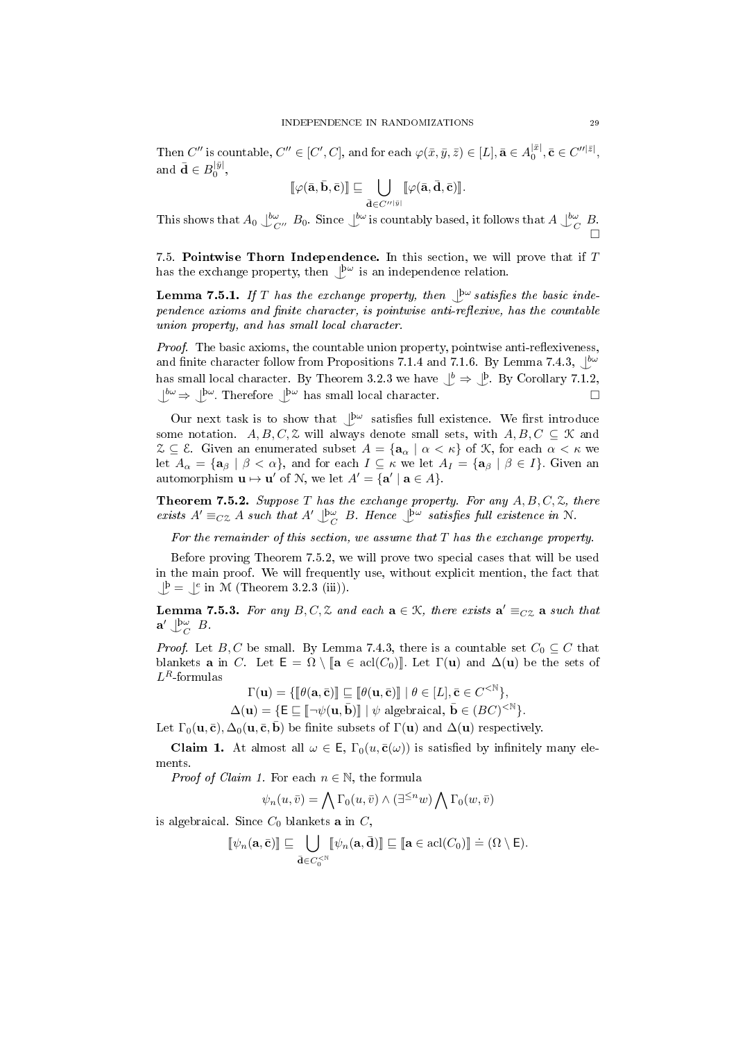Then $C''$ is countable, $C'' \in [C', C]$, and for each $\varphi(\bar{x}, \bar{y}, \bar{z}) \in [L]$, $\bar{\mathbf{a}} \in A_0^{|\bar{x}|}$, $\bar{\mathbf{c}} \in C''^{|\bar{z}|}$, and $\bar{\mathbf{d}} \in B_0^{|\bar{y}|}$,

$$[\![\varphi(\bar{\mathbf{a}}, \bar{\mathbf{b}}, \bar{\mathbf{c}})]\!] \sqsubseteq \bigcup_{\bar{\mathbf{d}} \in C''^{|\bar{y}|}} [\![\varphi(\bar{\mathbf{a}}, \bar{\mathbf{d}}, \bar{\mathbf{c}})]\!].$$

This shows that $A_0 \mathop{\smile\!\!\!\!\!\!|}^{b\omega}_{C''} B_0$. Since $\mathop{\smile\!\!\!\!\!\!|}^{b\omega}$ is countably based, it follows that $A \mathop{\smile\!\!\!\!\!\!|}^{b\omega}_{C} B$. □

**7.5. Pointwise Thorn Independence.** In this section, we will prove that if $T$ has the exchange property, then $\mathop{\smile\!\!\!\!\!\!|}^{þ\omega}$ is an independence relation.

**Lemma 7.5.1.** *If $T$ has the exchange property, then $\mathop{\smile\!\!\!\!\!\!|}^{þ\omega}$ satisfies the basic independence axioms and finite character, is pointwise anti-reflexive, has the countable union property, and has small local character.*

*Proof.* The basic axioms, the countable union property, pointwise anti-reflexiveness, and finite character follow from Propositions 7.1.4 and 7.1.6. By Lemma 7.4.3, $\mathop{\smile\!\!\!\!\!\!|}^{b\omega}$ has small local character. By Theorem 3.2.3 we have $\mathop{\smile\!\!\!\!\!\!|}^{b} \Rightarrow \mathop{\smile\!\!\!\!\!\!|}^{þ}$. By Corollary 7.1.2, $\mathop{\smile\!\!\!\!\!\!|}^{b\omega} \Rightarrow \mathop{\smile\!\!\!\!\!\!|}^{þ\omega}$. Therefore $\mathop{\smile\!\!\!\!\!\!|}^{þ\omega}$ has small local character. □

Our next task is to show that $\mathop{\smile\!\!\!\!\!\!|}^{þ\omega}$ satisfies full existence. We first introduce some notation. $A, B, C, \mathcal{Z}$ will always denote small sets, with $A, B, C \subseteq \mathcal{K}$ and $\mathcal{Z} \subseteq \mathcal{E}$. Given an enumerated subset $A = \{\mathbf{a}_\alpha \mid \alpha < \kappa\}$ of $\mathcal{K}$, for each $\alpha < \kappa$ we let $A_\alpha = \{\mathbf{a}_\beta \mid \beta < \alpha\}$, and for each $I \subseteq \kappa$ we let $A_I = \{\mathbf{a}_\beta \mid \beta \in I\}$. Given an automorphism $\mathbf{u} \mapsto \mathbf{u}'$ of $\mathcal{N}$, we let $A' = \{\mathbf{a}' \mid \mathbf{a} \in A\}$.

**Theorem 7.5.2.** *Suppose $T$ has the exchange property. For any $A, B, C, \mathcal{Z}$, there exists $A' \equiv_{C\mathcal{Z}} A$ such that $A' \mathop{\smile\!\!\!\!\!\!|}^{þ\omega}_{C} B$. Hence $\mathop{\smile\!\!\!\!\!\!|}^{þ\omega}$ satisfies full existence in $\mathcal{N}$.*

*For the remainder of this section, we assume that $T$ has the exchange property.*

Before proving Theorem 7.5.2, we will prove two special cases that will be used in the main proof. We will frequently use, without explicit mention, the fact that $\mathop{\smile\!\!\!\!\!\!|}^{þ} = \mathop{\smile\!\!\!\!\!\!|}^{e}$ in $\mathcal{M}$ (Theorem 3.2.3 (iii)).

**Lemma 7.5.3.** *For any $B, C, \mathcal{Z}$ and each $\mathbf{a} \in \mathcal{K}$, there exists $\mathbf{a}' \equiv_{C\mathcal{Z}} \mathbf{a}$ such that $\mathbf{a}' \mathop{\smile\!\!\!\!\!\!|}^{þ\omega}_{C} B$.*

*Proof.* Let $B, C$ be small. By Lemma 7.4.3, there is a countable set $C_0 \subseteq C$ that blankets $\mathbf{a}$ in $C$. Let $\mathsf{E} = \Omega \setminus [\![\mathbf{a} \in \operatorname{acl}(C_0)]\!]$. Let $\Gamma(\mathbf{u})$ and $\Delta(\mathbf{u})$ be the sets of $L^R$-formulas

$$\Gamma(\mathbf{u}) = \{[\![\theta(\mathbf{a}, \bar{\mathbf{c}})]\!] \sqsubseteq [\![\theta(\mathbf{u}, \bar{\mathbf{c}})]\!] \mid \theta \in [L], \bar{\mathbf{c}} \in C^{<\mathbb{N}}\},$$

$$\Delta(\mathbf{u}) = \{\mathsf{E} \sqsubseteq [\![\neg\psi(\mathbf{u}, \bar{\mathbf{b}})]\!] \mid \psi \text{ algebraical}, \bar{\mathbf{b}} \in (BC)^{<\mathbb{N}}\}.$$

Let $\Gamma_0(\mathbf{u}, \bar{\mathbf{c}}), \Delta_0(\mathbf{u}, \bar{\mathbf{c}}, \bar{\mathbf{b}})$ be finite subsets of $\Gamma(\mathbf{u})$ and $\Delta(\mathbf{u})$ respectively.

**Claim 1.** At almost all $\omega \in \mathsf{E}$, $\Gamma_0(u, \bar{\mathbf{c}}(\omega))$ is satisfied by infinitely many elements.

*Proof of Claim 1.* For each $n \in \mathbb{N}$, the formula

$$\psi_n(u, \bar{v}) = \bigwedge \Gamma_0(u, \bar{v}) \wedge (\exists^{\leq n} w) \bigwedge \Gamma_0(w, \bar{v})$$

is algebraical. Since $C_0$ blankets $\mathbf{a}$ in $C$,

$$[\![\psi_n(\mathbf{a}, \bar{\mathbf{c}})]\!] \sqsubseteq \bigcup_{\bar{\mathbf{d}} \in C_0^{<\mathbb{N}}} [\![\psi_n(\mathbf{a}, \bar{\mathbf{d}})]\!] \sqsubseteq [\![\mathbf{a} \in \operatorname{acl}(C_0)]\!] \doteq (\Omega \setminus \mathsf{E}).$$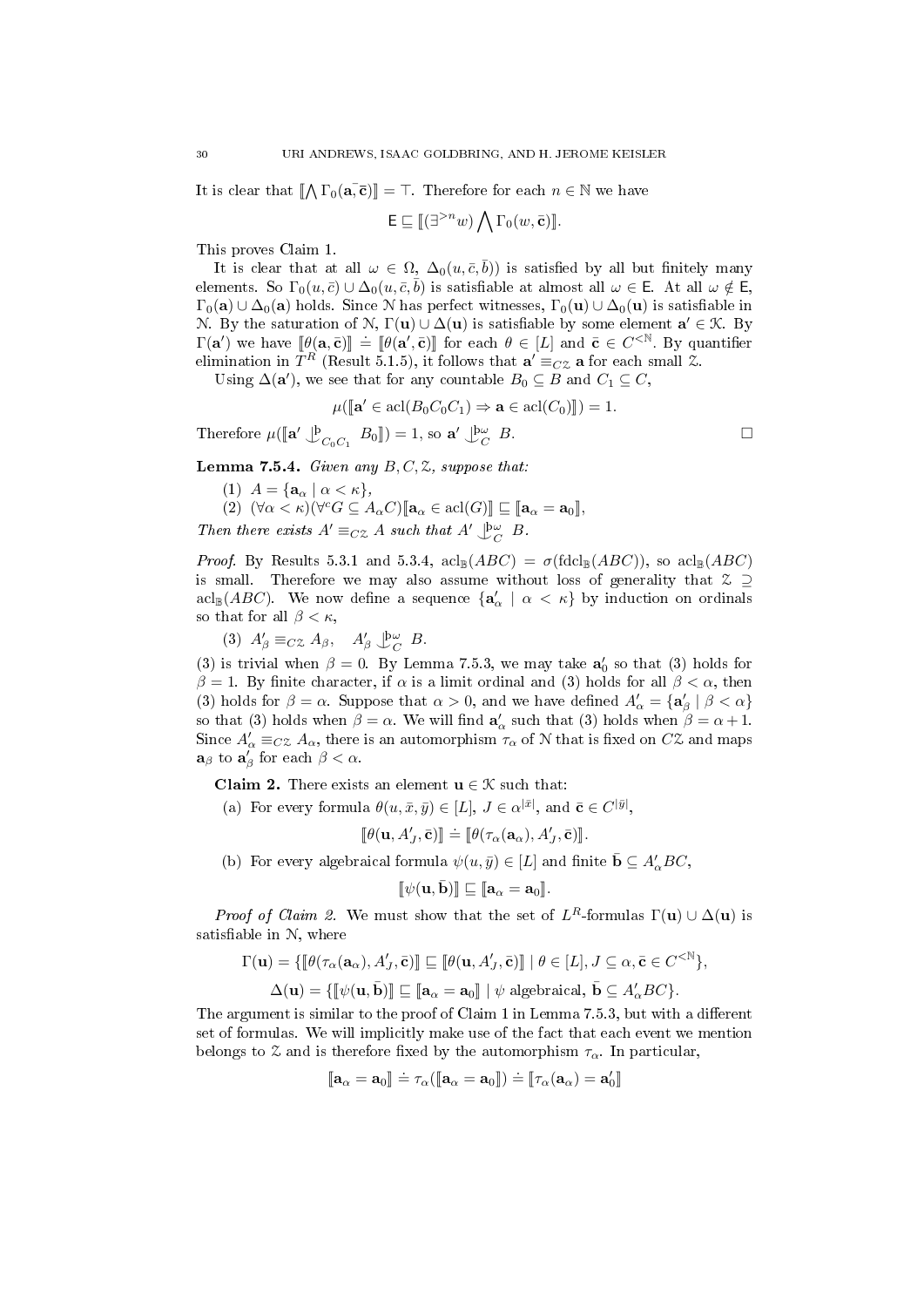It is clear that $[\![\bigwedge \Gamma_0(\mathbf{a}, \bar{\mathbf{c}})]\!] = \top$. Therefore for each $n \in \mathbb{N}$ we have

$$\mathsf{E} \sqsubseteq [\![(\exists^{>n} w) \bigwedge \Gamma_0(w, \bar{\mathbf{c}})]\!].$$

This proves Claim 1.

It is clear that at all $\omega \in \Omega$, $\Delta_0(u, \bar{c}, \bar{b}))$ is satisfied by all but finitely many elements. So $\Gamma_0(u, \bar{c}) \cup \Delta_0(u, \bar{c}, \bar{b})$ is satisfiable at almost all $\omega \in \mathsf{E}$. At all $\omega \notin \mathsf{E}$, $\Gamma_0(\mathbf{a}) \cup \Delta_0(\mathbf{a})$ holds. Since $\mathcal{N}$ has perfect witnesses, $\Gamma_0(\mathbf{u}) \cup \Delta_0(\mathbf{u})$ is satisfiable in $\mathcal{N}$. By the saturation of $\mathcal{N}$, $\Gamma(\mathbf{u}) \cup \Delta(\mathbf{u})$ is satisfiable by some element $\mathbf{a}' \in \mathcal{K}$. By $\Gamma(\mathbf{a}')$ we have $[\![\theta(\mathbf{a}, \bar{\mathbf{c}})]\!] \doteq [\![\theta(\mathbf{a}', \bar{\mathbf{c}})]\!]$ for each $\theta \in [L]$ and $\bar{\mathbf{c}} \in C^{<\mathbb{N}}$. By quantifier elimination in $T^R$ (Result 5.1.5), it follows that $\mathbf{a}' \equiv_{C\mathcal{Z}} \mathbf{a}$ for each small $\mathcal{Z}$.

Using $\Delta(\mathbf{a}')$, we see that for any countable $B_0 \subseteq B$ and $C_1 \subseteq C$,

$$\mu([\![\mathbf{a}' \in \operatorname{acl}(B_0 C_0 C_1) \Rightarrow \mathbf{a} \in \operatorname{acl}(C_0)]\!]) = 1.$$

Therefore $\mu([\![\mathbf{a}' \mathop{\smile\!\!\!\!\!\!\mid}\nolimits^{\flat}_{C_0 C_1} B_0]\!]) = 1$, so $\mathbf{a}' \mathop{\smile\!\!\!\!\!\!\mid}\nolimits^{\flat\omega}_{C} B$. $\square$

**Lemma 7.5.4.** *Given any $B, C, \mathcal{Z}$, suppose that:*

(1) $A = \{\mathbf{a}_\alpha \mid \alpha < \kappa\}$,

(2) $(\forall \alpha < \kappa)(\forall^c G \subseteq A_\alpha C)[\![\mathbf{a}_\alpha \in \operatorname{acl}(G)]\!] \sqsubseteq [\![\mathbf{a}_\alpha = \mathbf{a}_0]\!]$,

*Then there exists $A' \equiv_{C\mathcal{Z}} A$ such that $A' \mathop{\smile\!\!\!\!\!\!\mid}\nolimits^{\flat\omega}_{C} B$.*

*Proof.* By Results 5.3.1 and 5.3.4, $\operatorname{acl}_{\mathbb{B}}(ABC) = \sigma(\operatorname{fdcl}_{\mathbb{B}}(ABC))$, so $\operatorname{acl}_{\mathbb{B}}(ABC)$ is small. Therefore we may also assume without loss of generality that $\mathcal{Z} \supseteq \operatorname{acl}_{\mathbb{B}}(ABC)$. We now define a sequence $\{\mathbf{a}'_\alpha \mid \alpha < \kappa\}$ by induction on ordinals so that for all $\beta < \kappa$,

(3) $A'_\beta \equiv_{C\mathcal{Z}} A_\beta, \quad A'_\beta \mathop{\smile\!\!\!\!\!\!\mid}\nolimits^{\flat\omega}_{C} B.$

(3) is trivial when $\beta = 0$. By Lemma 7.5.3, we may take $\mathbf{a}'_0$ so that (3) holds for $\beta = 1$. By finite character, if $\alpha$ is a limit ordinal and (3) holds for all $\beta < \alpha$, then (3) holds for $\beta = \alpha$. Suppose that $\alpha > 0$, and we have defined $A'_\alpha = \{\mathbf{a}'_\beta \mid \beta < \alpha\}$ so that (3) holds when $\beta = \alpha$. We will find $\mathbf{a}'_\alpha$ such that (3) holds when $\beta = \alpha + 1$. Since $A'_\alpha \equiv_{C\mathcal{Z}} A_\alpha$, there is an automorphism $\tau_\alpha$ of $\mathcal{N}$ that is fixed on $C\mathcal{Z}$ and maps $\mathbf{a}_\beta$ to $\mathbf{a}'_\beta$ for each $\beta < \alpha$.

**Claim 2.** There exists an element $\mathbf{u} \in \mathcal{K}$ such that:

(a) For every formula $\theta(u, \bar{x}, \bar{y}) \in [L]$, $J \in \alpha^{|\bar{x}|}$, and $\bar{\mathbf{c}} \in C^{|\bar{y}|}$,

$$[\![\theta(\mathbf{u}, A'_J, \bar{\mathbf{c}})]\!] \doteq [\![\theta(\tau_\alpha(\mathbf{a}_\alpha), A'_J, \bar{\mathbf{c}})]\!].$$

(b) For every algebraical formula $\psi(u, \bar{y}) \in [L]$ and finite $\bar{\mathbf{b}} \subseteq A'_\alpha BC$,

$$[\![\psi(\mathbf{u}, \bar{\mathbf{b}})]\!] \sqsubseteq [\![\mathbf{a}_\alpha = \mathbf{a}_0]\!].$$

*Proof of Claim 2.* We must show that the set of $L^R$-formulas $\Gamma(\mathbf{u}) \cup \Delta(\mathbf{u})$ is satisfiable in $\mathcal{N}$, where

$$\Gamma(\mathbf{u}) = \{[\![\theta(\tau_\alpha(\mathbf{a}_\alpha), A'_J, \bar{\mathbf{c}})]\!] \sqsubseteq [\![\theta(\mathbf{u}, A'_J, \bar{\mathbf{c}})]\!] \mid \theta \in [L], J \subseteq \alpha, \bar{\mathbf{c}} \in C^{<\mathbb{N}}\},$$

$$\Delta(\mathbf{u}) = \{[\![\psi(\mathbf{u}, \bar{\mathbf{b}})]\!] \sqsubseteq [\![\mathbf{a}_\alpha = \mathbf{a}_0]\!] \mid \psi \text{ algebraical}, \bar{\mathbf{b}} \subseteq A'_\alpha BC\}.$$

The argument is similar to the proof of Claim 1 in Lemma 7.5.3, but with a different set of formulas. We will implicitly make use of the fact that each event we mention belongs to $\mathcal{Z}$ and is therefore fixed by the automorphism $\tau_\alpha$. In particular,

$$[\![\mathbf{a}_\alpha = \mathbf{a}_0]\!] \doteq \tau_\alpha([\![\mathbf{a}_\alpha = \mathbf{a}_0]\!]) \doteq [\![\tau_\alpha(\mathbf{a}_\alpha) = \mathbf{a}'_0]\!]$$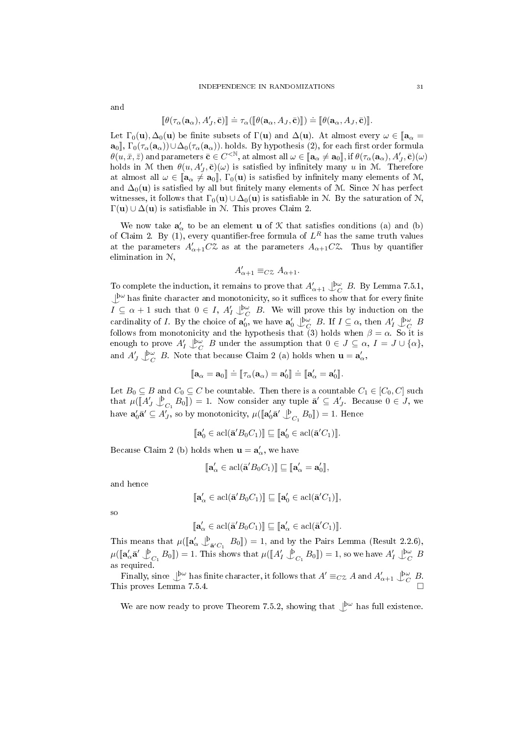and

$$[\![\theta(\tau_\alpha(\mathbf{a}_\alpha), A'_J, \bar{\mathbf{c}})]\!] \doteq \tau_\alpha([\![\theta(\mathbf{a}_\alpha, A_J, \bar{\mathbf{c}})]\!]) \doteq [\![\theta(\mathbf{a}_\alpha, A_J, \bar{\mathbf{c}})]\!].$$

Let $\Gamma_0(\mathbf{u}), \Delta_0(\mathbf{u})$ be finite subsets of $\Gamma(\mathbf{u})$ and $\Delta(\mathbf{u})$. At almost every $\omega \in [\![\mathbf{a}_\alpha = \mathbf{a}_0]\!]$, $\Gamma_0(\tau_\alpha(\mathbf{a}_\alpha)) \cup \Delta_0(\tau_\alpha(\mathbf{a}_\alpha))$. holds. By hypothesis (2), for each first order formula $\theta(u, \bar{x}, \bar{z})$ and parameters $\bar{\mathbf{c}} \in C^{<\mathbb{N}}$, at almost all $\omega \in [\![\mathbf{a}_\alpha \neq \mathbf{a}_0]\!]$, if $\theta(\tau_\alpha(\mathbf{a}_\alpha), A'_J, \bar{\mathbf{c}})(\omega)$ holds in $\mathcal{M}$ then $\theta(u, A'_J, \bar{\mathbf{c}})(\omega)$ is satisfied by infinitely many $u$ in $\mathcal{M}$. Therefore at almost all $\omega \in [\![\mathbf{a}_\alpha \neq \mathbf{a}_0]\!]$, $\Gamma_0(\mathbf{u})$ is satisfied by infinitely many elements of $\mathcal{M}$, and $\Delta_0(\mathbf{u})$ is satisfied by all but finitely many elements of $\mathcal{M}$. Since $\mathcal{N}$ has perfect witnesses, it follows that $\Gamma_0(\mathbf{u}) \cup \Delta_0(\mathbf{u})$ is satisfiable in $\mathcal{N}$. By the saturation of $\mathcal{N}$, $\Gamma(\mathbf{u}) \cup \Delta(\mathbf{u})$ is satisfiable in $\mathcal{N}$. This proves Claim 2.

We now take $\mathbf{a}'_\alpha$ to be an element $\mathbf{u}$ of $\mathcal{K}$ that satisfies conditions (a) and (b) of Claim 2. By (1), every quantifier-free formula of $L^R$ has the same truth values at the parameters $A'_{\alpha+1}C\mathcal{Z}$ as at the parameters $A_{\alpha+1}C\mathcal{Z}$. Thus by quantifier elimination in $\mathcal{N}$,

$$A'_{\alpha+1} \equiv_{C\mathcal{Z}} A_{\alpha+1}.$$

To complete the induction, it remains to prove that $A'_{\alpha+1} \mathop{\smile\!\!\!\!\!\!\mid}^{\text{þ}\omega}_C B$. By Lemma 7.5.1, $\mathop{\smile\!\!\!\!\!\!\mid}^{\text{þ}\omega}$ has finite character and monotonicity, so it suffices to show that for every finite $I \subseteq \alpha + 1$ such that $0 \in I$, $A'_I \mathop{\smile\!\!\!\!\!\!\mid}^{\text{þ}\omega}_C B$. We will prove this by induction on the cardinality of $I$. By the choice of $\mathbf{a}'_0$, we have $\mathbf{a}'_0 \mathop{\smile\!\!\!\!\!\!\mid}^{\text{þ}\omega}_C B$. If $I \subseteq \alpha$, then $A'_I \mathop{\smile\!\!\!\!\!\!\mid}^{\text{þ}\omega}_C B$ follows from monotonicity and the hypothesis that (3) holds when $\beta = \alpha$. So it is enough to prove $A'_I \mathop{\smile\!\!\!\!\!\!\mid}^{\text{þ}\omega}_C B$ under the assumption that $0 \in J \subseteq \alpha$, $I = J \cup \{\alpha\}$, and $A'_J \mathop{\smile\!\!\!\!\!\!\mid}^{\text{þ}\omega}_C B$. Note that because Claim 2 (a) holds when $\mathbf{u} = \mathbf{a}'_\alpha$,

$$[\![\mathbf{a}_\alpha = \mathbf{a}_0]\!] \doteq [\![\tau_\alpha(\mathbf{a}_\alpha) = \mathbf{a}'_0]\!] \doteq [\![\mathbf{a}'_\alpha = \mathbf{a}'_0]\!].$$

Let $B_0 \subseteq B$ and $C_0 \subseteq C$ be countable. Then there is a countable $C_1 \in [C_0, C]$ such that $\mu([\![A'_J \mathop{\smile\!\!\!\!\!\!\mid}^{\text{þ}}_{C_1} B_0]\!]) = 1$. Now consider any tuple $\bar{\mathbf{a}}' \subseteq A'_J$. Because $0 \in J$, we have $\mathbf{a}'_0\bar{\mathbf{a}}' \subseteq A'_J$, so by monotonicity, $\mu([\![\mathbf{a}'_0\bar{\mathbf{a}}' \mathop{\smile\!\!\!\!\!\!\mid}^{\text{þ}}_{C_1} B_0]\!]) = 1$. Hence

$$[\![\mathbf{a}'_0 \in \operatorname{acl}(\bar{\mathbf{a}}'B_0C_1)]\!] \sqsubseteq [\![\mathbf{a}'_0 \in \operatorname{acl}(\bar{\mathbf{a}}'C_1)]\!].$$

Because Claim 2 (b) holds when $\mathbf{u} = \mathbf{a}'_\alpha$, we have

$$[\![\mathbf{a}'_\alpha \in \operatorname{acl}(\bar{\mathbf{a}}'B_0C_1)]\!] \sqsubseteq [\![\mathbf{a}'_\alpha = \mathbf{a}'_0]\!],$$

and hence

$$[\![\mathbf{a}'_\alpha \in \operatorname{acl}(\bar{\mathbf{a}}'B_0C_1)]\!] \sqsubseteq [\![\mathbf{a}'_0 \in \operatorname{acl}(\bar{\mathbf{a}}'C_1)]\!],$$

so

$$[\![\mathbf{a}'_\alpha \in \operatorname{acl}(\bar{\mathbf{a}}'B_0C_1)]\!] \sqsubseteq [\![\mathbf{a}'_\alpha \in \operatorname{acl}(\bar{\mathbf{a}}'C_1)]\!].$$

This means that $\mu([\![\mathbf{a}'_\alpha \mathop{\smile\!\!\!\!\!\!\mid}^{\text{þ}}_{\bar{\mathbf{a}}'C_1} B_0]\!]) = 1$, and by the Pairs Lemma (Result 2.2.6), $\mu([\![\mathbf{a}'_\alpha\bar{\mathbf{a}}' \mathop{\smile\!\!\!\!\!\!\mid}^{\text{þ}}_{C_1} B_0]\!]) = 1$. This shows that $\mu([\![A'_I \mathop{\smile\!\!\!\!\!\!\mid}^{\text{þ}}_{C_1} B_0]\!]) = 1$, so we have $A'_I \mathop{\smile\!\!\!\!\!\!\mid}^{\text{þ}\omega}_C B$ as required.

Finally, since $\mathop{\smile\!\!\!\!\!\!\mid}^{\text{þ}\omega}$ has finite character, it follows that $A' \equiv_{C\mathcal{Z}} A$ and $A'_{\alpha+1} \mathop{\smile\!\!\!\!\!\!\mid}^{\text{þ}\omega}_C B$. This proves Lemma 7.5.4. $\square$

We are now ready to prove Theorem 7.5.2, showing that $\mathop{\smile\!\!\!\!\!\!\mid}^{\text{þ}\omega}$ has full existence.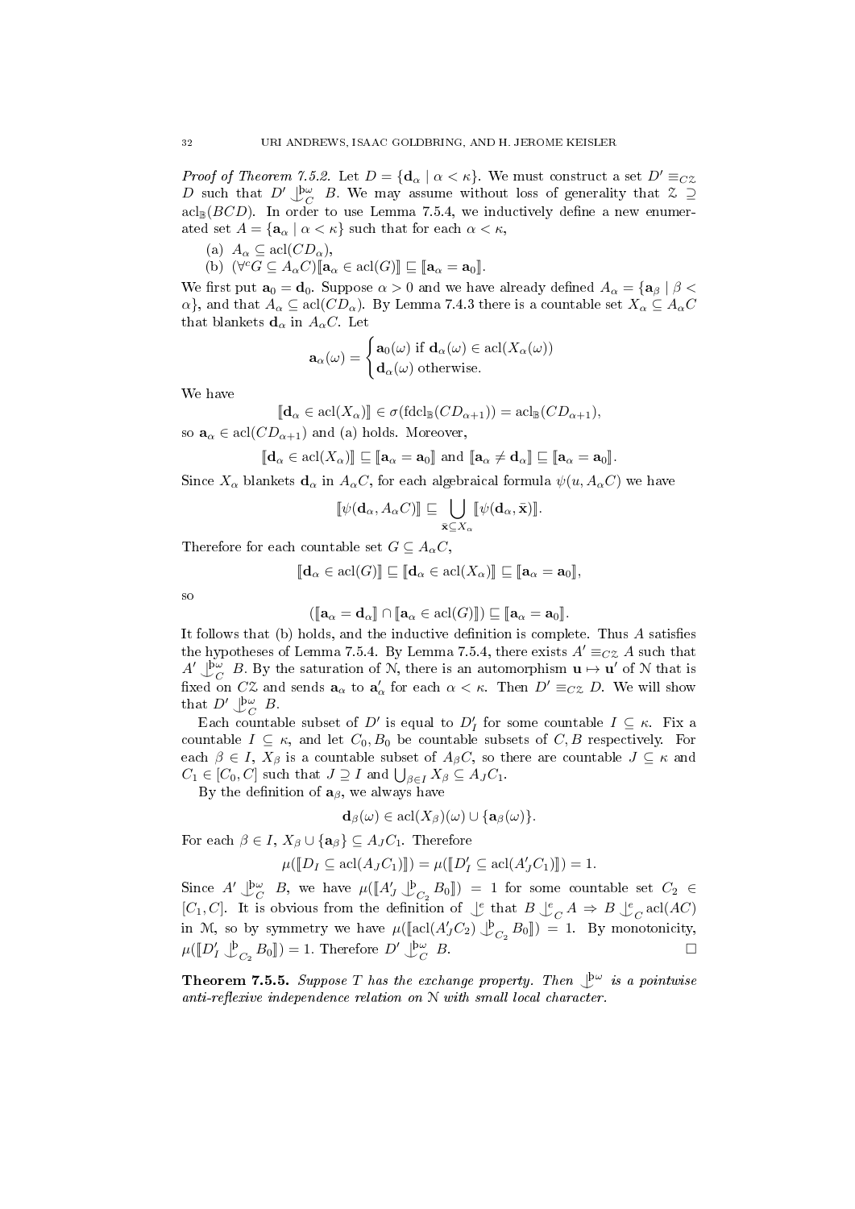*Proof of Theorem 7.5.2.* Let $D = \{\mathbf{d}_\alpha \mid \alpha < \kappa\}$. We must construct a set $D' \equiv_{C\mathcal{Z}} D$ such that $D' \mathop{\smile\!\!\!\!\!\!|}^{\flat\omega}_{C} B$. We may assume without loss of generality that $\mathcal{Z} \supseteq \operatorname{acl}_{\mathbb{B}}(BCD)$. In order to use Lemma 7.5.4, we inductively define a new enumerated set $A = \{\mathbf{a}_\alpha \mid \alpha < \kappa\}$ such that for each $\alpha < \kappa$,

(a) $A_\alpha \subseteq \operatorname{acl}(CD_\alpha)$,
(b) $(\forall^c G \subseteq A_\alpha C)[\![\mathbf{a}_\alpha \in \operatorname{acl}(G)]\!] \sqsubseteq [\![\mathbf{a}_\alpha = \mathbf{a}_0]\!]$.

We first put $\mathbf{a}_0 = \mathbf{d}_0$. Suppose $\alpha > 0$ and we have already defined $A_\alpha = \{\mathbf{a}_\beta \mid \beta < \alpha\}$, and that $A_\alpha \subseteq \operatorname{acl}(CD_\alpha)$. By Lemma 7.4.3 there is a countable set $X_\alpha \subseteq A_\alpha C$ that blankets $\mathbf{d}_\alpha$ in $A_\alpha C$. Let

$$\mathbf{a}_\alpha(\omega) = \begin{cases} \mathbf{a}_0(\omega) \text{ if } \mathbf{d}_\alpha(\omega) \in \operatorname{acl}(X_\alpha(\omega)) \\ \mathbf{d}_\alpha(\omega) \text{ otherwise.} \end{cases}$$

We have

$$[\![\mathbf{d}_\alpha \in \operatorname{acl}(X_\alpha)]\!] \in \sigma(\operatorname{fdcl}_{\mathbb{B}}(CD_{\alpha+1})) = \operatorname{acl}_{\mathbb{B}}(CD_{\alpha+1}),$$

so $\mathbf{a}_\alpha \in \operatorname{acl}(CD_{\alpha+1})$ and (a) holds. Moreover,

$$[\![\mathbf{d}_\alpha \in \operatorname{acl}(X_\alpha)]\!] \sqsubseteq [\![\mathbf{a}_\alpha = \mathbf{a}_0]\!] \text{ and } [\![\mathbf{a}_\alpha \neq \mathbf{d}_\alpha]\!] \sqsubseteq [\![\mathbf{a}_\alpha = \mathbf{a}_0]\!].$$

Since $X_\alpha$ blankets $\mathbf{d}_\alpha$ in $A_\alpha C$, for each algebraical formula $\psi(u, A_\alpha C)$ we have

$$[\![\psi(\mathbf{d}_\alpha, A_\alpha C)]\!] \sqsubseteq \bigcup_{\bar{\mathbf{x}} \subseteq X_\alpha} [\![\psi(\mathbf{d}_\alpha, \bar{\mathbf{x}})]\!].$$

Therefore for each countable set $G \subseteq A_\alpha C$,

$$[\![\mathbf{d}_\alpha \in \operatorname{acl}(G)]\!] \sqsubseteq [\![\mathbf{d}_\alpha \in \operatorname{acl}(X_\alpha)]\!] \sqsubseteq [\![\mathbf{a}_\alpha = \mathbf{a}_0]\!],$$

so

$$([\![\mathbf{a}_\alpha = \mathbf{d}_\alpha]\!] \cap [\![\mathbf{a}_\alpha \in \operatorname{acl}(G)]\!]) \sqsubseteq [\![\mathbf{a}_\alpha = \mathbf{a}_0]\!].$$

It follows that (b) holds, and the inductive definition is complete. Thus $A$ satisfies the hypotheses of Lemma 7.5.4. By Lemma 7.5.4, there exists $A' \equiv_{C\mathcal{Z}} A$ such that $A' \mathop{\smile\!\!\!\!\!\!|}^{\flat\omega}_{C} B$. By the saturation of $\mathcal{N}$, there is an automorphism $\mathbf{u} \mapsto \mathbf{u}'$ of $\mathcal{N}$ that is fixed on $C\mathcal{Z}$ and sends $\mathbf{a}_\alpha$ to $\mathbf{a}'_\alpha$ for each $\alpha < \kappa$. Then $D' \equiv_{C\mathcal{Z}} D$. We will show that $D' \mathop{\smile\!\!\!\!\!\!|}^{\flat\omega}_{C} B$.

Each countable subset of $D'$ is equal to $D'_I$ for some countable $I \subseteq \kappa$. Fix a countable $I \subseteq \kappa$, and let $C_0, B_0$ be countable subsets of $C, B$ respectively. For each $\beta \in I$, $X_\beta$ is a countable subset of $A_\beta C$, so there are countable $J \subseteq \kappa$ and $C_1 \in [C_0, C]$ such that $J \supseteq I$ and $\bigcup_{\beta \in I} X_\beta \subseteq A_J C_1$.

By the definition of $\mathbf{a}_\beta$, we always have

$$\mathbf{d}_\beta(\omega) \in \operatorname{acl}(X_\beta)(\omega) \cup \{\mathbf{a}_\beta(\omega)\}.$$

For each $\beta \in I$, $X_\beta \cup \{\mathbf{a}_\beta\} \subseteq A_J C_1$. Therefore

$$\mu([\![D_I \subseteq \operatorname{acl}(A_J C_1)]\!]) = \mu([\![D'_I \subseteq \operatorname{acl}(A'_J C_1)]\!]) = 1.$$

Since $A' \mathop{\smile\!\!\!\!\!\!|}^{\flat\omega}_{C} B$, we have $\mu([\![A'_J \mathop{\smile\!\!\!\!\!\!|}^{\flat}_{C_2} B_0]\!]) = 1$ for some countable set $C_2 \in [C_1, C]$. It is obvious from the definition of $\mathop{\smile\!\!\!\!\!\!|}^{e}$ that $B \mathop{\smile\!\!\!\!\!\!|}^{e}_{C} A \Rightarrow B \mathop{\smile\!\!\!\!\!\!|}^{e}_{C} \operatorname{acl}(AC)$ in $\mathcal{M}$, so by symmetry we have $\mu([\![\operatorname{acl}(A'_J C_2) \mathop{\smile\!\!\!\!\!\!|}^{\flat}_{C_2} B_0]\!]) = 1$. By monotonicity, $\mu([\![D'_I \mathop{\smile\!\!\!\!\!\!|}^{\flat}_{C_2} B_0]\!]) = 1$. Therefore $D' \mathop{\smile\!\!\!\!\!\!|}^{\flat\omega}_{C} B$. $\square$

**Theorem 7.5.5.** *Suppose $T$ has the exchange property. Then $\mathop{\smile\!\!\!\!\!\!|}^{\flat\omega}$ is a pointwise anti-reflexive independence relation on $\mathcal{N}$ with small local character.*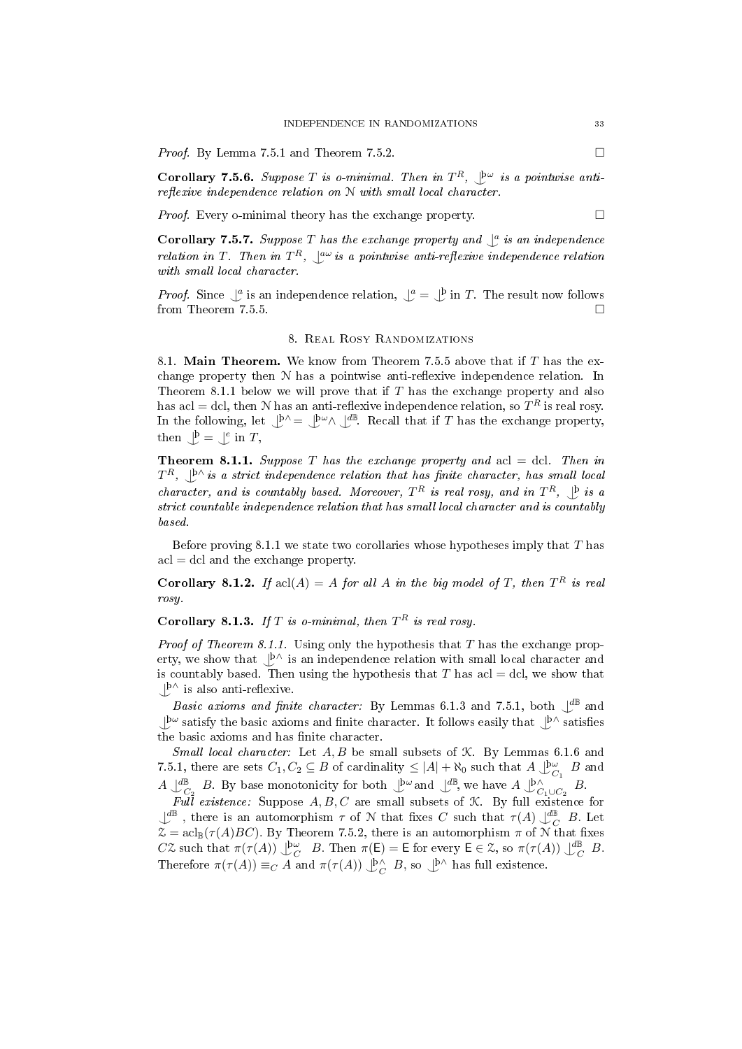*Proof.* By Lemma 7.5.1 and Theorem 7.5.2. □

**Corollary 7.5.6.** *Suppose $T$ is o-minimal. Then in $T^R$, $\mathop{\smile\!\!\!\!\!\!\mid}^{þ\omega}$ is a pointwise anti-reflexive independence relation on $\mathcal{N}$ with small local character.*

*Proof.* Every o-minimal theory has the exchange property. □

**Corollary 7.5.7.** *Suppose $T$ has the exchange property and $\mathop{\smile\!\!\!\!\!\!\mid}^{a}$ is an independence relation in $T$. Then in $T^R$, $\mathop{\smile\!\!\!\!\!\!\mid}^{a\omega}$ is a pointwise anti-reflexive independence relation with small local character.*

*Proof.* Since $\mathop{\smile\!\!\!\!\!\!\mid}^{a}$ is an independence relation, $\mathop{\smile\!\!\!\!\!\!\mid}^{a} = \mathop{\smile\!\!\!\!\!\!\mid}^{þ}$ in $T$. The result now follows from Theorem 7.5.5. □

## 8. Real Rosy Randomizations

8.1. **Main Theorem.** We know from Theorem 7.5.5 above that if $T$ has the exchange property then $\mathcal{N}$ has a pointwise anti-reflexive independence relation. In Theorem 8.1.1 below we will prove that if $T$ has the exchange property and also has acl = dcl, then $\mathcal{N}$ has an anti-reflexive independence relation, so $T^R$ is real rosy. In the following, let $\mathop{\smile\!\!\!\!\!\!\mid}^{þ\wedge} = \mathop{\smile\!\!\!\!\!\!\mid}^{þ\omega} \wedge \mathop{\smile\!\!\!\!\!\!\mid}^{d\mathbb{B}}$. Recall that if $T$ has the exchange property, then $\mathop{\smile\!\!\!\!\!\!\mid}^{þ} = \mathop{\smile\!\!\!\!\!\!\mid}^{e}$ in $T$,

**Theorem 8.1.1.** *Suppose $T$ has the exchange property and acl = dcl. Then in $T^R$, $\mathop{\smile\!\!\!\!\!\!\mid}^{þ\wedge}$ is a strict independence relation that has finite character, has small local character, and is countably based. Moreover, $T^R$ is real rosy, and in $T^R$, $\mathop{\smile\!\!\!\!\!\!\mid}^{þ}$ is a strict countable independence relation that has small local character and is countably based.*

Before proving 8.1.1 we state two corollaries whose hypotheses imply that $T$ has acl = dcl and the exchange property.

**Corollary 8.1.2.** *If $\operatorname{acl}(A) = A$ for all $A$ in the big model of $T$, then $T^R$ is real rosy.*

**Corollary 8.1.3.** *If $T$ is o-minimal, then $T^R$ is real rosy.*

*Proof of Theorem 8.1.1.* Using only the hypothesis that $T$ has the exchange property, we show that $\mathop{\smile\!\!\!\!\!\!\mid}^{þ\wedge}$ is an independence relation with small local character and is countably based. Then using the hypothesis that $T$ has acl = dcl, we show that $\mathop{\smile\!\!\!\!\!\!\mid}^{þ\wedge}$ is also anti-reflexive.

*Basic axioms and finite character:* By Lemmas 6.1.3 and 7.5.1, both $\mathop{\smile\!\!\!\!\!\!\mid}^{d\mathbb{B}}$ and $\mathop{\smile\!\!\!\!\!\!\mid}^{þ\omega}$ satisfy the basic axioms and finite character. It follows easily that $\mathop{\smile\!\!\!\!\!\!\mid}^{þ\wedge}$ satisfies the basic axioms and has finite character.

*Small local character:* Let $A, B$ be small subsets of $\mathcal{K}$. By Lemmas 6.1.6 and 7.5.1, there are sets $C_1, C_2 \subseteq B$ of cardinality $\leq |A| + \aleph_0$ such that $A \mathop{\smile\!\!\!\!\!\!\mid}^{þ\omega}_{C_1} B$ and $A \mathop{\smile\!\!\!\!\!\!\mid}^{d\mathbb{B}}_{C_2} B$. By base monotonicity for both $\mathop{\smile\!\!\!\!\!\!\mid}^{þ\omega}$ and $\mathop{\smile\!\!\!\!\!\!\mid}^{d\mathbb{B}}$, we have $A \mathop{\smile\!\!\!\!\!\!\mid}^{þ\wedge}_{C_1 \cup C_2} B$.

*Full existence:* Suppose $A, B, C$ are small subsets of $\mathcal{K}$. By full existence for $\mathop{\smile\!\!\!\!\!\!\mid}^{d\mathbb{B}}$, there is an automorphism $\tau$ of $\mathcal{N}$ that fixes $C$ such that $\tau(A) \mathop{\smile\!\!\!\!\!\!\mid}^{d\mathbb{B}}_{C} B$. Let $\mathcal{Z} = \operatorname{acl}_{\mathbb{B}}(\tau(A)BC)$. By Theorem 7.5.2, there is an automorphism $\pi$ of $\mathcal{N}$ that fixes $C\mathcal{Z}$ such that $\pi(\tau(A)) \mathop{\smile\!\!\!\!\!\!\mid}^{þ\omega}_{C} B$. Then $\pi(\mathsf{E}) = \mathsf{E}$ for every $\mathsf{E} \in \mathcal{Z}$, so $\pi(\tau(A)) \mathop{\smile\!\!\!\!\!\!\mid}^{d\mathbb{B}}_{C} B$. Therefore $\pi(\tau(A)) \equiv_C A$ and $\pi(\tau(A)) \mathop{\smile\!\!\!\!\!\!\mid}^{þ\wedge}_{C} B$, so $\mathop{\smile\!\!\!\!\!\!\mid}^{þ\wedge}$ has full existence.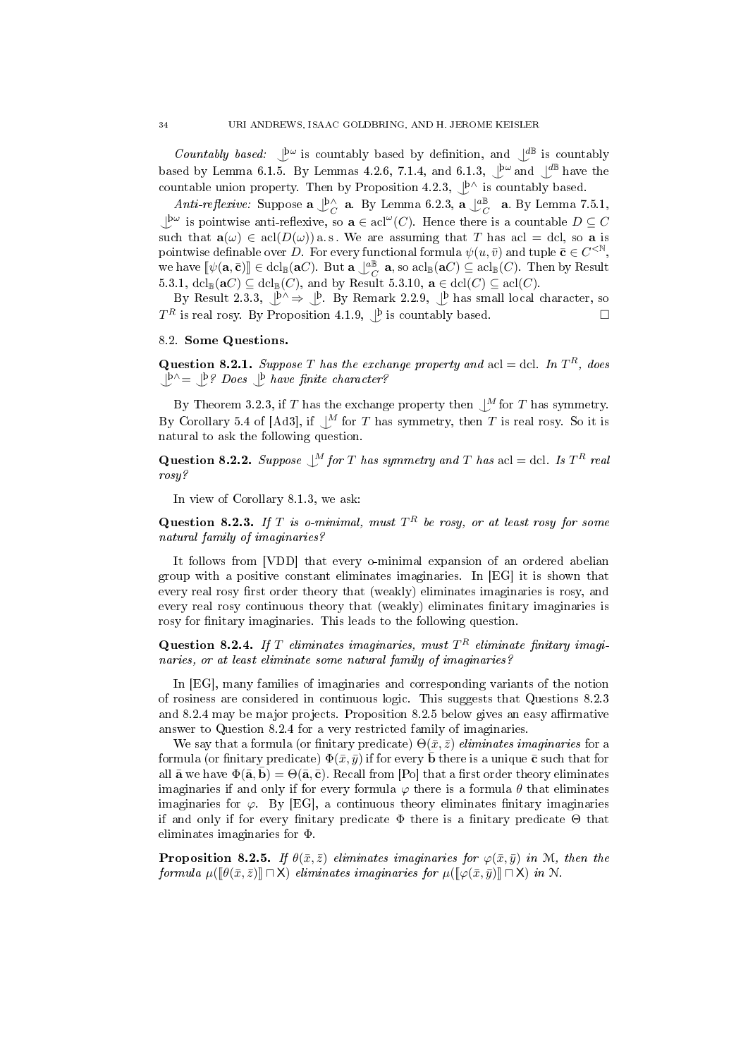*Countably based:* $\mathop{\smile\!\!\!\!\!\!|}^{\flat\omega}$ is countably based by definition, and $\mathop{\smile\!\!\!\!\!\!|}^{d\mathbb{B}}$ is countably based by Lemma 6.1.5. By Lemmas 4.2.6, 7.1.4, and 6.1.3, $\mathop{\smile\!\!\!\!\!\!|}^{\flat\omega}$ and $\mathop{\smile\!\!\!\!\!\!|}^{d\mathbb{B}}$ have the countable union property. Then by Proposition 4.2.3, $\mathop{\smile\!\!\!\!\!\!|}^{\flat\wedge}$ is countably based.

*Anti-reflexive:* Suppose $\mathbf{a} \mathop{\smile\!\!\!\!\!\!|}^{\flat\wedge}_C \mathbf{a}$. By Lemma 6.2.3, $\mathbf{a} \mathop{\smile\!\!\!\!\!\!|}^{a\mathbb{B}}_C \mathbf{a}$. By Lemma 7.5.1, $\mathop{\smile\!\!\!\!\!\!|}^{\flat\omega}$ is pointwise anti-reflexive, so $\mathbf{a} \in \operatorname{acl}^{\omega}(C)$. Hence there is a countable $D \subseteq C$ such that $\mathbf{a}(\omega) \in \operatorname{acl}(D(\omega))$ a. s. We are assuming that $T$ has acl = dcl, so $\mathbf{a}$ is pointwise definable over $D$. For every functional formula $\psi(u, \bar{v})$ and tuple $\bar{\mathbf{c}} \in C^{<\mathbb{N}}$, we have $[\![\psi(\mathbf{a}, \bar{\mathbf{c}})]\!] \in \operatorname{dcl}_{\mathbb{B}}(\mathbf{a}C)$. But $\mathbf{a} \mathop{\smile\!\!\!\!\!\!|}^{a\mathbb{B}}_C \mathbf{a}$, so $\operatorname{acl}_{\mathbb{B}}(\mathbf{a}C) \subseteq \operatorname{acl}_{\mathbb{B}}(C)$. Then by Result 5.3.1, $\operatorname{dcl}_{\mathbb{B}}(\mathbf{a}C) \subseteq \operatorname{dcl}_{\mathbb{B}}(C)$, and by Result 5.3.10, $\mathbf{a} \in \operatorname{dcl}(C) \subseteq \operatorname{acl}(C)$.

By Result 2.3.3, $\mathop{\smile\!\!\!\!\!\!|}^{\flat\wedge} \Rightarrow \mathop{\smile\!\!\!\!\!\!|}^{\flat}$. By Remark 2.2.9, $\mathop{\smile\!\!\!\!\!\!|}^{\flat}$ has small local character, so $T^R$ is real rosy. By Proposition 4.1.9, $\mathop{\smile\!\!\!\!\!\!|}^{\flat}$ is countably based. □

### 8.2. Some Questions.

**Question 8.2.1.** *Suppose $T$ has the exchange property and* acl = dcl*. In $T^R$, does $\mathop{\smile\!\!\!\!\!\!|}^{\flat\wedge} = \mathop{\smile\!\!\!\!\!\!|}^{\flat}$? Does $\mathop{\smile\!\!\!\!\!\!|}^{\flat}$ have finite character?*

By Theorem 3.2.3, if $T$ has the exchange property then $\mathop{\smile\!\!\!\!\!\!|}^{M}$ for $T$ has symmetry. By Corollary 5.4 of [Ad3], if $\mathop{\smile\!\!\!\!\!\!|}^{M}$ for $T$ has symmetry, then $T$ is real rosy. So it is natural to ask the following question.

**Question 8.2.2.** *Suppose $\mathop{\smile\!\!\!\!\!\!|}^{M}$ for $T$ has symmetry and $T$ has* acl = dcl*. Is $T^R$ real rosy?*

In view of Corollary 8.1.3, we ask:

**Question 8.2.3.** *If $T$ is o-minimal, must $T^R$ be rosy, or at least rosy for some natural family of imaginaries?*

It follows from [VDD] that every o-minimal expansion of an ordered abelian group with a positive constant eliminates imaginaries. In [EG] it is shown that every real rosy first order theory that (weakly) eliminates imaginaries is rosy, and every real rosy continuous theory that (weakly) eliminates finitary imaginaries is rosy for finitary imaginaries. This leads to the following question.

**Question 8.2.4.** *If $T$ eliminates imaginaries, must $T^R$ eliminate finitary imaginaries, or at least eliminate some natural family of imaginaries?*

In [EG], many families of imaginaries and corresponding variants of the notion of rosiness are considered in continuous logic. This suggests that Questions 8.2.3 and 8.2.4 may be major projects. Proposition 8.2.5 below gives an easy affirmative answer to Question 8.2.4 for a very restricted family of imaginaries.

We say that a formula (or finitary predicate) $\Theta(\bar{x}, \bar{z})$ *eliminates imaginaries* for a formula (or finitary predicate) $\Phi(\bar{x}, \bar{y})$ if for every $\bar{\mathbf{b}}$ there is a unique $\bar{\mathbf{c}}$ such that for all $\bar{\mathbf{a}}$ we have $\Phi(\bar{\mathbf{a}}, \bar{\mathbf{b}}) = \Theta(\bar{\mathbf{a}}, \bar{\mathbf{c}})$. Recall from [Po] that a first order theory eliminates imaginaries if and only if for every formula $\varphi$ there is a formula $\theta$ that eliminates imaginaries for $\varphi$. By [EG], a continuous theory eliminates finitary imaginaries if and only if for every finitary predicate $\Phi$ there is a finitary predicate $\Theta$ that eliminates imaginaries for $\Phi$.

**Proposition 8.2.5.** *If $\theta(\bar{x}, \bar{z})$ eliminates imaginaries for $\varphi(\bar{x}, \bar{y})$ in $\mathcal{M}$, then the formula $\mu([\![\theta(\bar{x}, \bar{z})]\!] \sqcap \mathsf{X})$ eliminates imaginaries for $\mu([\![\varphi(\bar{x}, \bar{y})]\!] \sqcap \mathsf{X})$ in $\mathcal{N}$.*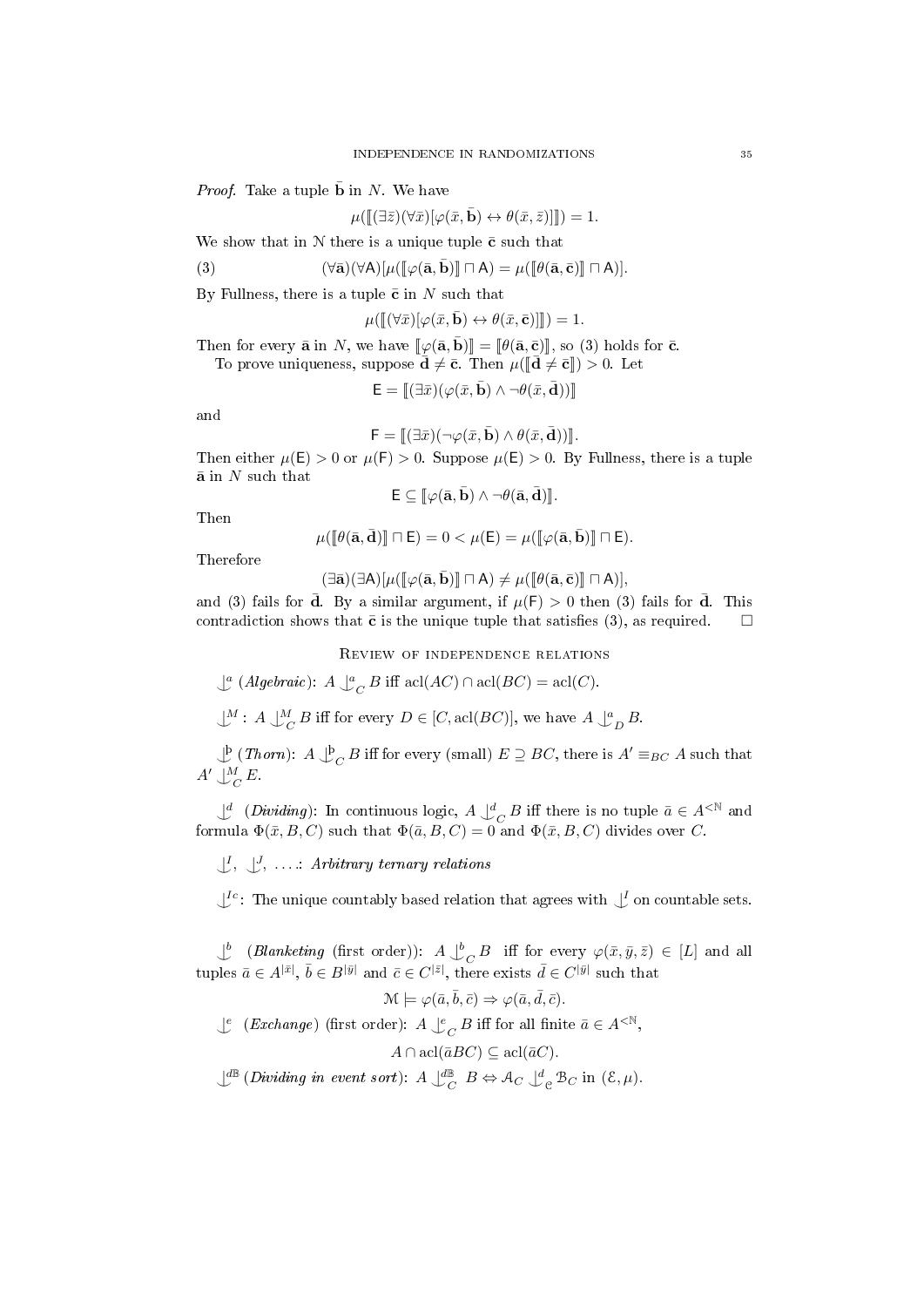*Proof.* Take a tuple $\bar{\mathbf{b}}$ in $N$. We have

$$\mu([\![(\exists\bar{z})(\forall\bar{x})[\varphi(\bar{x},\bar{\mathbf{b}})\leftrightarrow\theta(\bar{x},\bar{z})]]\!]) = 1.$$

We show that in $\mathcal{N}$ there is a unique tuple $\bar{\mathbf{c}}$ such that

$$(\forall\bar{\mathbf{a}})(\forall\mathsf{A})[\mu([\![\varphi(\bar{\mathbf{a}},\bar{\mathbf{b}})]\!]\sqcap\mathsf{A}) = \mu([\![\theta(\bar{\mathbf{a}},\bar{\mathbf{c}})]\!]\sqcap\mathsf{A})]. \tag{3}$$

By Fullness, there is a tuple $\bar{\mathbf{c}}$ in $N$ such that

$$\mu([\![(\forall\bar{x})[\varphi(\bar{x},\bar{\mathbf{b}})\leftrightarrow\theta(\bar{x},\bar{\mathbf{c}})]]\!]) = 1.$$

Then for every $\bar{\mathbf{a}}$ in $N$, we have $[\![\varphi(\bar{\mathbf{a}},\bar{\mathbf{b}})]\!] = [\![\theta(\bar{\mathbf{a}},\bar{\mathbf{c}})]\!]$, so (3) holds for $\bar{\mathbf{c}}$.

To prove uniqueness, suppose $\bar{\mathbf{d}} \neq \bar{\mathbf{c}}$. Then $\mu([\![\bar{\mathbf{d}} \neq \bar{\mathbf{c}}]\!]) > 0$. Let

$$\mathsf{E} = [\![(\exists\bar{x})(\varphi(\bar{x},\bar{\mathbf{b}})\wedge\neg\theta(\bar{x},\bar{\mathbf{d}}))]\!]$$

and

$$\mathsf{F} = [\![(\exists\bar{x})(\neg\varphi(\bar{x},\bar{\mathbf{b}})\wedge\theta(\bar{x},\bar{\mathbf{d}}))]\!].$$

Then either $\mu(\mathsf{E}) > 0$ or $\mu(\mathsf{F}) > 0$. Suppose $\mu(\mathsf{E}) > 0$. By Fullness, there is a tuple $\bar{\mathbf{a}}$ in $N$ such that

$$\mathsf{E} \subseteq [\![\varphi(\bar{\mathbf{a}},\bar{\mathbf{b}})\wedge\neg\theta(\bar{\mathbf{a}},\bar{\mathbf{d}})]\!].$$

Then

$$\mu([\![\theta(\bar{\mathbf{a}},\bar{\mathbf{d}})]\!]\sqcap\mathsf{E}) = 0 < \mu(\mathsf{E}) = \mu([\![\varphi(\bar{\mathbf{a}},\bar{\mathbf{b}})]\!]\sqcap\mathsf{E}).$$

Therefore

$$(\exists\bar{\mathbf{a}})(\exists\mathsf{A})[\mu([\![\varphi(\bar{\mathbf{a}},\bar{\mathbf{b}})]\!]\sqcap\mathsf{A}) \neq \mu([\![\theta(\bar{\mathbf{a}},\bar{\mathbf{c}})]\!]\sqcap\mathsf{A})],$$

and (3) fails for $\bar{\mathbf{d}}$. By a similar argument, if $\mu(\mathsf{F}) > 0$ then (3) fails for $\bar{\mathbf{d}}$. This contradiction shows that $\bar{\mathbf{c}}$ is the unique tuple that satisfies (3), as required. $\square$

## Review of independence relations

$\mathop{\smile\!\!\!\!\!\!|}^{a}$ (*Algebraic*): $A \mathop{\smile\!\!\!\!\!\!|}^{a}_{C} B$ iff $\operatorname{acl}(AC)\cap\operatorname{acl}(BC) = \operatorname{acl}(C)$.

$\mathop{\smile\!\!\!\!\!\!|}^{M}$: $A \mathop{\smile\!\!\!\!\!\!|}^{M}_{C} B$ iff for every $D \in [C, \operatorname{acl}(BC)]$, we have $A \mathop{\smile\!\!\!\!\!\!|}^{a}_{D} B$.

$\mathop{\smile\!\!\!\!\!\!|}^{þ}$ (*Thorn*): $A \mathop{\smile\!\!\!\!\!\!|}^{þ}_{C} B$ iff for every (small) $E \supseteq BC$, there is $A' \equiv_{BC} A$ such that $A' \mathop{\smile\!\!\!\!\!\!|}^{M}_{C} E$.

$\mathop{\smile\!\!\!\!\!\!|}^{d}$ (*Dividing*): In continuous logic, $A \mathop{\smile\!\!\!\!\!\!|}^{d}_{C} B$ iff there is no tuple $\bar{a} \in A^{<\mathbb{N}}$ and formula $\Phi(\bar{x}, B, C)$ such that $\Phi(\bar{a}, B, C) = 0$ and $\Phi(\bar{x}, B, C)$ divides over $C$.

$\mathop{\smile\!\!\!\!\!\!|}^{I}$, $\mathop{\smile\!\!\!\!\!\!|}^{J}$, $\ldots$: *Arbitrary ternary relations*

$\mathop{\smile\!\!\!\!\!\!|}^{Ic}$: The unique countably based relation that agrees with $\mathop{\smile\!\!\!\!\!\!|}^{I}$ on countable sets.

$\mathop{\smile\!\!\!\!\!\!|}^{b}$ (*Blanketing* (first order)): $A \mathop{\smile\!\!\!\!\!\!|}^{b}_{C} B$ iff for every $\varphi(\bar{x},\bar{y},\bar{z}) \in [L]$ and all tuples $\bar{a} \in A^{|\bar{x}|}$, $\bar{b} \in B^{|\bar{y}|}$ and $\bar{c} \in C^{|\bar{z}|}$, there exists $\bar{d} \in C^{|\bar{y}|}$ such that

$$\mathcal{M} \models \varphi(\bar{a},\bar{b},\bar{c}) \Rightarrow \varphi(\bar{a},\bar{d},\bar{c}).$$

$\mathop{\smile\!\!\!\!\!\!|}^{e}$ (*Exchange*) (first order): $A \mathop{\smile\!\!\!\!\!\!|}^{e}_{C} B$ iff for all finite $\bar{a} \in A^{<\mathbb{N}}$,

$$A \cap \operatorname{acl}(\bar{a}BC) \subseteq \operatorname{acl}(\bar{a}C).$$

$\mathop{\smile\!\!\!\!\!\!|}^{d\mathbb{B}}$ (*Dividing in event sort*): $A \mathop{\smile\!\!\!\!\!\!|}^{d\mathbb{B}}_{C} B \Leftrightarrow \mathcal{A}_C \mathop{\smile\!\!\!\!\!\!|}^{d}_{\mathcal{C}} \mathcal{B}_C$ in $(\mathcal{E}, \mu)$.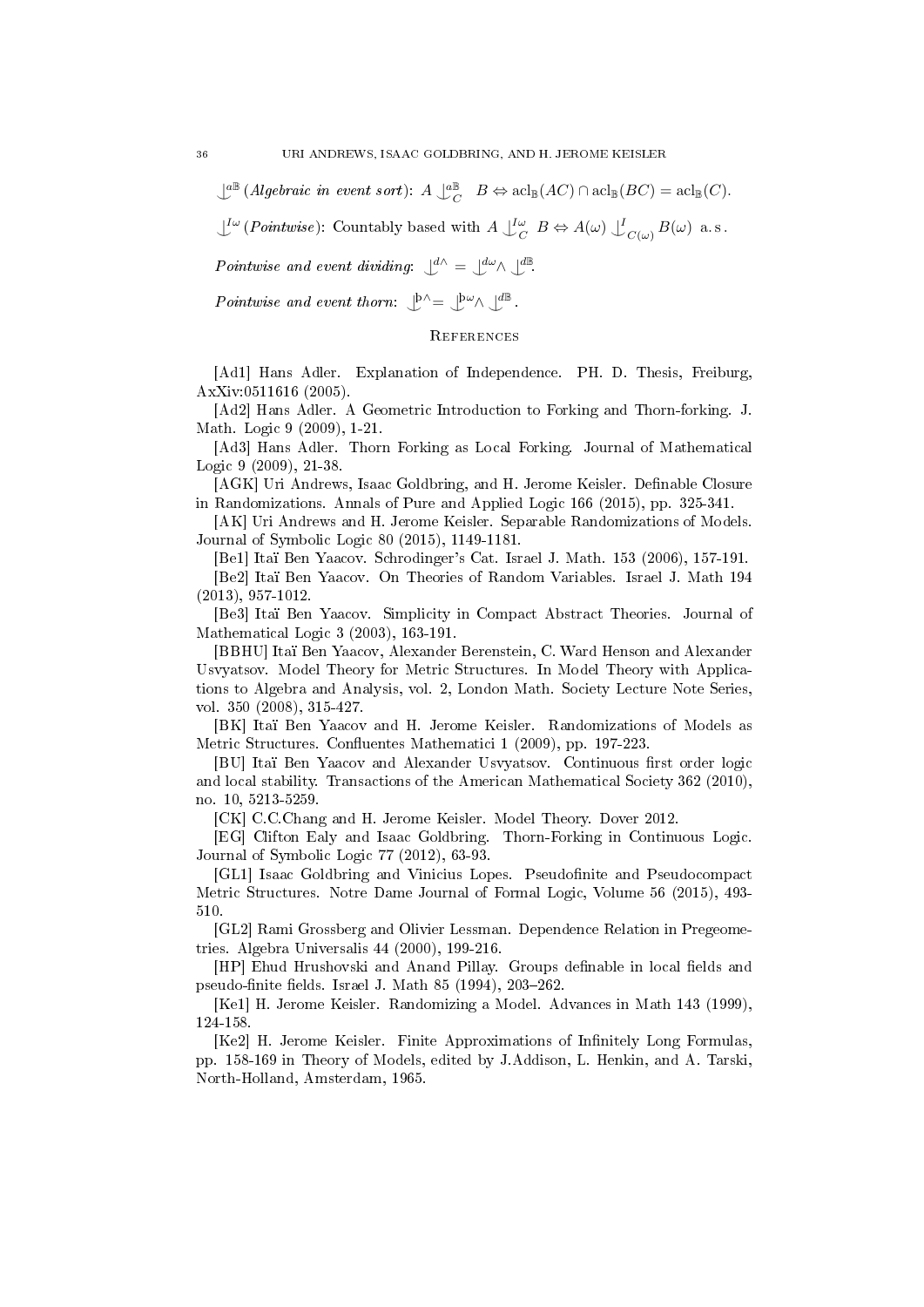$\mathop{\smile\!\!\!\!\!\mid}\nolimits^{a\mathbb{B}}$ (*Algebraic in event sort*): $A \mathop{\smile\!\!\!\!\!\mid}\nolimits^{a\mathbb{B}}_C B \Leftrightarrow \operatorname{acl}_{\mathbb{B}}(AC) \cap \operatorname{acl}_{\mathbb{B}}(BC) = \operatorname{acl}_{\mathbb{B}}(C)$.

$\mathop{\smile\!\!\!\!\!\mid}\nolimits^{I\omega}$ (*Pointwise*): Countably based with $A \mathop{\smile\!\!\!\!\!\mid}\nolimits^{I\omega}_C B \Leftrightarrow A(\omega) \mathop{\smile\!\!\!\!\!\mid}\nolimits^{I}_{C(\omega)} B(\omega)$ a.s.

*Pointwise and event dividing*: $\mathop{\smile\!\!\!\!\!\mid}\nolimits^{d\wedge} = \mathop{\smile\!\!\!\!\!\mid}\nolimits^{d\omega} \wedge \mathop{\smile\!\!\!\!\!\mid}\nolimits^{d\mathbb{B}}$.

*Pointwise and event thorn*: $\mathop{\smile\!\!\!\!\!\mid}\nolimits^{þ\wedge} = \mathop{\smile\!\!\!\!\!\mid}\nolimits^{þ\omega} \wedge \mathop{\smile\!\!\!\!\!\mid}\nolimits^{d\mathbb{B}}$.

## References

[Ad1] Hans Adler. Explanation of Independence. PH. D. Thesis, Freiburg, AxXiv:0511616 (2005).

[Ad2] Hans Adler. A Geometric Introduction to Forking and Thorn-forking. J. Math. Logic 9 (2009), 1-21.

[Ad3] Hans Adler. Thorn Forking as Local Forking. Journal of Mathematical Logic 9 (2009), 21-38.

[AGK] Uri Andrews, Isaac Goldbring, and H. Jerome Keisler. Definable Closure in Randomizations. Annals of Pure and Applied Logic 166 (2015), pp. 325-341.

[AK] Uri Andrews and H. Jerome Keisler. Separable Randomizations of Models. Journal of Symbolic Logic 80 (2015), 1149-1181.

[Be1] Itaï Ben Yaacov. Schrodinger's Cat. Israel J. Math. 153 (2006), 157-191.

[Be2] Itaï Ben Yaacov. On Theories of Random Variables. Israel J. Math 194 (2013), 957-1012.

[Be3] Itaï Ben Yaacov. Simplicity in Compact Abstract Theories. Journal of Mathematical Logic 3 (2003), 163-191.

[BBHU] Itaï Ben Yaacov, Alexander Berenstein, C. Ward Henson and Alexander Usvyatsov. Model Theory for Metric Structures. In Model Theory with Applications to Algebra and Analysis, vol. 2, London Math. Society Lecture Note Series, vol. 350 (2008), 315-427.

[BK] Itaï Ben Yaacov and H. Jerome Keisler. Randomizations of Models as Metric Structures. Confluentes Mathematici 1 (2009), pp. 197-223.

[BU] Itaï Ben Yaacov and Alexander Usvyatsov. Continuous first order logic and local stability. Transactions of the American Mathematical Society 362 (2010), no. 10, 5213-5259.

[CK] C.C.Chang and H. Jerome Keisler. Model Theory. Dover 2012.

[EG] Clifton Ealy and Isaac Goldbring. Thorn-Forking in Continuous Logic. Journal of Symbolic Logic 77 (2012), 63-93.

[GL1] Isaac Goldbring and Vinicius Lopes. Pseudofinite and Pseudocompact Metric Structures. Notre Dame Journal of Formal Logic, Volume 56 (2015), 493-510.

[GL2] Rami Grossberg and Olivier Lessman. Dependence Relation in Pregeometries. Algebra Universalis 44 (2000), 199-216.

[HP] Ehud Hrushovski and Anand Pillay. Groups definable in local fields and pseudo-finite fields. Israel J. Math 85 (1994), 203–262.

[Ke1] H. Jerome Keisler. Randomizing a Model. Advances in Math 143 (1999), 124-158.

[Ke2] H. Jerome Keisler. Finite Approximations of Infinitely Long Formulas, pp. 158-169 in Theory of Models, edited by J.Addison, L. Henkin, and A. Tarski, North-Holland, Amsterdam, 1965.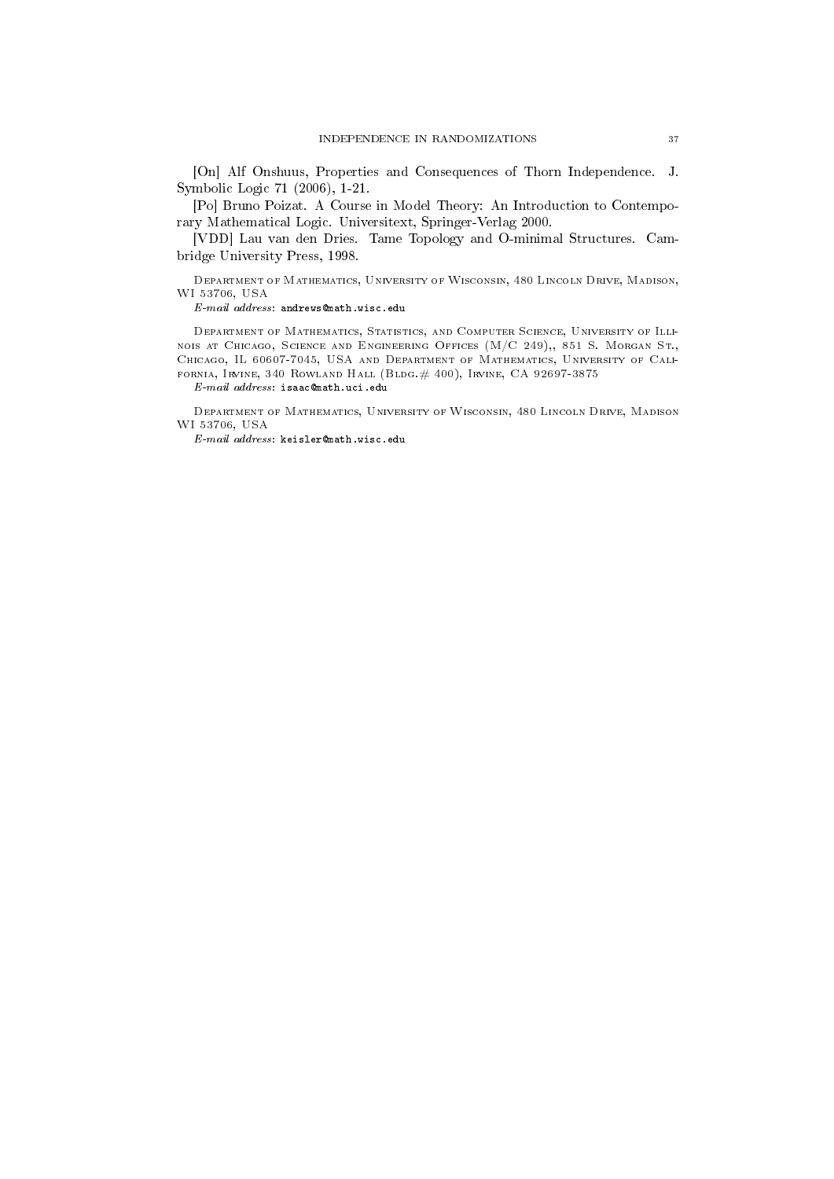[On] Alf Onshuus, Properties and Consequences of Thorn Independence. J. Symbolic Logic 71 (2006), 1-21.

[Po] Bruno Poizat. A Course in Model Theory: An Introduction to Contemporary Mathematical Logic. Universitext, Springer-Verlag 2000.

[VDD] Lau van den Dries. Tame Topology and O-minimal Structures. Cambridge University Press, 1998.

Department of Mathematics, University of Wisconsin, 480 Lincoln Drive, Madison, WI 53706, USA

*E-mail address*: andrews@math.wisc.edu

Department of Mathematics, Statistics, and Computer Science, University of Illinois at Chicago, Science and Engineering Offices (M/C 249),, 851 S. Morgan St., Chicago, IL 60607-7045, USA and Department of Mathematics, University of California, Irvine, 340 Rowland Hall (Bldg.# 400), Irvine, CA 92697-3875

*E-mail address*: isaac@math.uci.edu

Department of Mathematics, University of Wisconsin, 480 Lincoln Drive, Madison WI 53706, USA

*E-mail address*: keisler@math.wisc.edu